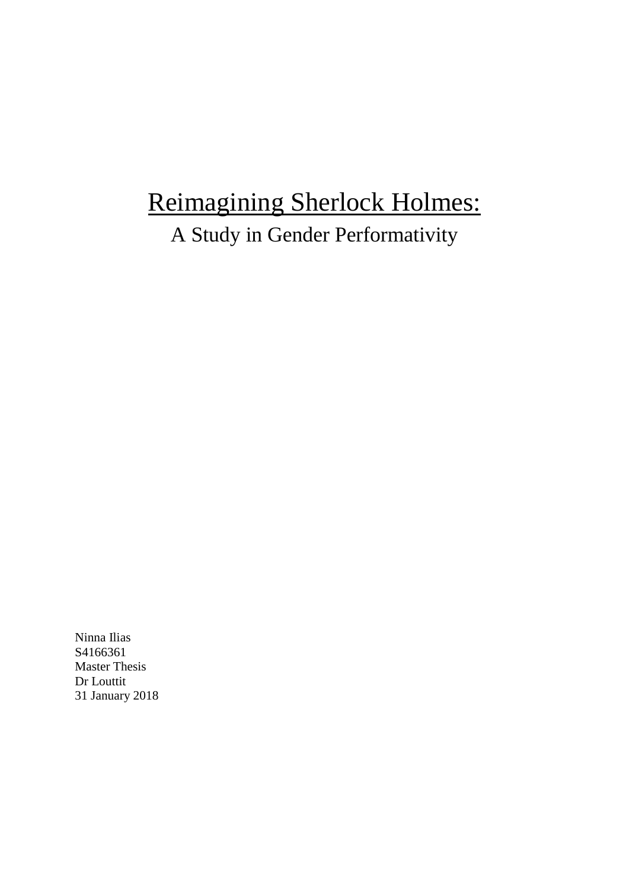# Reimagining Sherlock Holmes:

A Study in Gender Performativity

Ninna Ilias
S4166361
Master Thesis
Dr Louttit
31 January 2018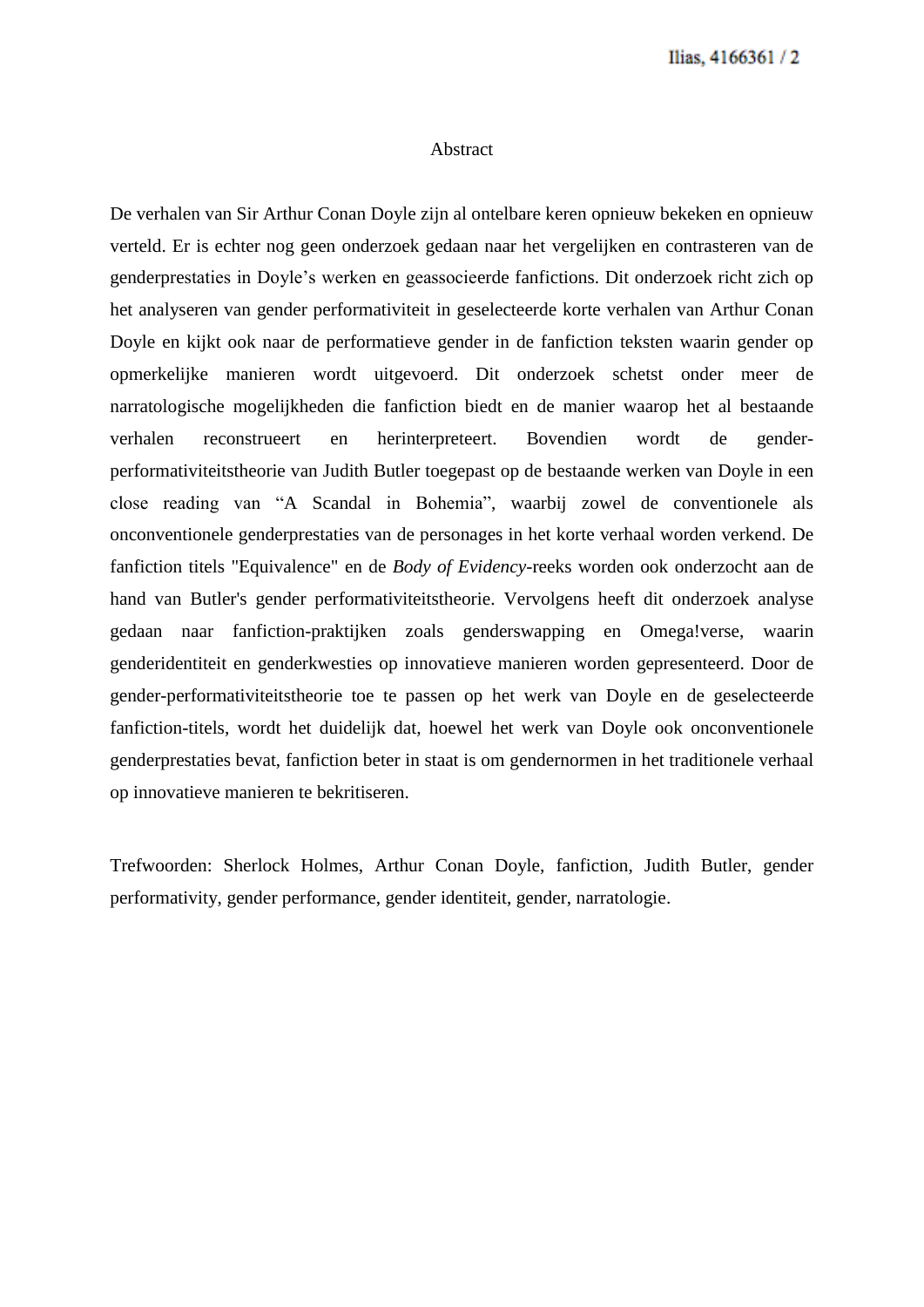# Abstract

De verhalen van Sir Arthur Conan Doyle zijn al ontelbare keren opnieuw bekeken en opnieuw verteld. Er is echter nog geen onderzoek gedaan naar het vergelijken en contrasteren van de genderprestaties in Doyle's werken en geassocieerde fanfictions. Dit onderzoek richt zich op het analyseren van gender performativiteit in geselecteerde korte verhalen van Arthur Conan Doyle en kijkt ook naar de performatieve gender in de fanfiction teksten waarin gender op opmerkelijke manieren wordt uitgevoerd. Dit onderzoek schetst onder meer de narratologische mogelijkheden die fanfiction biedt en de manier waarop het al bestaande verhalen reconstrueert en herinterpreteert. Bovendien wordt de gender-performativiteitstheorie van Judith Butler toegepast op de bestaande werken van Doyle in een close reading van "A Scandal in Bohemia", waarbij zowel de conventionele als onconventionele genderprestaties van de personages in het korte verhaal worden verkend. De fanfiction titels "Equivalence" en de *Body of Evidency*-reeks worden ook onderzocht aan de hand van Butler's gender performativiteitstheorie. Vervolgens heeft dit onderzoek analyse gedaan naar fanfiction-praktijken zoals genderswapping en Omega!verse, waarin genderidentiteit en genderkwesties op innovatieve manieren worden gepresenteerd. Door de gender-performativiteitstheorie toe te passen op het werk van Doyle en de geselecteerde fanfiction-titels, wordt het duidelijk dat, hoewel het werk van Doyle ook onconventionele genderprestaties bevat, fanfiction beter in staat is om gendernormen in het traditionele verhaal op innovatieve manieren te bekritiseren.

Trefwoorden: Sherlock Holmes, Arthur Conan Doyle, fanfiction, Judith Butler, gender performativity, gender performance, gender identiteit, gender, narratologie.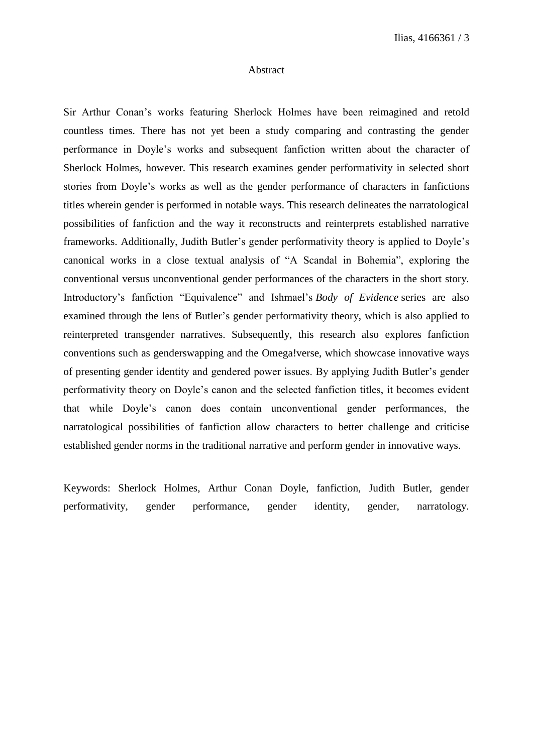# Abstract

Sir Arthur Conan's works featuring Sherlock Holmes have been reimagined and retold countless times. There has not yet been a study comparing and contrasting the gender performance in Doyle's works and subsequent fanfiction written about the character of Sherlock Holmes, however. This research examines gender performativity in selected short stories from Doyle's works as well as the gender performance of characters in fanfictions titles wherein gender is performed in notable ways. This research delineates the narratological possibilities of fanfiction and the way it reconstructs and reinterprets established narrative frameworks. Additionally, Judith Butler's gender performativity theory is applied to Doyle's canonical works in a close textual analysis of "A Scandal in Bohemia", exploring the conventional versus unconventional gender performances of the characters in the short story. Introductory's fanfiction "Equivalence" and Ishmael's *Body of Evidence* series are also examined through the lens of Butler's gender performativity theory, which is also applied to reinterpreted transgender narratives. Subsequently, this research also explores fanfiction conventions such as genderswapping and the Omega!verse, which showcase innovative ways of presenting gender identity and gendered power issues. By applying Judith Butler's gender performativity theory on Doyle's canon and the selected fanfiction titles, it becomes evident that while Doyle's canon does contain unconventional gender performances, the narratological possibilities of fanfiction allow characters to better challenge and criticise established gender norms in the traditional narrative and perform gender in innovative ways.

Keywords: Sherlock Holmes, Arthur Conan Doyle, fanfiction, Judith Butler, gender performativity, gender performance, gender identity, gender, narratology.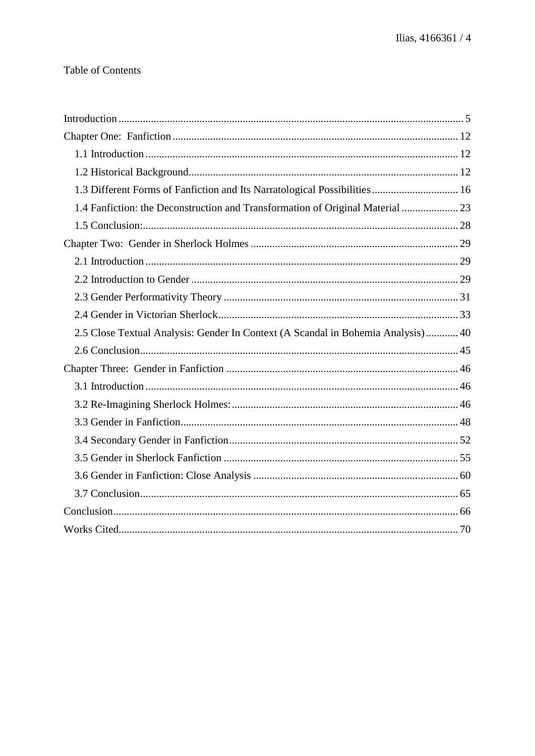# Table of Contents

Introduction .......... 5

Chapter One: Fanfiction .......... 12

- 1.1 Introduction .......... 12
- 1.2 Historical Background .......... 12
- 1.3 Different Forms of Fanfiction and Its Narratological Possibilities .......... 16
- 1.4 Fanfiction: the Deconstruction and Transformation of Original Material .......... 23
- 1.5 Conclusion: .......... 28

Chapter Two: Gender in Sherlock Holmes .......... 29

- 2.1 Introduction .......... 29
- 2.2 Introduction to Gender .......... 29
- 2.3 Gender Performativity Theory .......... 31
- 2.4 Gender in Victorian Sherlock .......... 33
- 2.5 Close Textual Analysis: Gender In Context (A Scandal in Bohemia Analysis) .......... 40
- 2.6 Conclusion .......... 45

Chapter Three: Gender in Fanfiction .......... 46

- 3.1 Introduction .......... 46
- 3.2 Re-Imagining Sherlock Holmes: .......... 46
- 3.3 Gender in Fanfiction .......... 48
- 3.4 Secondary Gender in Fanfiction .......... 52
- 3.5 Gender in Sherlock Fanfiction .......... 55
- 3.6 Gender in Fanfiction: Close Analysis .......... 60
- 3.7 Conclusion .......... 65

Conclusion .......... 66

Works Cited .......... 70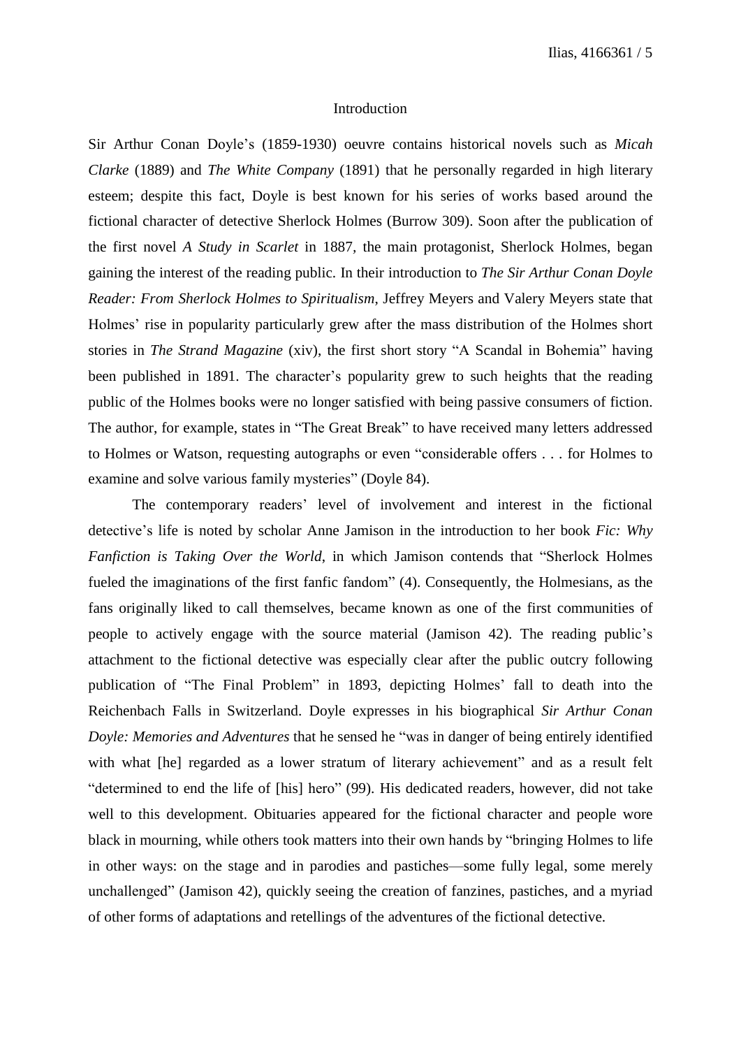## Introduction

Sir Arthur Conan Doyle's (1859-1930) oeuvre contains historical novels such as *Micah Clarke* (1889) and *The White Company* (1891) that he personally regarded in high literary esteem; despite this fact, Doyle is best known for his series of works based around the fictional character of detective Sherlock Holmes (Burrow 309). Soon after the publication of the first novel *A Study in Scarlet* in 1887, the main protagonist, Sherlock Holmes, began gaining the interest of the reading public. In their introduction to *The Sir Arthur Conan Doyle Reader: From Sherlock Holmes to Spiritualism*, Jeffrey Meyers and Valery Meyers state that Holmes' rise in popularity particularly grew after the mass distribution of the Holmes short stories in *The Strand Magazine* (xiv), the first short story "A Scandal in Bohemia" having been published in 1891. The character's popularity grew to such heights that the reading public of the Holmes books were no longer satisfied with being passive consumers of fiction. The author, for example, states in "The Great Break" to have received many letters addressed to Holmes or Watson, requesting autographs or even "considerable offers . . . for Holmes to examine and solve various family mysteries" (Doyle 84).

The contemporary readers' level of involvement and interest in the fictional detective's life is noted by scholar Anne Jamison in the introduction to her book *Fic: Why Fanfiction is Taking Over the World*, in which Jamison contends that "Sherlock Holmes fueled the imaginations of the first fanfic fandom" (4). Consequently, the Holmesians, as the fans originally liked to call themselves, became known as one of the first communities of people to actively engage with the source material (Jamison 42). The reading public's attachment to the fictional detective was especially clear after the public outcry following publication of "The Final Problem" in 1893, depicting Holmes' fall to death into the Reichenbach Falls in Switzerland. Doyle expresses in his biographical *Sir Arthur Conan Doyle: Memories and Adventures* that he sensed he "was in danger of being entirely identified with what [he] regarded as a lower stratum of literary achievement" and as a result felt "determined to end the life of [his] hero" (99). His dedicated readers, however, did not take well to this development. Obituaries appeared for the fictional character and people wore black in mourning, while others took matters into their own hands by "bringing Holmes to life in other ways: on the stage and in parodies and pastiches—some fully legal, some merely unchallenged" (Jamison 42), quickly seeing the creation of fanzines, pastiches, and a myriad of other forms of adaptations and retellings of the adventures of the fictional detective.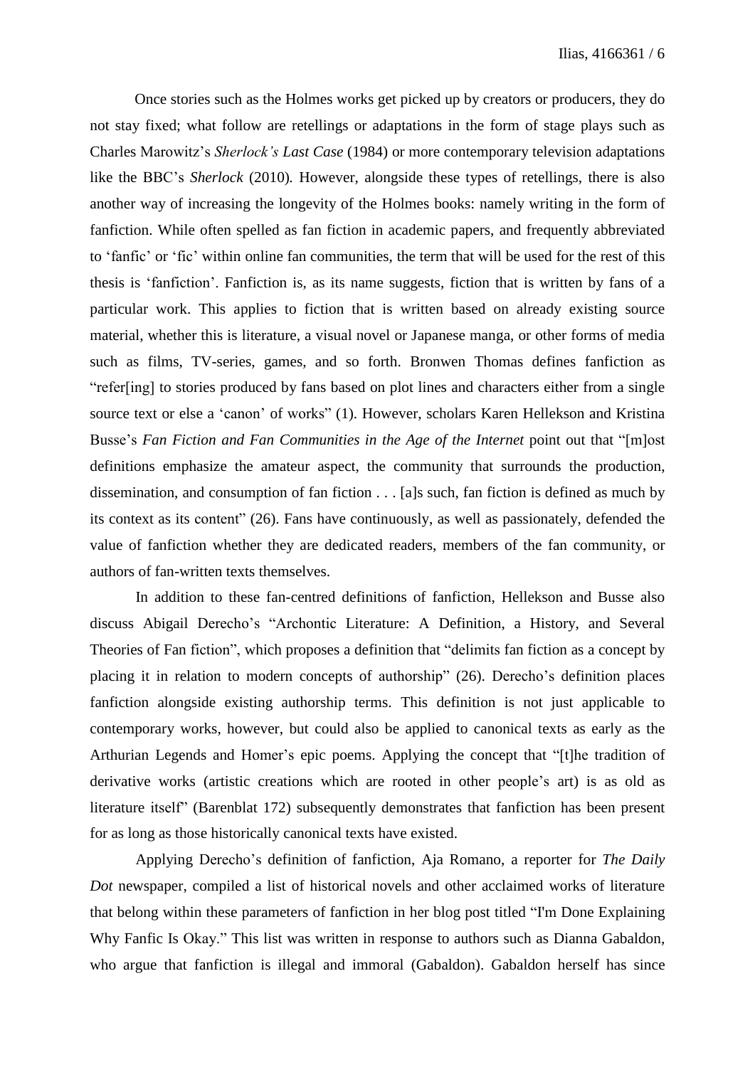Once stories such as the Holmes works get picked up by creators or producers, they do not stay fixed; what follow are retellings or adaptations in the form of stage plays such as Charles Marowitz's *Sherlock's Last Case* (1984) or more contemporary television adaptations like the BBC's *Sherlock* (2010). However, alongside these types of retellings, there is also another way of increasing the longevity of the Holmes books: namely writing in the form of fanfiction. While often spelled as fan fiction in academic papers, and frequently abbreviated to 'fanfic' or 'fic' within online fan communities, the term that will be used for the rest of this thesis is 'fanfiction'. Fanfiction is, as its name suggests, fiction that is written by fans of a particular work. This applies to fiction that is written based on already existing source material, whether this is literature, a visual novel or Japanese manga, or other forms of media such as films, TV-series, games, and so forth. Bronwen Thomas defines fanfiction as "refer[ing] to stories produced by fans based on plot lines and characters either from a single source text or else a 'canon' of works" (1). However, scholars Karen Hellekson and Kristina Busse's *Fan Fiction and Fan Communities in the Age of the Internet* point out that "[m]ost definitions emphasize the amateur aspect, the community that surrounds the production, dissemination, and consumption of fan fiction . . . [a]s such, fan fiction is defined as much by its context as its content" (26). Fans have continuously, as well as passionately, defended the value of fanfiction whether they are dedicated readers, members of the fan community, or authors of fan-written texts themselves.

In addition to these fan-centred definitions of fanfiction, Hellekson and Busse also discuss Abigail Derecho's "Archontic Literature: A Definition, a History, and Several Theories of Fan fiction", which proposes a definition that "delimits fan fiction as a concept by placing it in relation to modern concepts of authorship" (26). Derecho's definition places fanfiction alongside existing authorship terms. This definition is not just applicable to contemporary works, however, but could also be applied to canonical texts as early as the Arthurian Legends and Homer's epic poems. Applying the concept that "[t]he tradition of derivative works (artistic creations which are rooted in other people's art) is as old as literature itself" (Barenblat 172) subsequently demonstrates that fanfiction has been present for as long as those historically canonical texts have existed.

Applying Derecho's definition of fanfiction, Aja Romano, a reporter for *The Daily Dot* newspaper, compiled a list of historical novels and other acclaimed works of literature that belong within these parameters of fanfiction in her blog post titled "I'm Done Explaining Why Fanfic Is Okay." This list was written in response to authors such as Dianna Gabaldon, who argue that fanfiction is illegal and immoral (Gabaldon). Gabaldon herself has since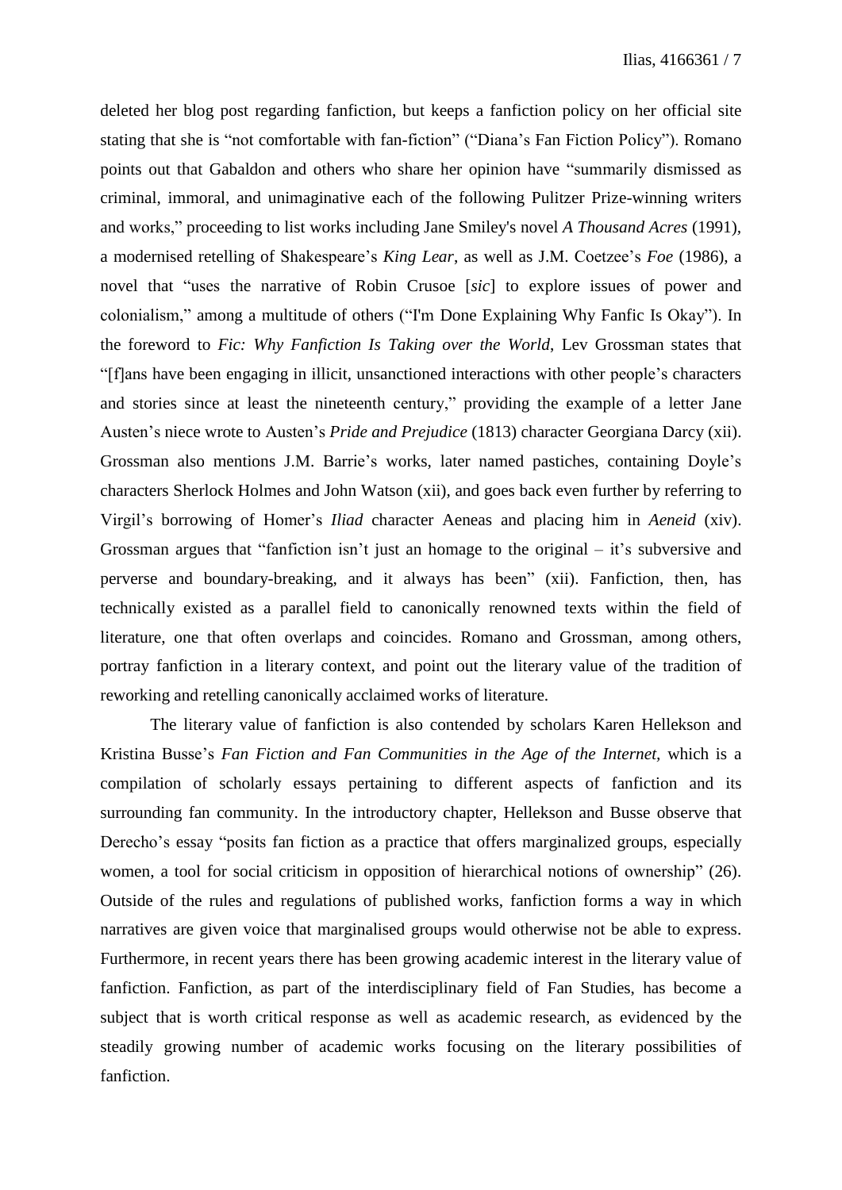deleted her blog post regarding fanfiction, but keeps a fanfiction policy on her official site stating that she is "not comfortable with fan-fiction" ("Diana's Fan Fiction Policy"). Romano points out that Gabaldon and others who share her opinion have "summarily dismissed as criminal, immoral, and unimaginative each of the following Pulitzer Prize-winning writers and works," proceeding to list works including Jane Smiley's novel *A Thousand Acres* (1991), a modernised retelling of Shakespeare's *King Lear*, as well as J.M. Coetzee's *Foe* (1986), a novel that "uses the narrative of Robin Crusoe [*sic*] to explore issues of power and colonialism," among a multitude of others ("I'm Done Explaining Why Fanfic Is Okay"). In the foreword to *Fic: Why Fanfiction Is Taking over the World*, Lev Grossman states that "[f]ans have been engaging in illicit, unsanctioned interactions with other people's characters and stories since at least the nineteenth century," providing the example of a letter Jane Austen's niece wrote to Austen's *Pride and Prejudice* (1813) character Georgiana Darcy (xii). Grossman also mentions J.M. Barrie's works, later named pastiches, containing Doyle's characters Sherlock Holmes and John Watson (xii), and goes back even further by referring to Virgil's borrowing of Homer's *Iliad* character Aeneas and placing him in *Aeneid* (xiv). Grossman argues that "fanfiction isn't just an homage to the original – it's subversive and perverse and boundary-breaking, and it always has been" (xii). Fanfiction, then, has technically existed as a parallel field to canonically renowned texts within the field of literature, one that often overlaps and coincides. Romano and Grossman, among others, portray fanfiction in a literary context, and point out the literary value of the tradition of reworking and retelling canonically acclaimed works of literature.

The literary value of fanfiction is also contended by scholars Karen Hellekson and Kristina Busse's *Fan Fiction and Fan Communities in the Age of the Internet*, which is a compilation of scholarly essays pertaining to different aspects of fanfiction and its surrounding fan community. In the introductory chapter, Hellekson and Busse observe that Derecho's essay "posits fan fiction as a practice that offers marginalized groups, especially women, a tool for social criticism in opposition of hierarchical notions of ownership" (26). Outside of the rules and regulations of published works, fanfiction forms a way in which narratives are given voice that marginalised groups would otherwise not be able to express. Furthermore, in recent years there has been growing academic interest in the literary value of fanfiction. Fanfiction, as part of the interdisciplinary field of Fan Studies, has become a subject that is worth critical response as well as academic research, as evidenced by the steadily growing number of academic works focusing on the literary possibilities of fanfiction.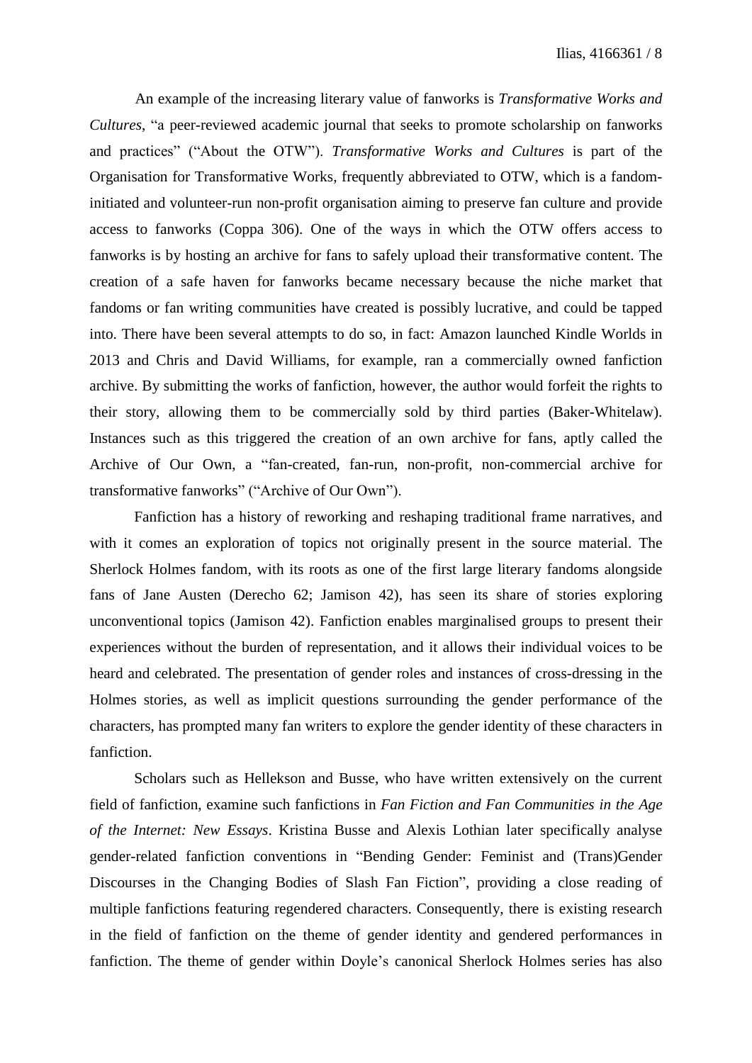An example of the increasing literary value of fanworks is *Transformative Works and Cultures*, "a peer-reviewed academic journal that seeks to promote scholarship on fanworks and practices" ("About the OTW"). *Transformative Works and Cultures* is part of the Organisation for Transformative Works, frequently abbreviated to OTW, which is a fandom-initiated and volunteer-run non-profit organisation aiming to preserve fan culture and provide access to fanworks (Coppa 306). One of the ways in which the OTW offers access to fanworks is by hosting an archive for fans to safely upload their transformative content. The creation of a safe haven for fanworks became necessary because the niche market that fandoms or fan writing communities have created is possibly lucrative, and could be tapped into. There have been several attempts to do so, in fact: Amazon launched Kindle Worlds in 2013 and Chris and David Williams, for example, ran a commercially owned fanfiction archive. By submitting the works of fanfiction, however, the author would forfeit the rights to their story, allowing them to be commercially sold by third parties (Baker-Whitelaw). Instances such as this triggered the creation of an own archive for fans, aptly called the Archive of Our Own, a "fan-created, fan-run, non-profit, non-commercial archive for transformative fanworks" ("Archive of Our Own").

Fanfiction has a history of reworking and reshaping traditional frame narratives, and with it comes an exploration of topics not originally present in the source material. The Sherlock Holmes fandom, with its roots as one of the first large literary fandoms alongside fans of Jane Austen (Derecho 62; Jamison 42), has seen its share of stories exploring unconventional topics (Jamison 42). Fanfiction enables marginalised groups to present their experiences without the burden of representation, and it allows their individual voices to be heard and celebrated. The presentation of gender roles and instances of cross-dressing in the Holmes stories, as well as implicit questions surrounding the gender performance of the characters, has prompted many fan writers to explore the gender identity of these characters in fanfiction.

Scholars such as Hellekson and Busse, who have written extensively on the current field of fanfiction, examine such fanfictions in *Fan Fiction and Fan Communities in the Age of the Internet: New Essays*. Kristina Busse and Alexis Lothian later specifically analyse gender-related fanfiction conventions in "Bending Gender: Feminist and (Trans)Gender Discourses in the Changing Bodies of Slash Fan Fiction", providing a close reading of multiple fanfictions featuring regendered characters. Consequently, there is existing research in the field of fanfiction on the theme of gender identity and gendered performances in fanfiction. The theme of gender within Doyle's canonical Sherlock Holmes series has also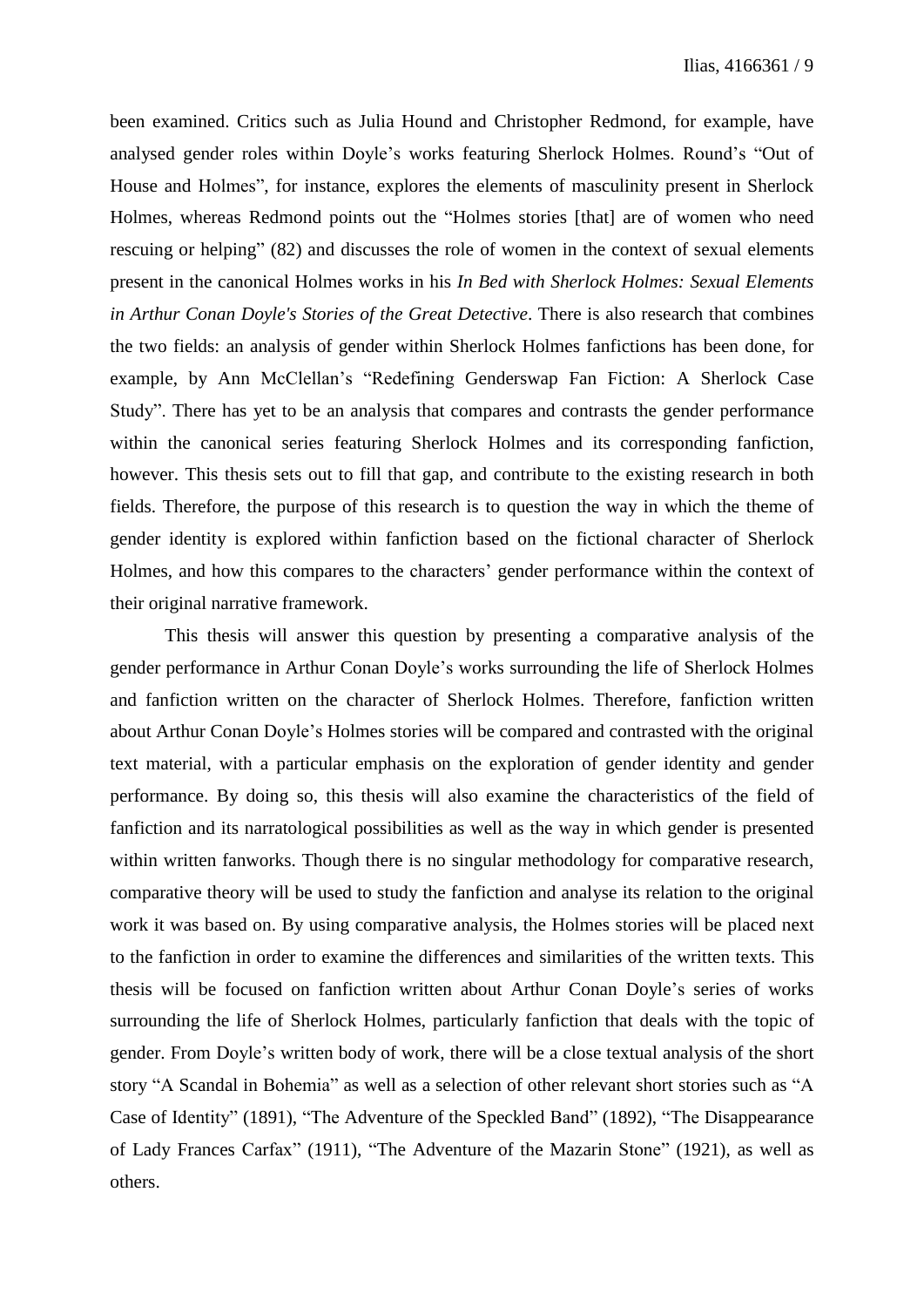been examined. Critics such as Julia Hound and Christopher Redmond, for example, have analysed gender roles within Doyle's works featuring Sherlock Holmes. Round's "Out of House and Holmes", for instance, explores the elements of masculinity present in Sherlock Holmes, whereas Redmond points out the "Holmes stories [that] are of women who need rescuing or helping" (82) and discusses the role of women in the context of sexual elements present in the canonical Holmes works in his *In Bed with Sherlock Holmes: Sexual Elements in Arthur Conan Doyle's Stories of the Great Detective*. There is also research that combines the two fields: an analysis of gender within Sherlock Holmes fanfictions has been done, for example, by Ann McClellan's "Redefining Genderswap Fan Fiction: A Sherlock Case Study". There has yet to be an analysis that compares and contrasts the gender performance within the canonical series featuring Sherlock Holmes and its corresponding fanfiction, however. This thesis sets out to fill that gap, and contribute to the existing research in both fields. Therefore, the purpose of this research is to question the way in which the theme of gender identity is explored within fanfiction based on the fictional character of Sherlock Holmes, and how this compares to the characters' gender performance within the context of their original narrative framework.

This thesis will answer this question by presenting a comparative analysis of the gender performance in Arthur Conan Doyle's works surrounding the life of Sherlock Holmes and fanfiction written on the character of Sherlock Holmes. Therefore, fanfiction written about Arthur Conan Doyle's Holmes stories will be compared and contrasted with the original text material, with a particular emphasis on the exploration of gender identity and gender performance. By doing so, this thesis will also examine the characteristics of the field of fanfiction and its narratological possibilities as well as the way in which gender is presented within written fanworks. Though there is no singular methodology for comparative research, comparative theory will be used to study the fanfiction and analyse its relation to the original work it was based on. By using comparative analysis, the Holmes stories will be placed next to the fanfiction in order to examine the differences and similarities of the written texts. This thesis will be focused on fanfiction written about Arthur Conan Doyle's series of works surrounding the life of Sherlock Holmes, particularly fanfiction that deals with the topic of gender. From Doyle's written body of work, there will be a close textual analysis of the short story "A Scandal in Bohemia" as well as a selection of other relevant short stories such as "A Case of Identity" (1891), "The Adventure of the Speckled Band" (1892), "The Disappearance of Lady Frances Carfax" (1911), "The Adventure of the Mazarin Stone" (1921), as well as others.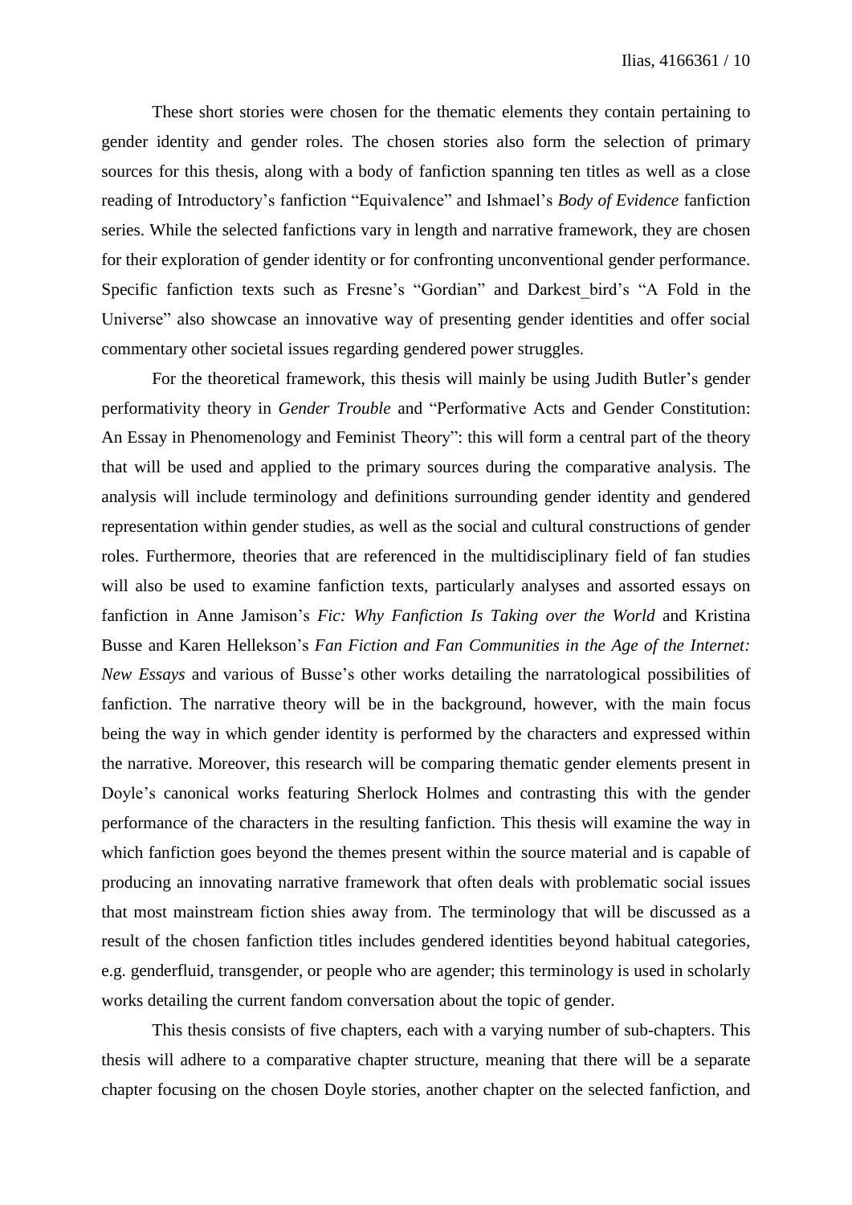These short stories were chosen for the thematic elements they contain pertaining to gender identity and gender roles. The chosen stories also form the selection of primary sources for this thesis, along with a body of fanfiction spanning ten titles as well as a close reading of Introductory's fanfiction "Equivalence" and Ishmael's *Body of Evidence* fanfiction series. While the selected fanfictions vary in length and narrative framework, they are chosen for their exploration of gender identity or for confronting unconventional gender performance. Specific fanfiction texts such as Fresne's "Gordian" and Darkest_bird's "A Fold in the Universe" also showcase an innovative way of presenting gender identities and offer social commentary other societal issues regarding gendered power struggles.

For the theoretical framework, this thesis will mainly be using Judith Butler's gender performativity theory in *Gender Trouble* and "Performative Acts and Gender Constitution: An Essay in Phenomenology and Feminist Theory": this will form a central part of the theory that will be used and applied to the primary sources during the comparative analysis. The analysis will include terminology and definitions surrounding gender identity and gendered representation within gender studies, as well as the social and cultural constructions of gender roles. Furthermore, theories that are referenced in the multidisciplinary field of fan studies will also be used to examine fanfiction texts, particularly analyses and assorted essays on fanfiction in Anne Jamison's *Fic: Why Fanfiction Is Taking over the World* and Kristina Busse and Karen Hellekson's *Fan Fiction and Fan Communities in the Age of the Internet: New Essays* and various of Busse's other works detailing the narratological possibilities of fanfiction. The narrative theory will be in the background, however, with the main focus being the way in which gender identity is performed by the characters and expressed within the narrative. Moreover, this research will be comparing thematic gender elements present in Doyle's canonical works featuring Sherlock Holmes and contrasting this with the gender performance of the characters in the resulting fanfiction. This thesis will examine the way in which fanfiction goes beyond the themes present within the source material and is capable of producing an innovating narrative framework that often deals with problematic social issues that most mainstream fiction shies away from. The terminology that will be discussed as a result of the chosen fanfiction titles includes gendered identities beyond habitual categories, e.g. genderfluid, transgender, or people who are agender; this terminology is used in scholarly works detailing the current fandom conversation about the topic of gender.

This thesis consists of five chapters, each with a varying number of sub-chapters. This thesis will adhere to a comparative chapter structure, meaning that there will be a separate chapter focusing on the chosen Doyle stories, another chapter on the selected fanfiction, and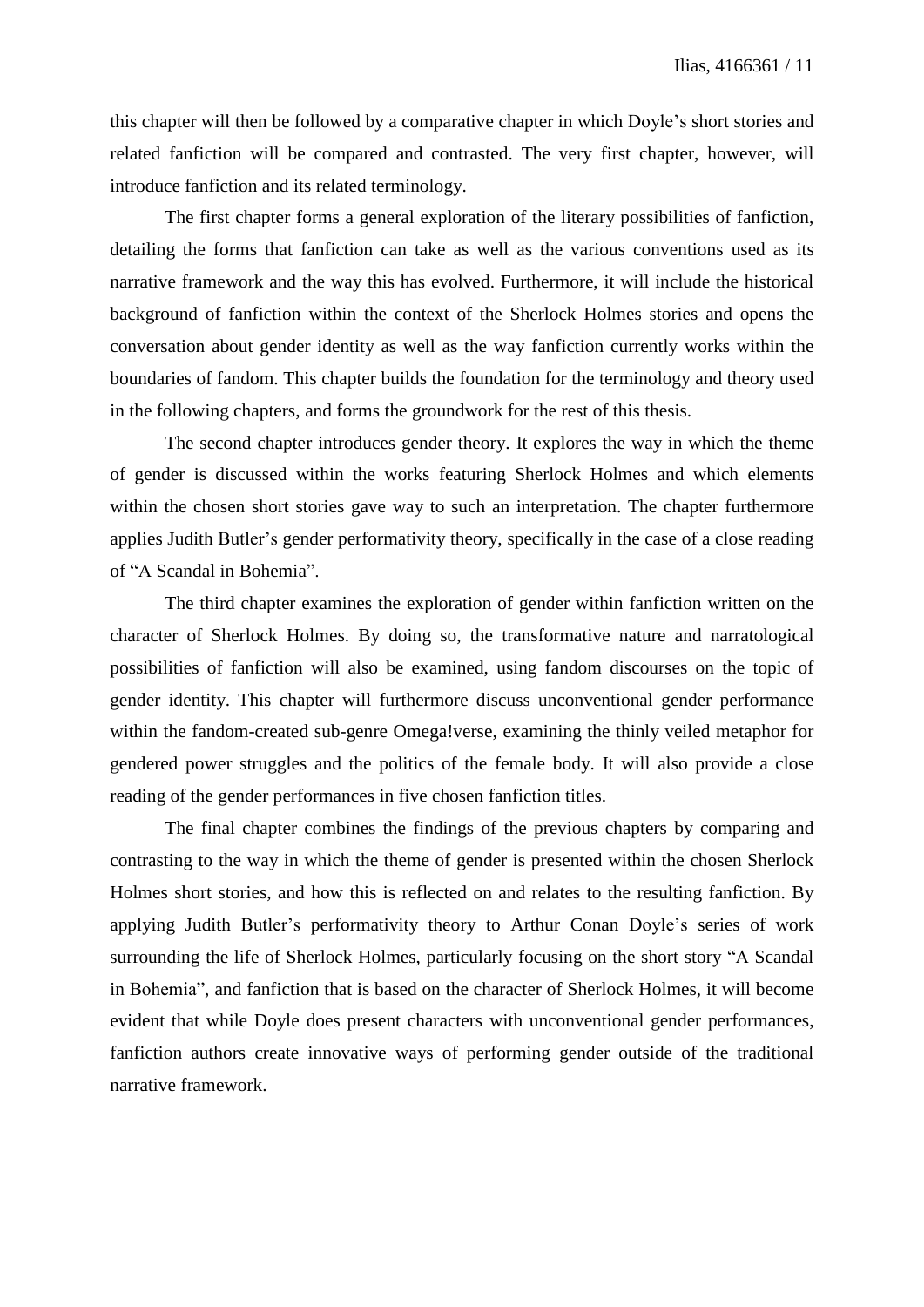this chapter will then be followed by a comparative chapter in which Doyle's short stories and related fanfiction will be compared and contrasted. The very first chapter, however, will introduce fanfiction and its related terminology.

The first chapter forms a general exploration of the literary possibilities of fanfiction, detailing the forms that fanfiction can take as well as the various conventions used as its narrative framework and the way this has evolved. Furthermore, it will include the historical background of fanfiction within the context of the Sherlock Holmes stories and opens the conversation about gender identity as well as the way fanfiction currently works within the boundaries of fandom. This chapter builds the foundation for the terminology and theory used in the following chapters, and forms the groundwork for the rest of this thesis.

The second chapter introduces gender theory. It explores the way in which the theme of gender is discussed within the works featuring Sherlock Holmes and which elements within the chosen short stories gave way to such an interpretation. The chapter furthermore applies Judith Butler's gender performativity theory, specifically in the case of a close reading of "A Scandal in Bohemia".

The third chapter examines the exploration of gender within fanfiction written on the character of Sherlock Holmes. By doing so, the transformative nature and narratological possibilities of fanfiction will also be examined, using fandom discourses on the topic of gender identity. This chapter will furthermore discuss unconventional gender performance within the fandom-created sub-genre Omega!verse, examining the thinly veiled metaphor for gendered power struggles and the politics of the female body. It will also provide a close reading of the gender performances in five chosen fanfiction titles.

The final chapter combines the findings of the previous chapters by comparing and contrasting to the way in which the theme of gender is presented within the chosen Sherlock Holmes short stories, and how this is reflected on and relates to the resulting fanfiction. By applying Judith Butler's performativity theory to Arthur Conan Doyle's series of work surrounding the life of Sherlock Holmes, particularly focusing on the short story "A Scandal in Bohemia", and fanfiction that is based on the character of Sherlock Holmes, it will become evident that while Doyle does present characters with unconventional gender performances, fanfiction authors create innovative ways of performing gender outside of the traditional narrative framework.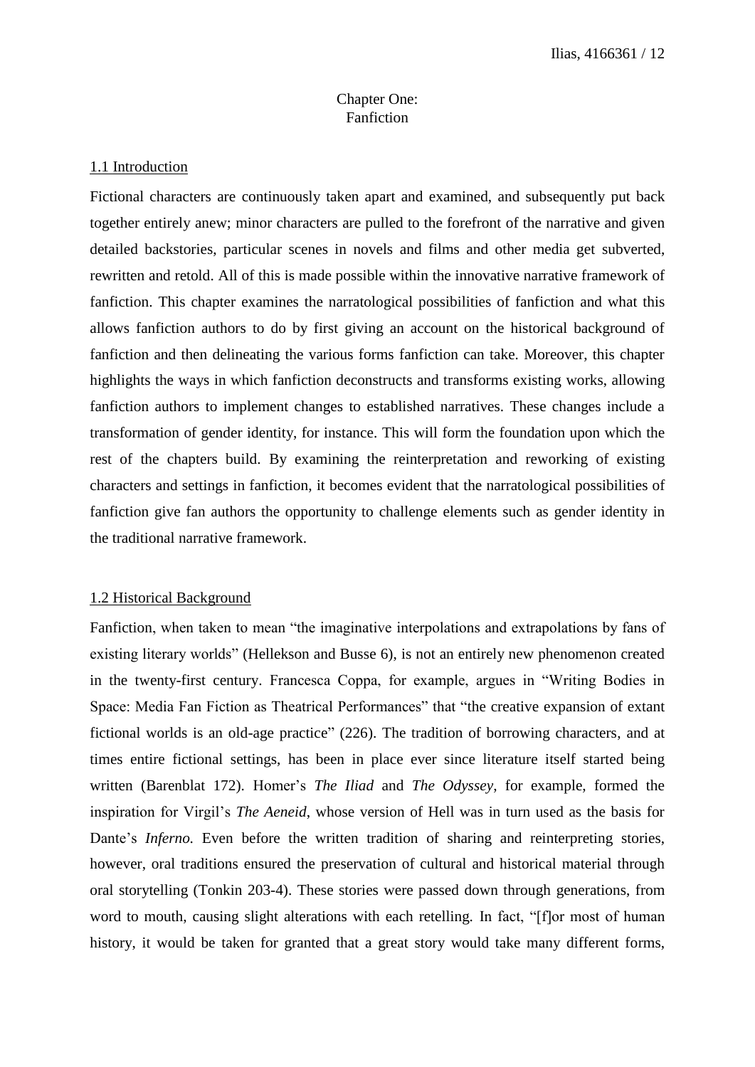# Chapter One:
# Fanfiction

## 1.1 Introduction

Fictional characters are continuously taken apart and examined, and subsequently put back together entirely anew; minor characters are pulled to the forefront of the narrative and given detailed backstories, particular scenes in novels and films and other media get subverted, rewritten and retold. All of this is made possible within the innovative narrative framework of fanfiction. This chapter examines the narratological possibilities of fanfiction and what this allows fanfiction authors to do by first giving an account on the historical background of fanfiction and then delineating the various forms fanfiction can take. Moreover, this chapter highlights the ways in which fanfiction deconstructs and transforms existing works, allowing fanfiction authors to implement changes to established narratives. These changes include a transformation of gender identity, for instance. This will form the foundation upon which the rest of the chapters build. By examining the reinterpretation and reworking of existing characters and settings in fanfiction, it becomes evident that the narratological possibilities of fanfiction give fan authors the opportunity to challenge elements such as gender identity in the traditional narrative framework.

## 1.2 Historical Background

Fanfiction, when taken to mean "the imaginative interpolations and extrapolations by fans of existing literary worlds" (Hellekson and Busse 6), is not an entirely new phenomenon created in the twenty-first century. Francesca Coppa, for example, argues in "Writing Bodies in Space: Media Fan Fiction as Theatrical Performances" that "the creative expansion of extant fictional worlds is an old-age practice" (226). The tradition of borrowing characters, and at times entire fictional settings, has been in place ever since literature itself started being written (Barenblat 172). Homer's *The Iliad* and *The Odyssey*, for example, formed the inspiration for Virgil's *The Aeneid*, whose version of Hell was in turn used as the basis for Dante's *Inferno.* Even before the written tradition of sharing and reinterpreting stories, however, oral traditions ensured the preservation of cultural and historical material through oral storytelling (Tonkin 203-4). These stories were passed down through generations, from word to mouth, causing slight alterations with each retelling. In fact, "[f]or most of human history, it would be taken for granted that a great story would take many different forms,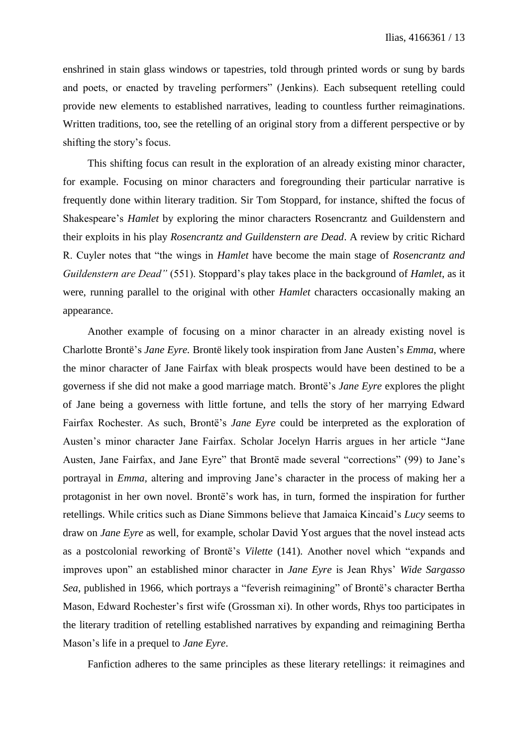enshrined in stain glass windows or tapestries, told through printed words or sung by bards and poets, or enacted by traveling performers" (Jenkins). Each subsequent retelling could provide new elements to established narratives, leading to countless further reimaginations. Written traditions, too, see the retelling of an original story from a different perspective or by shifting the story's focus.

This shifting focus can result in the exploration of an already existing minor character, for example. Focusing on minor characters and foregrounding their particular narrative is frequently done within literary tradition. Sir Tom Stoppard, for instance, shifted the focus of Shakespeare's *Hamlet* by exploring the minor characters Rosencrantz and Guildenstern and their exploits in his play *Rosencrantz and Guildenstern are Dead*. A review by critic Richard R. Cuyler notes that "the wings in *Hamlet* have become the main stage of *Rosencrantz and Guildenstern are Dead"* (551). Stoppard's play takes place in the background of *Hamlet*, as it were, running parallel to the original with other *Hamlet* characters occasionally making an appearance.

Another example of focusing on a minor character in an already existing novel is Charlotte Brontë's *Jane Eyre.* Brontë likely took inspiration from Jane Austen's *Emma*, where the minor character of Jane Fairfax with bleak prospects would have been destined to be a governess if she did not make a good marriage match. Brontë's *Jane Eyre* explores the plight of Jane being a governess with little fortune, and tells the story of her marrying Edward Fairfax Rochester. As such, Brontë's *Jane Eyre* could be interpreted as the exploration of Austen's minor character Jane Fairfax. Scholar Jocelyn Harris argues in her article "Jane Austen, Jane Fairfax, and Jane Eyre" that Brontë made several "corrections" (99) to Jane's portrayal in *Emma,* altering and improving Jane's character in the process of making her a protagonist in her own novel. Brontë's work has, in turn, formed the inspiration for further retellings. While critics such as Diane Simmons believe that Jamaica Kincaid's *Lucy* seems to draw on *Jane Eyre* as well, for example, scholar David Yost argues that the novel instead acts as a postcolonial reworking of Brontë's *Vilette* (141). Another novel which "expands and improves upon" an established minor character in *Jane Eyre* is Jean Rhys' *Wide Sargasso Sea*, published in 1966, which portrays a "feverish reimagining" of Brontë's character Bertha Mason, Edward Rochester's first wife (Grossman xi). In other words, Rhys too participates in the literary tradition of retelling established narratives by expanding and reimagining Bertha Mason's life in a prequel to *Jane Eyre*.

Fanfiction adheres to the same principles as these literary retellings: it reimagines and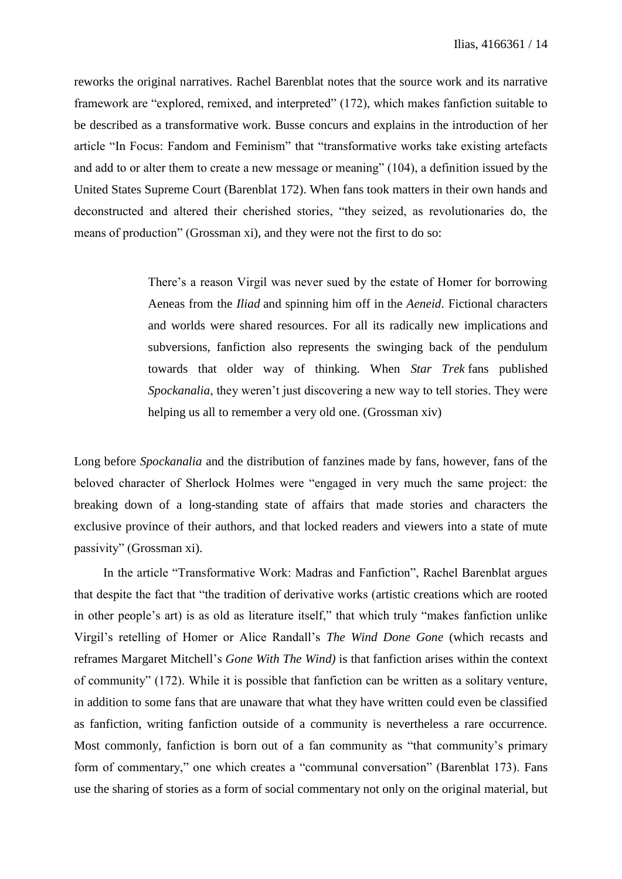reworks the original narratives. Rachel Barenblat notes that the source work and its narrative framework are "explored, remixed, and interpreted" (172), which makes fanfiction suitable to be described as a transformative work. Busse concurs and explains in the introduction of her article "In Focus: Fandom and Feminism" that "transformative works take existing artefacts and add to or alter them to create a new message or meaning" (104), a definition issued by the United States Supreme Court (Barenblat 172). When fans took matters in their own hands and deconstructed and altered their cherished stories, "they seized, as revolutionaries do, the means of production" (Grossman xi), and they were not the first to do so:

> There's a reason Virgil was never sued by the estate of Homer for borrowing Aeneas from the *Iliad* and spinning him off in the *Aeneid*. Fictional characters and worlds were shared resources. For all its radically new implications and subversions, fanfiction also represents the swinging back of the pendulum towards that older way of thinking. When *Star Trek* fans published *Spockanalia*, they weren't just discovering a new way to tell stories. They were helping us all to remember a very old one. (Grossman xiv)

Long before *Spockanalia* and the distribution of fanzines made by fans, however, fans of the beloved character of Sherlock Holmes were "engaged in very much the same project: the breaking down of a long-standing state of affairs that made stories and characters the exclusive province of their authors, and that locked readers and viewers into a state of mute passivity" (Grossman xi).

In the article "Transformative Work: Madras and Fanfiction", Rachel Barenblat argues that despite the fact that "the tradition of derivative works (artistic creations which are rooted in other people's art) is as old as literature itself," that which truly "makes fanfiction unlike Virgil's retelling of Homer or Alice Randall's *The Wind Done Gone* (which recasts and reframes Margaret Mitchell's *Gone With The Wind)* is that fanfiction arises within the context of community" (172). While it is possible that fanfiction can be written as a solitary venture, in addition to some fans that are unaware that what they have written could even be classified as fanfiction, writing fanfiction outside of a community is nevertheless a rare occurrence. Most commonly, fanfiction is born out of a fan community as "that community's primary form of commentary," one which creates a "communal conversation" (Barenblat 173). Fans use the sharing of stories as a form of social commentary not only on the original material, but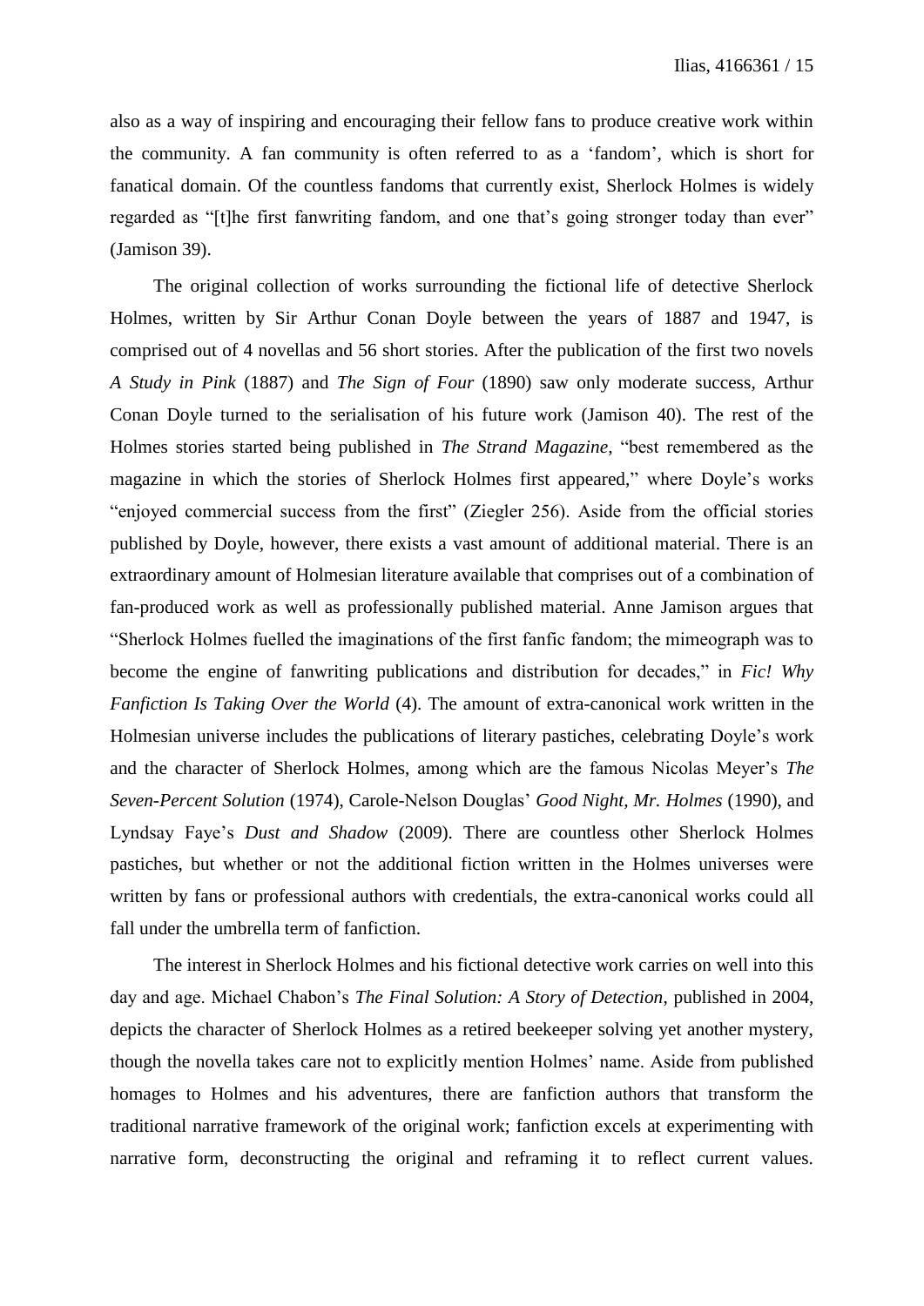also as a way of inspiring and encouraging their fellow fans to produce creative work within the community. A fan community is often referred to as a 'fandom', which is short for fanatical domain. Of the countless fandoms that currently exist, Sherlock Holmes is widely regarded as "[t]he first fanwriting fandom, and one that's going stronger today than ever" (Jamison 39).

The original collection of works surrounding the fictional life of detective Sherlock Holmes, written by Sir Arthur Conan Doyle between the years of 1887 and 1947, is comprised out of 4 novellas and 56 short stories. After the publication of the first two novels *A Study in Pink* (1887) and *The Sign of Four* (1890) saw only moderate success, Arthur Conan Doyle turned to the serialisation of his future work (Jamison 40). The rest of the Holmes stories started being published in *The Strand Magazine*, "best remembered as the magazine in which the stories of Sherlock Holmes first appeared," where Doyle's works "enjoyed commercial success from the first" (Ziegler 256). Aside from the official stories published by Doyle, however, there exists a vast amount of additional material. There is an extraordinary amount of Holmesian literature available that comprises out of a combination of fan-produced work as well as professionally published material. Anne Jamison argues that "Sherlock Holmes fuelled the imaginations of the first fanfic fandom; the mimeograph was to become the engine of fanwriting publications and distribution for decades," in *Fic! Why Fanfiction Is Taking Over the World* (4). The amount of extra-canonical work written in the Holmesian universe includes the publications of literary pastiches, celebrating Doyle's work and the character of Sherlock Holmes, among which are the famous Nicolas Meyer's *The Seven-Percent Solution* (1974), Carole-Nelson Douglas' *Good Night, Mr. Holmes* (1990), and Lyndsay Faye's *Dust and Shadow* (2009). There are countless other Sherlock Holmes pastiches, but whether or not the additional fiction written in the Holmes universes were written by fans or professional authors with credentials, the extra-canonical works could all fall under the umbrella term of fanfiction.

The interest in Sherlock Holmes and his fictional detective work carries on well into this day and age. Michael Chabon's *The Final Solution: A Story of Detection*, published in 2004, depicts the character of Sherlock Holmes as a retired beekeeper solving yet another mystery, though the novella takes care not to explicitly mention Holmes' name. Aside from published homages to Holmes and his adventures, there are fanfiction authors that transform the traditional narrative framework of the original work; fanfiction excels at experimenting with narrative form, deconstructing the original and reframing it to reflect current values.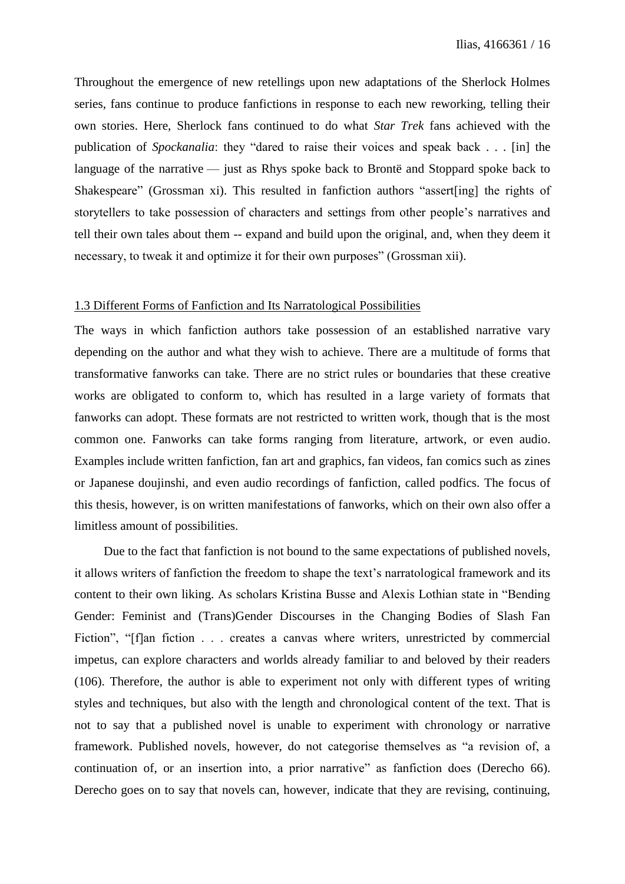Throughout the emergence of new retellings upon new adaptations of the Sherlock Holmes series, fans continue to produce fanfictions in response to each new reworking, telling their own stories. Here, Sherlock fans continued to do what *Star Trek* fans achieved with the publication of *Spockanalia*: they "dared to raise their voices and speak back . . . [in] the language of the narrative — just as Rhys spoke back to Brontë and Stoppard spoke back to Shakespeare" (Grossman xi). This resulted in fanfiction authors "assert[ing] the rights of storytellers to take possession of characters and settings from other people's narratives and tell their own tales about them -- expand and build upon the original, and, when they deem it necessary, to tweak it and optimize it for their own purposes" (Grossman xii).

### 1.3 Different Forms of Fanfiction and Its Narratological Possibilities

The ways in which fanfiction authors take possession of an established narrative vary depending on the author and what they wish to achieve. There are a multitude of forms that transformative fanworks can take. There are no strict rules or boundaries that these creative works are obligated to conform to, which has resulted in a large variety of formats that fanworks can adopt. These formats are not restricted to written work, though that is the most common one. Fanworks can take forms ranging from literature, artwork, or even audio. Examples include written fanfiction, fan art and graphics, fan videos, fan comics such as zines or Japanese doujinshi, and even audio recordings of fanfiction, called podfics. The focus of this thesis, however, is on written manifestations of fanworks, which on their own also offer a limitless amount of possibilities.

Due to the fact that fanfiction is not bound to the same expectations of published novels, it allows writers of fanfiction the freedom to shape the text's narratological framework and its content to their own liking. As scholars Kristina Busse and Alexis Lothian state in "Bending Gender: Feminist and (Trans)Gender Discourses in the Changing Bodies of Slash Fan Fiction", "[f]an fiction . . . creates a canvas where writers, unrestricted by commercial impetus, can explore characters and worlds already familiar to and beloved by their readers (106). Therefore, the author is able to experiment not only with different types of writing styles and techniques, but also with the length and chronological content of the text. That is not to say that a published novel is unable to experiment with chronology or narrative framework. Published novels, however, do not categorise themselves as "a revision of, a continuation of, or an insertion into, a prior narrative" as fanfiction does (Derecho 66). Derecho goes on to say that novels can, however, indicate that they are revising, continuing,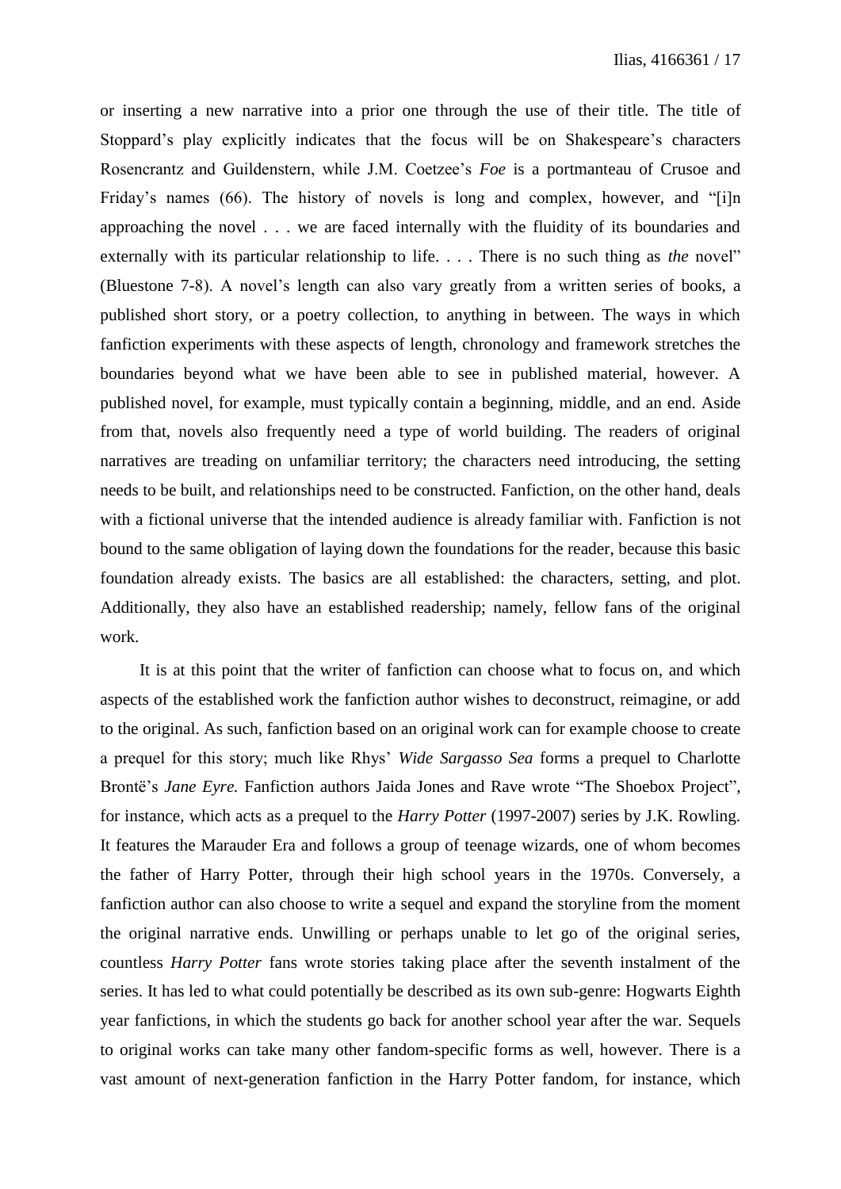or inserting a new narrative into a prior one through the use of their title. The title of Stoppard's play explicitly indicates that the focus will be on Shakespeare's characters Rosencrantz and Guildenstern, while J.M. Coetzee's *Foe* is a portmanteau of Crusoe and Friday's names (66). The history of novels is long and complex, however, and "[i]n approaching the novel . . . we are faced internally with the fluidity of its boundaries and externally with its particular relationship to life. . . . There is no such thing as *the* novel" (Bluestone 7-8). A novel's length can also vary greatly from a written series of books, a published short story, or a poetry collection, to anything in between. The ways in which fanfiction experiments with these aspects of length, chronology and framework stretches the boundaries beyond what we have been able to see in published material, however. A published novel, for example, must typically contain a beginning, middle, and an end. Aside from that, novels also frequently need a type of world building. The readers of original narratives are treading on unfamiliar territory; the characters need introducing, the setting needs to be built, and relationships need to be constructed. Fanfiction, on the other hand, deals with a fictional universe that the intended audience is already familiar with. Fanfiction is not bound to the same obligation of laying down the foundations for the reader, because this basic foundation already exists. The basics are all established: the characters, setting, and plot. Additionally, they also have an established readership; namely, fellow fans of the original work.

It is at this point that the writer of fanfiction can choose what to focus on, and which aspects of the established work the fanfiction author wishes to deconstruct, reimagine, or add to the original. As such, fanfiction based on an original work can for example choose to create a prequel for this story; much like Rhys' *Wide Sargasso Sea* forms a prequel to Charlotte Brontë's *Jane Eyre.* Fanfiction authors Jaida Jones and Rave wrote "The Shoebox Project", for instance, which acts as a prequel to the *Harry Potter* (1997-2007) series by J.K. Rowling. It features the Marauder Era and follows a group of teenage wizards, one of whom becomes the father of Harry Potter, through their high school years in the 1970s. Conversely, a fanfiction author can also choose to write a sequel and expand the storyline from the moment the original narrative ends. Unwilling or perhaps unable to let go of the original series, countless *Harry Potter* fans wrote stories taking place after the seventh instalment of the series. It has led to what could potentially be described as its own sub-genre: Hogwarts Eighth year fanfictions, in which the students go back for another school year after the war. Sequels to original works can take many other fandom-specific forms as well, however. There is a vast amount of next-generation fanfiction in the Harry Potter fandom, for instance, which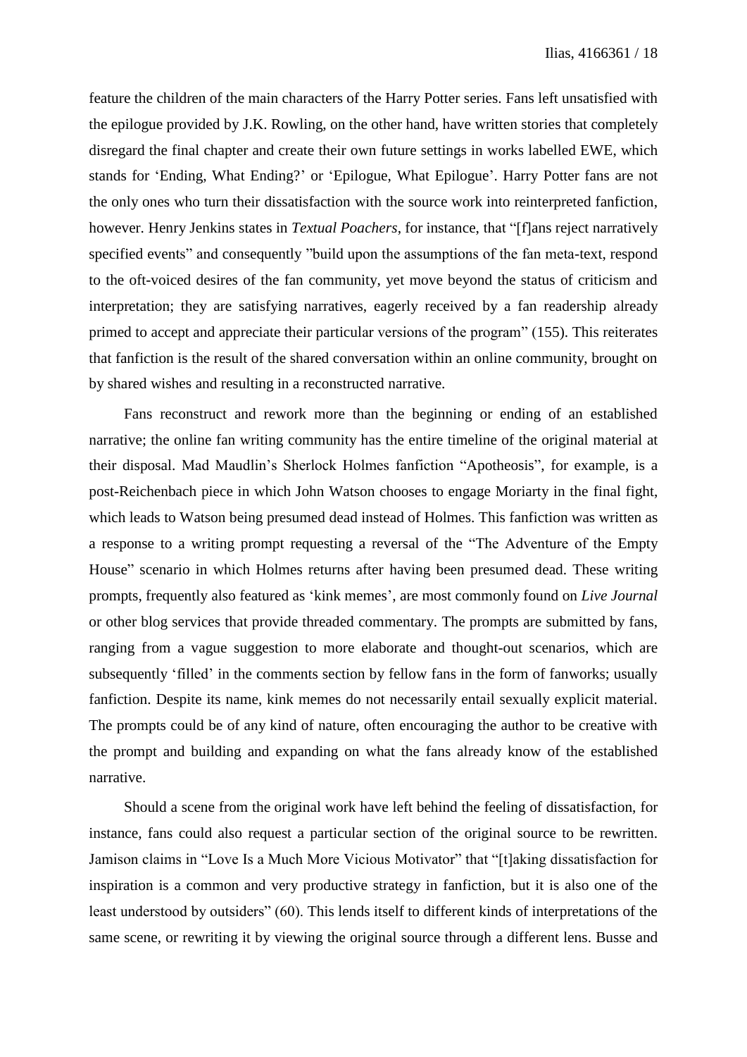feature the children of the main characters of the Harry Potter series. Fans left unsatisfied with the epilogue provided by J.K. Rowling, on the other hand, have written stories that completely disregard the final chapter and create their own future settings in works labelled EWE, which stands for 'Ending, What Ending?' or 'Epilogue, What Epilogue'. Harry Potter fans are not the only ones who turn their dissatisfaction with the source work into reinterpreted fanfiction, however. Henry Jenkins states in *Textual Poachers*, for instance, that "[f]ans reject narratively specified events" and consequently "build upon the assumptions of the fan meta-text, respond to the oft-voiced desires of the fan community, yet move beyond the status of criticism and interpretation; they are satisfying narratives, eagerly received by a fan readership already primed to accept and appreciate their particular versions of the program" (155). This reiterates that fanfiction is the result of the shared conversation within an online community, brought on by shared wishes and resulting in a reconstructed narrative.

Fans reconstruct and rework more than the beginning or ending of an established narrative; the online fan writing community has the entire timeline of the original material at their disposal. Mad Maudlin's Sherlock Holmes fanfiction "Apotheosis", for example, is a post-Reichenbach piece in which John Watson chooses to engage Moriarty in the final fight, which leads to Watson being presumed dead instead of Holmes. This fanfiction was written as a response to a writing prompt requesting a reversal of the "The Adventure of the Empty House" scenario in which Holmes returns after having been presumed dead. These writing prompts, frequently also featured as 'kink memes', are most commonly found on *Live Journal* or other blog services that provide threaded commentary. The prompts are submitted by fans, ranging from a vague suggestion to more elaborate and thought-out scenarios, which are subsequently 'filled' in the comments section by fellow fans in the form of fanworks; usually fanfiction. Despite its name, kink memes do not necessarily entail sexually explicit material. The prompts could be of any kind of nature, often encouraging the author to be creative with the prompt and building and expanding on what the fans already know of the established narrative.

Should a scene from the original work have left behind the feeling of dissatisfaction, for instance, fans could also request a particular section of the original source to be rewritten. Jamison claims in "Love Is a Much More Vicious Motivator" that "[t]aking dissatisfaction for inspiration is a common and very productive strategy in fanfiction, but it is also one of the least understood by outsiders" (60). This lends itself to different kinds of interpretations of the same scene, or rewriting it by viewing the original source through a different lens. Busse and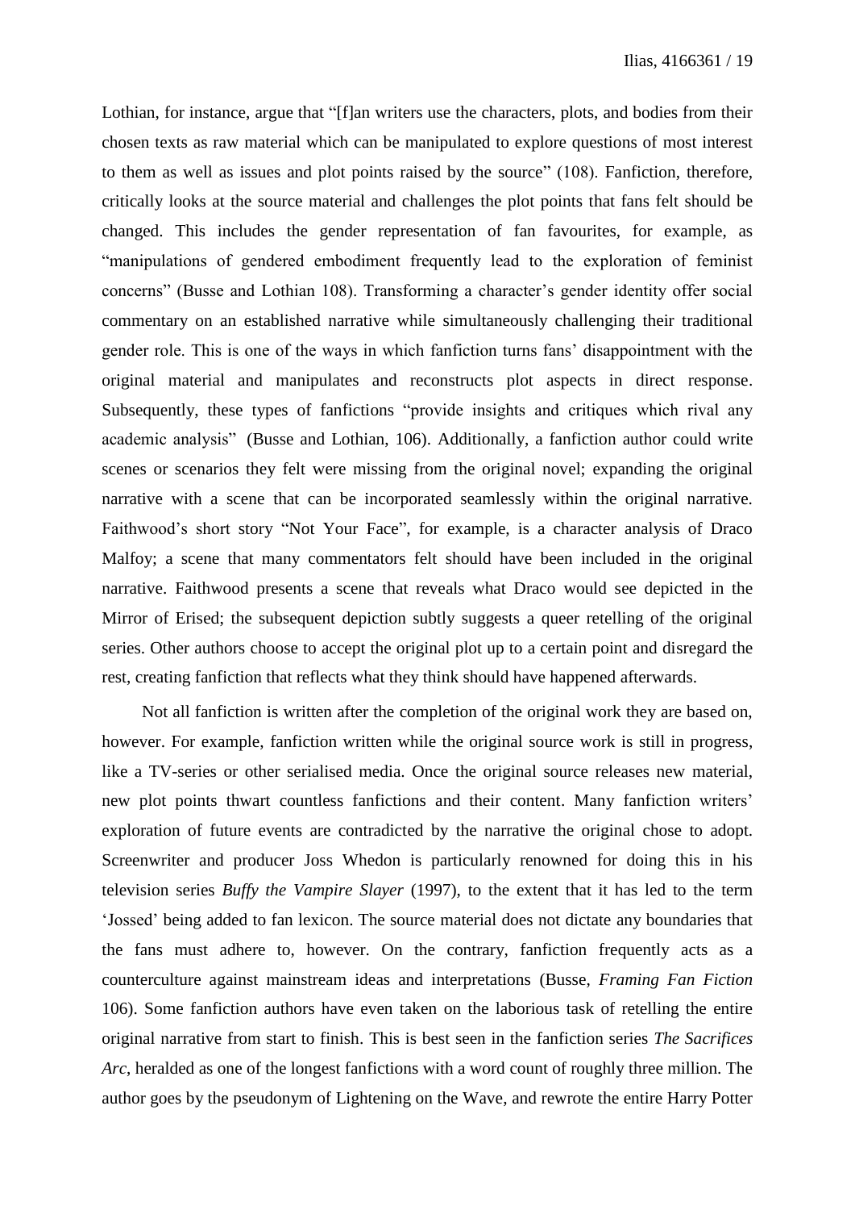Lothian, for instance, argue that "[f]an writers use the characters, plots, and bodies from their chosen texts as raw material which can be manipulated to explore questions of most interest to them as well as issues and plot points raised by the source" (108). Fanfiction, therefore, critically looks at the source material and challenges the plot points that fans felt should be changed. This includes the gender representation of fan favourites, for example, as "manipulations of gendered embodiment frequently lead to the exploration of feminist concerns" (Busse and Lothian 108). Transforming a character's gender identity offer social commentary on an established narrative while simultaneously challenging their traditional gender role. This is one of the ways in which fanfiction turns fans' disappointment with the original material and manipulates and reconstructs plot aspects in direct response. Subsequently, these types of fanfictions "provide insights and critiques which rival any academic analysis" (Busse and Lothian, 106). Additionally, a fanfiction author could write scenes or scenarios they felt were missing from the original novel; expanding the original narrative with a scene that can be incorporated seamlessly within the original narrative. Faithwood's short story "Not Your Face", for example, is a character analysis of Draco Malfoy; a scene that many commentators felt should have been included in the original narrative. Faithwood presents a scene that reveals what Draco would see depicted in the Mirror of Erised; the subsequent depiction subtly suggests a queer retelling of the original series. Other authors choose to accept the original plot up to a certain point and disregard the rest, creating fanfiction that reflects what they think should have happened afterwards.

Not all fanfiction is written after the completion of the original work they are based on, however. For example, fanfiction written while the original source work is still in progress, like a TV-series or other serialised media. Once the original source releases new material, new plot points thwart countless fanfictions and their content. Many fanfiction writers' exploration of future events are contradicted by the narrative the original chose to adopt. Screenwriter and producer Joss Whedon is particularly renowned for doing this in his television series *Buffy the Vampire Slayer* (1997), to the extent that it has led to the term 'Jossed' being added to fan lexicon. The source material does not dictate any boundaries that the fans must adhere to, however. On the contrary, fanfiction frequently acts as a counterculture against mainstream ideas and interpretations (Busse, *Framing Fan Fiction* 106). Some fanfiction authors have even taken on the laborious task of retelling the entire original narrative from start to finish. This is best seen in the fanfiction series *The Sacrifices Arc*, heralded as one of the longest fanfictions with a word count of roughly three million. The author goes by the pseudonym of Lightening on the Wave, and rewrote the entire Harry Potter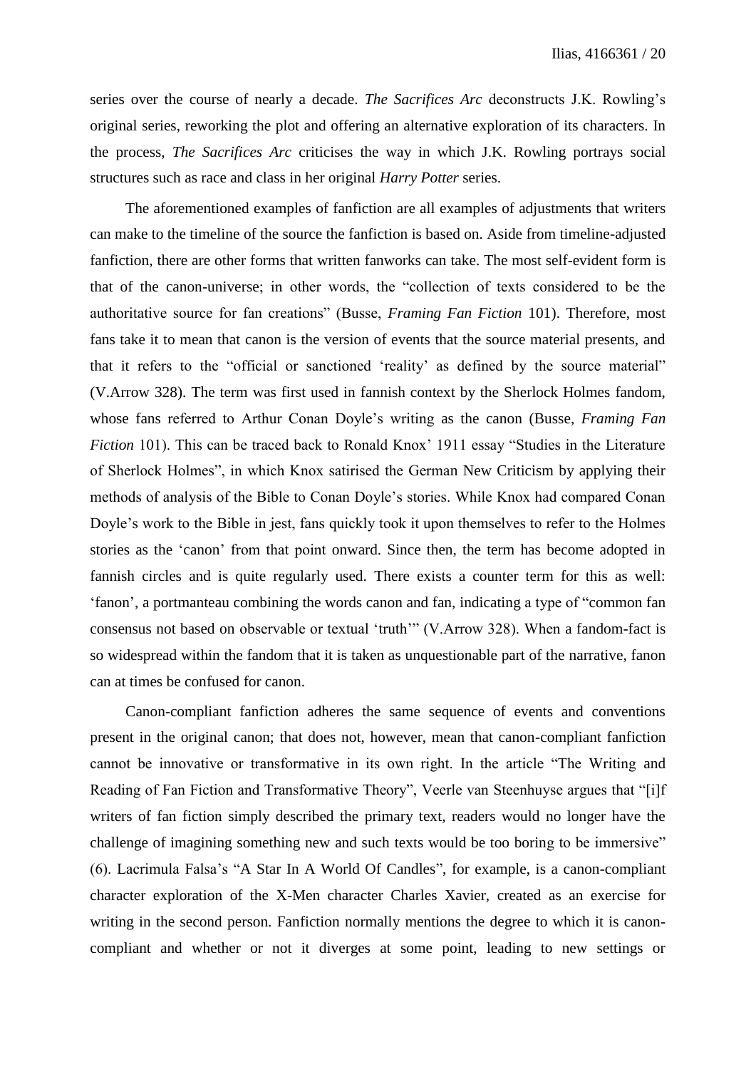series over the course of nearly a decade. *The Sacrifices Arc* deconstructs J.K. Rowling's original series, reworking the plot and offering an alternative exploration of its characters. In the process, *The Sacrifices Arc* criticises the way in which J.K. Rowling portrays social structures such as race and class in her original *Harry Potter* series.

The aforementioned examples of fanfiction are all examples of adjustments that writers can make to the timeline of the source the fanfiction is based on. Aside from timeline-adjusted fanfiction, there are other forms that written fanworks can take. The most self-evident form is that of the canon-universe; in other words, the "collection of texts considered to be the authoritative source for fan creations" (Busse, *Framing Fan Fiction* 101). Therefore, most fans take it to mean that canon is the version of events that the source material presents, and that it refers to the "official or sanctioned 'reality' as defined by the source material" (V.Arrow 328). The term was first used in fannish context by the Sherlock Holmes fandom, whose fans referred to Arthur Conan Doyle's writing as the canon (Busse, *Framing Fan Fiction* 101). This can be traced back to Ronald Knox' 1911 essay "Studies in the Literature of Sherlock Holmes", in which Knox satirised the German New Criticism by applying their methods of analysis of the Bible to Conan Doyle's stories. While Knox had compared Conan Doyle's work to the Bible in jest, fans quickly took it upon themselves to refer to the Holmes stories as the 'canon' from that point onward. Since then, the term has become adopted in fannish circles and is quite regularly used. There exists a counter term for this as well: 'fanon', a portmanteau combining the words canon and fan, indicating a type of "common fan consensus not based on observable or textual 'truth'" (V.Arrow 328). When a fandom-fact is so widespread within the fandom that it is taken as unquestionable part of the narrative, fanon can at times be confused for canon.

Canon-compliant fanfiction adheres the same sequence of events and conventions present in the original canon; that does not, however, mean that canon-compliant fanfiction cannot be innovative or transformative in its own right. In the article "The Writing and Reading of Fan Fiction and Transformative Theory", Veerle van Steenhuyse argues that "[i]f writers of fan fiction simply described the primary text, readers would no longer have the challenge of imagining something new and such texts would be too boring to be immersive" (6). Lacrimula Falsa's "A Star In A World Of Candles", for example, is a canon-compliant character exploration of the X-Men character Charles Xavier, created as an exercise for writing in the second person. Fanfiction normally mentions the degree to which it is canon-compliant and whether or not it diverges at some point, leading to new settings or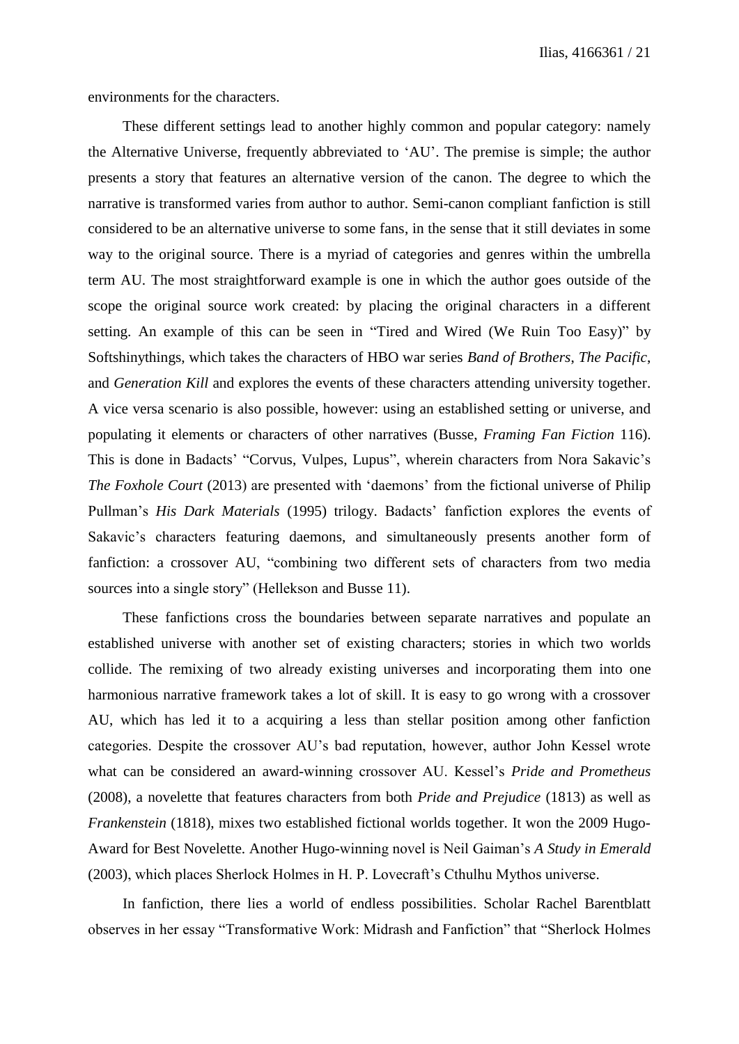environments for the characters.

These different settings lead to another highly common and popular category: namely the Alternative Universe, frequently abbreviated to 'AU'. The premise is simple; the author presents a story that features an alternative version of the canon. The degree to which the narrative is transformed varies from author to author. Semi-canon compliant fanfiction is still considered to be an alternative universe to some fans, in the sense that it still deviates in some way to the original source. There is a myriad of categories and genres within the umbrella term AU. The most straightforward example is one in which the author goes outside of the scope the original source work created: by placing the original characters in a different setting. An example of this can be seen in "Tired and Wired (We Ruin Too Easy)" by Softshinythings, which takes the characters of HBO war series *Band of Brothers*, *The Pacific*, and *Generation Kill* and explores the events of these characters attending university together. A vice versa scenario is also possible, however: using an established setting or universe, and populating it elements or characters of other narratives (Busse, *Framing Fan Fiction* 116). This is done in Badacts' "Corvus, Vulpes, Lupus", wherein characters from Nora Sakavic's *The Foxhole Court* (2013) are presented with 'daemons' from the fictional universe of Philip Pullman's *His Dark Materials* (1995) trilogy. Badacts' fanfiction explores the events of Sakavic's characters featuring daemons, and simultaneously presents another form of fanfiction: a crossover AU, "combining two different sets of characters from two media sources into a single story" (Hellekson and Busse 11).

These fanfictions cross the boundaries between separate narratives and populate an established universe with another set of existing characters; stories in which two worlds collide. The remixing of two already existing universes and incorporating them into one harmonious narrative framework takes a lot of skill. It is easy to go wrong with a crossover AU, which has led it to a acquiring a less than stellar position among other fanfiction categories. Despite the crossover AU's bad reputation, however, author John Kessel wrote what can be considered an award-winning crossover AU. Kessel's *Pride and Prometheus* (2008), a novelette that features characters from both *Pride and Prejudice* (1813) as well as *Frankenstein* (1818), mixes two established fictional worlds together. It won the 2009 Hugo-Award for Best Novelette. Another Hugo-winning novel is Neil Gaiman's *A Study in Emerald* (2003), which places Sherlock Holmes in H. P. Lovecraft's Cthulhu Mythos universe.

In fanfiction, there lies a world of endless possibilities. Scholar Rachel Barentblatt observes in her essay "Transformative Work: Midrash and Fanfiction" that "Sherlock Holmes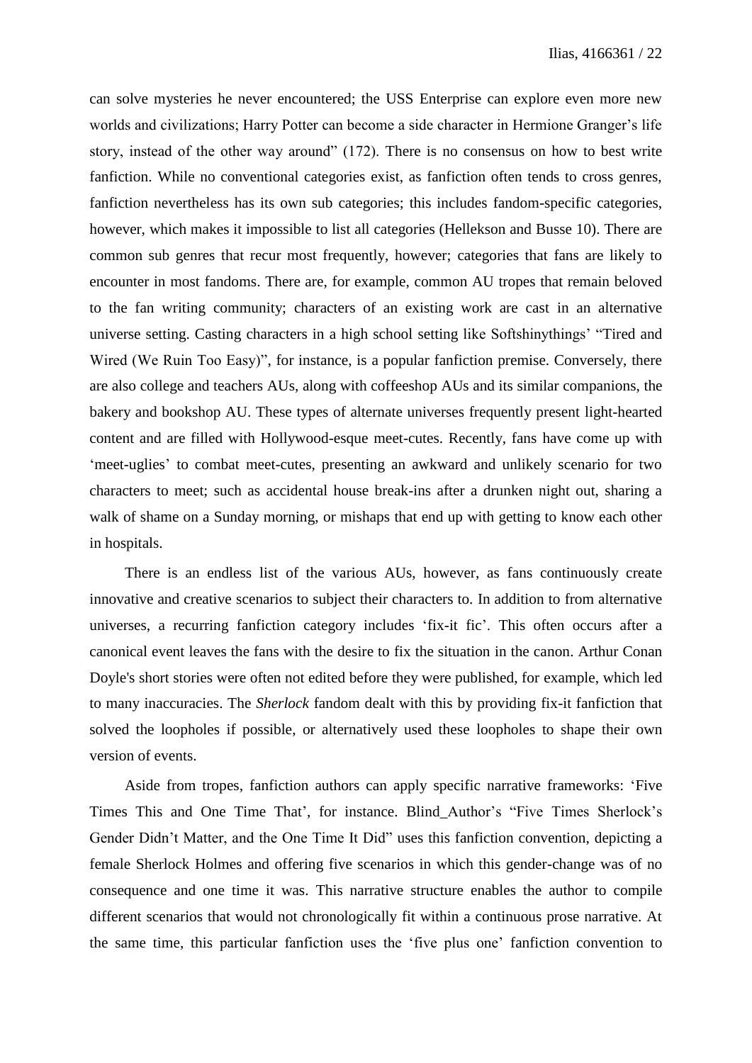can solve mysteries he never encountered; the USS Enterprise can explore even more new worlds and civilizations; Harry Potter can become a side character in Hermione Granger's life story, instead of the other way around" (172). There is no consensus on how to best write fanfiction. While no conventional categories exist, as fanfiction often tends to cross genres, fanfiction nevertheless has its own sub categories; this includes fandom-specific categories, however, which makes it impossible to list all categories (Hellekson and Busse 10). There are common sub genres that recur most frequently, however; categories that fans are likely to encounter in most fandoms. There are, for example, common AU tropes that remain beloved to the fan writing community; characters of an existing work are cast in an alternative universe setting. Casting characters in a high school setting like Softshinythings' "Tired and Wired (We Ruin Too Easy)", for instance, is a popular fanfiction premise. Conversely, there are also college and teachers AUs, along with coffeeshop AUs and its similar companions, the bakery and bookshop AU. These types of alternate universes frequently present light-hearted content and are filled with Hollywood-esque meet-cutes. Recently, fans have come up with 'meet-uglies' to combat meet-cutes, presenting an awkward and unlikely scenario for two characters to meet; such as accidental house break-ins after a drunken night out, sharing a walk of shame on a Sunday morning, or mishaps that end up with getting to know each other in hospitals.

There is an endless list of the various AUs, however, as fans continuously create innovative and creative scenarios to subject their characters to. In addition to from alternative universes, a recurring fanfiction category includes 'fix-it fic'. This often occurs after a canonical event leaves the fans with the desire to fix the situation in the canon. Arthur Conan Doyle's short stories were often not edited before they were published, for example, which led to many inaccuracies. The *Sherlock* fandom dealt with this by providing fix-it fanfiction that solved the loopholes if possible, or alternatively used these loopholes to shape their own version of events.

Aside from tropes, fanfiction authors can apply specific narrative frameworks: 'Five Times This and One Time That', for instance. Blind_Author's "Five Times Sherlock's Gender Didn't Matter, and the One Time It Did" uses this fanfiction convention, depicting a female Sherlock Holmes and offering five scenarios in which this gender-change was of no consequence and one time it was. This narrative structure enables the author to compile different scenarios that would not chronologically fit within a continuous prose narrative. At the same time, this particular fanfiction uses the 'five plus one' fanfiction convention to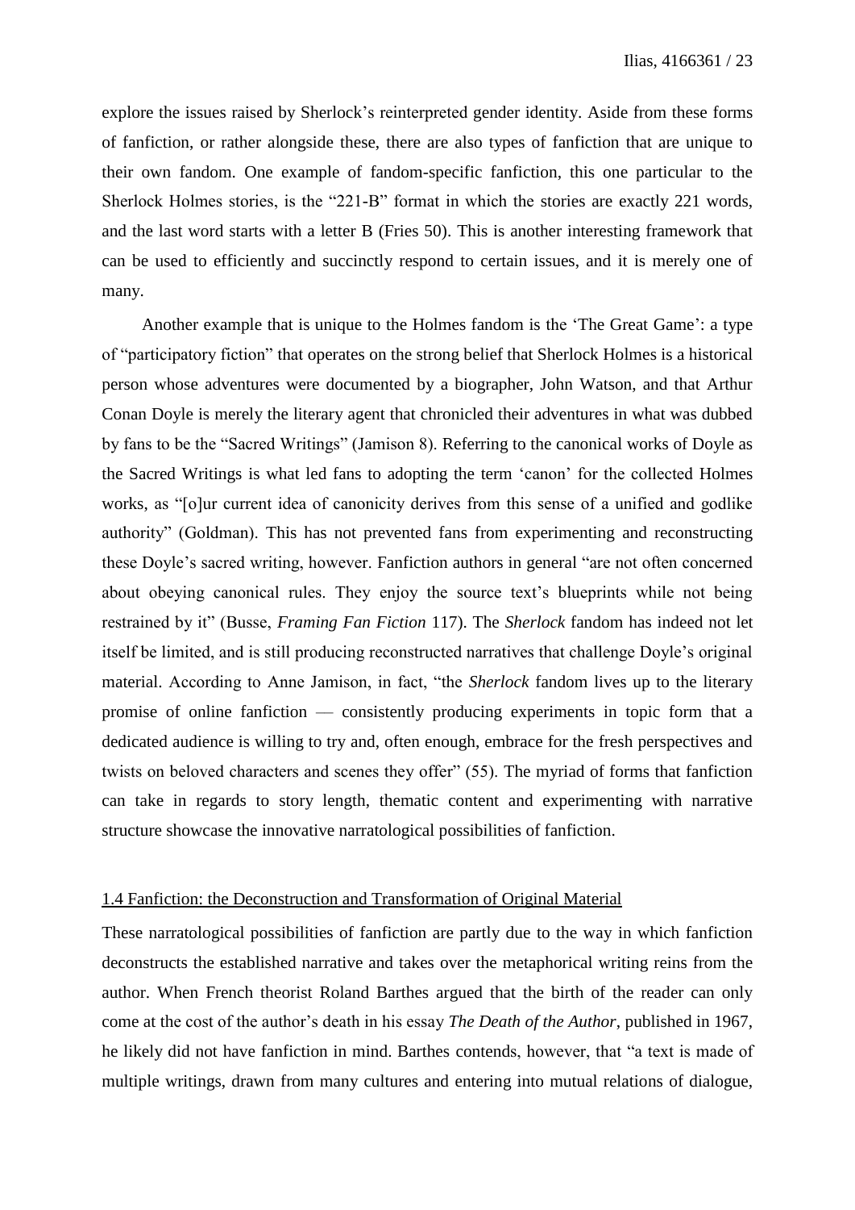explore the issues raised by Sherlock's reinterpreted gender identity. Aside from these forms of fanfiction, or rather alongside these, there are also types of fanfiction that are unique to their own fandom. One example of fandom-specific fanfiction, this one particular to the Sherlock Holmes stories, is the "221-B" format in which the stories are exactly 221 words, and the last word starts with a letter B (Fries 50). This is another interesting framework that can be used to efficiently and succinctly respond to certain issues, and it is merely one of many.

Another example that is unique to the Holmes fandom is the 'The Great Game': a type of "participatory fiction" that operates on the strong belief that Sherlock Holmes is a historical person whose adventures were documented by a biographer, John Watson, and that Arthur Conan Doyle is merely the literary agent that chronicled their adventures in what was dubbed by fans to be the "Sacred Writings" (Jamison 8). Referring to the canonical works of Doyle as the Sacred Writings is what led fans to adopting the term 'canon' for the collected Holmes works, as "[o]ur current idea of canonicity derives from this sense of a unified and godlike authority" (Goldman). This has not prevented fans from experimenting and reconstructing these Doyle's sacred writing, however. Fanfiction authors in general "are not often concerned about obeying canonical rules. They enjoy the source text's blueprints while not being restrained by it" (Busse, *Framing Fan Fiction* 117). The *Sherlock* fandom has indeed not let itself be limited, and is still producing reconstructed narratives that challenge Doyle's original material. According to Anne Jamison, in fact, "the *Sherlock* fandom lives up to the literary promise of online fanfiction — consistently producing experiments in topic form that a dedicated audience is willing to try and, often enough, embrace for the fresh perspectives and twists on beloved characters and scenes they offer" (55). The myriad of forms that fanfiction can take in regards to story length, thematic content and experimenting with narrative structure showcase the innovative narratological possibilities of fanfiction.

### 1.4 Fanfiction: the Deconstruction and Transformation of Original Material

These narratological possibilities of fanfiction are partly due to the way in which fanfiction deconstructs the established narrative and takes over the metaphorical writing reins from the author. When French theorist Roland Barthes argued that the birth of the reader can only come at the cost of the author's death in his essay *The Death of the Author*, published in 1967, he likely did not have fanfiction in mind. Barthes contends, however, that "a text is made of multiple writings, drawn from many cultures and entering into mutual relations of dialogue,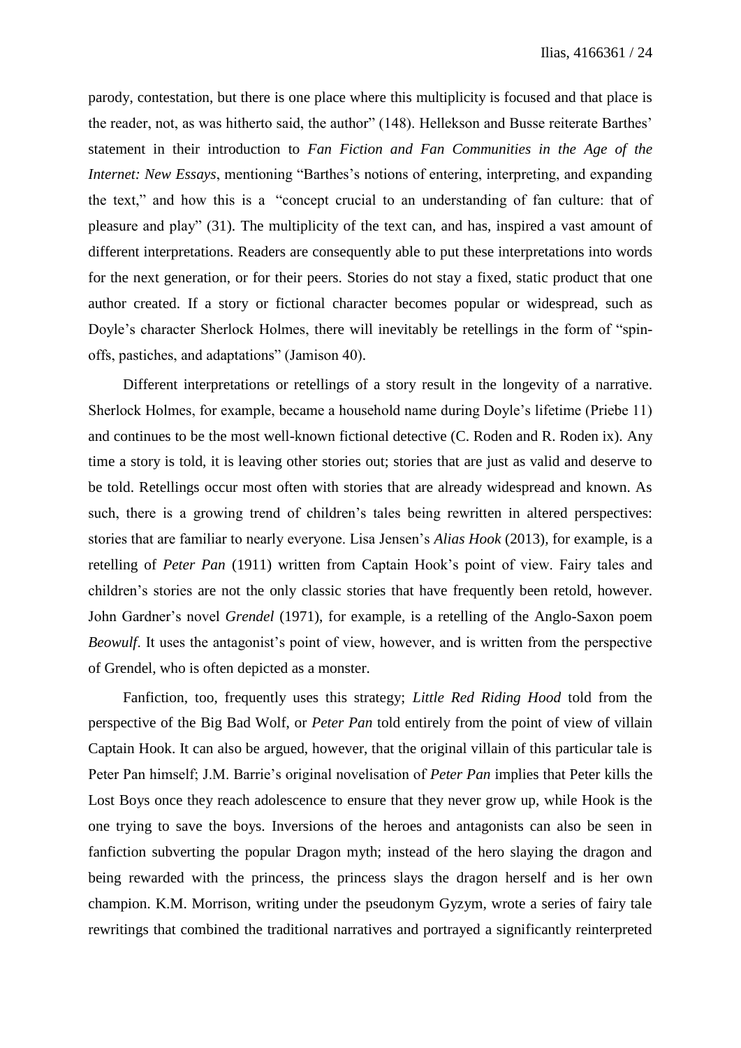parody, contestation, but there is one place where this multiplicity is focused and that place is the reader, not, as was hitherto said, the author" (148). Hellekson and Busse reiterate Barthes' statement in their introduction to *Fan Fiction and Fan Communities in the Age of the Internet: New Essays*, mentioning "Barthes's notions of entering, interpreting, and expanding the text," and how this is a "concept crucial to an understanding of fan culture: that of pleasure and play" (31). The multiplicity of the text can, and has, inspired a vast amount of different interpretations. Readers are consequently able to put these interpretations into words for the next generation, or for their peers. Stories do not stay a fixed, static product that one author created. If a story or fictional character becomes popular or widespread, such as Doyle's character Sherlock Holmes, there will inevitably be retellings in the form of "spin-offs, pastiches, and adaptations" (Jamison 40).

Different interpretations or retellings of a story result in the longevity of a narrative. Sherlock Holmes, for example, became a household name during Doyle's lifetime (Priebe 11) and continues to be the most well-known fictional detective (C. Roden and R. Roden ix). Any time a story is told, it is leaving other stories out; stories that are just as valid and deserve to be told. Retellings occur most often with stories that are already widespread and known. As such, there is a growing trend of children's tales being rewritten in altered perspectives: stories that are familiar to nearly everyone. Lisa Jensen's *Alias Hook* (2013), for example, is a retelling of *Peter Pan* (1911) written from Captain Hook's point of view. Fairy tales and children's stories are not the only classic stories that have frequently been retold, however. John Gardner's novel *Grendel* (1971), for example, is a retelling of the Anglo-Saxon poem *Beowulf*. It uses the antagonist's point of view, however, and is written from the perspective of Grendel, who is often depicted as a monster.

Fanfiction, too, frequently uses this strategy; *Little Red Riding Hood* told from the perspective of the Big Bad Wolf, or *Peter Pan* told entirely from the point of view of villain Captain Hook. It can also be argued, however, that the original villain of this particular tale is Peter Pan himself; J.M. Barrie's original novelisation of *Peter Pan* implies that Peter kills the Lost Boys once they reach adolescence to ensure that they never grow up, while Hook is the one trying to save the boys. Inversions of the heroes and antagonists can also be seen in fanfiction subverting the popular Dragon myth; instead of the hero slaying the dragon and being rewarded with the princess, the princess slays the dragon herself and is her own champion. K.M. Morrison, writing under the pseudonym Gyzym, wrote a series of fairy tale rewritings that combined the traditional narratives and portrayed a significantly reinterpreted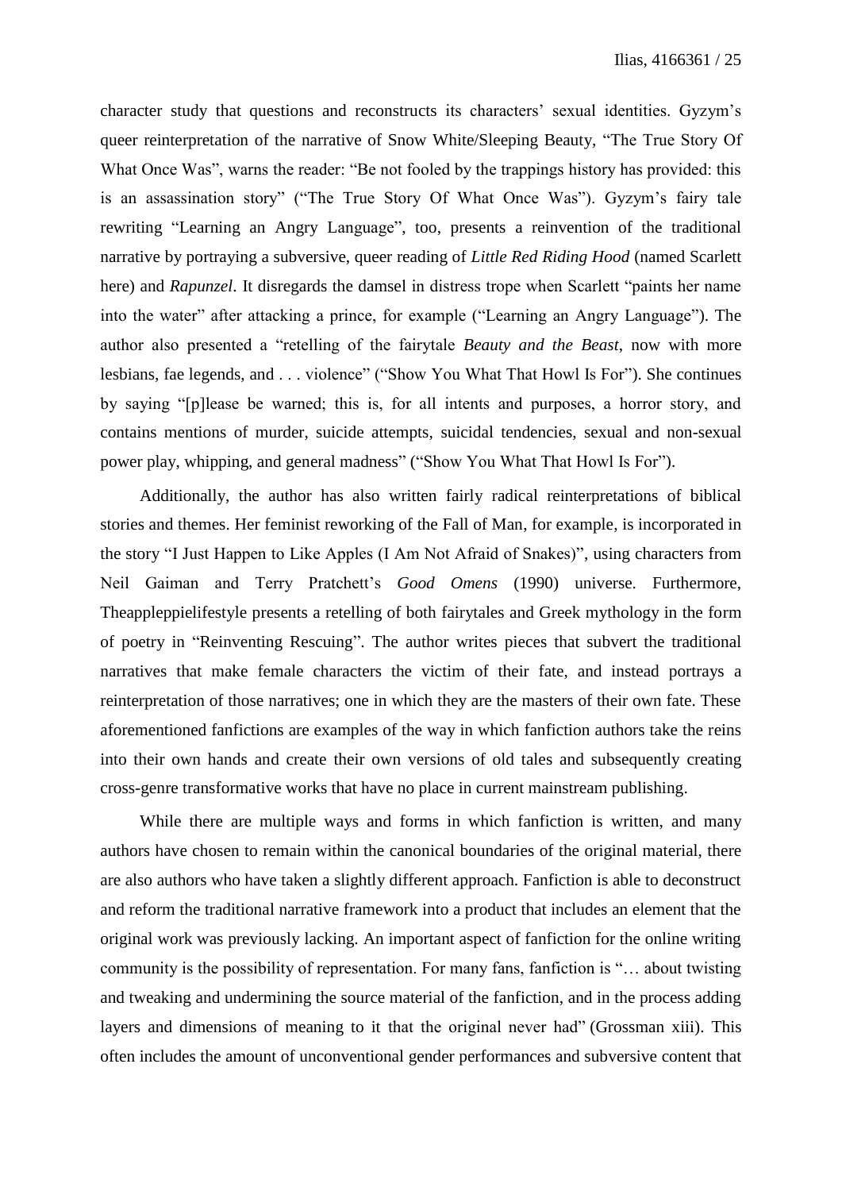character study that questions and reconstructs its characters' sexual identities. Gyzym's queer reinterpretation of the narrative of Snow White/Sleeping Beauty, "The True Story Of What Once Was", warns the reader: "Be not fooled by the trappings history has provided: this is an assassination story" ("The True Story Of What Once Was"). Gyzym's fairy tale rewriting "Learning an Angry Language", too, presents a reinvention of the traditional narrative by portraying a subversive, queer reading of *Little Red Riding Hood* (named Scarlett here) and *Rapunzel*. It disregards the damsel in distress trope when Scarlett "paints her name into the water" after attacking a prince, for example ("Learning an Angry Language"). The author also presented a "retelling of the fairytale *Beauty and the Beast*, now with more lesbians, fae legends, and . . . violence" ("Show You What That Howl Is For"). She continues by saying "[p]lease be warned; this is, for all intents and purposes, a horror story, and contains mentions of murder, suicide attempts, suicidal tendencies, sexual and non-sexual power play, whipping, and general madness" ("Show You What That Howl Is For").

Additionally, the author has also written fairly radical reinterpretations of biblical stories and themes. Her feminist reworking of the Fall of Man, for example, is incorporated in the story "I Just Happen to Like Apples (I Am Not Afraid of Snakes)", using characters from Neil Gaiman and Terry Pratchett's *Good Omens* (1990) universe. Furthermore, Theappleppielifestyle presents a retelling of both fairytales and Greek mythology in the form of poetry in "Reinventing Rescuing". The author writes pieces that subvert the traditional narratives that make female characters the victim of their fate, and instead portrays a reinterpretation of those narratives; one in which they are the masters of their own fate. These aforementioned fanfictions are examples of the way in which fanfiction authors take the reins into their own hands and create their own versions of old tales and subsequently creating cross-genre transformative works that have no place in current mainstream publishing.

While there are multiple ways and forms in which fanfiction is written, and many authors have chosen to remain within the canonical boundaries of the original material, there are also authors who have taken a slightly different approach. Fanfiction is able to deconstruct and reform the traditional narrative framework into a product that includes an element that the original work was previously lacking. An important aspect of fanfiction for the online writing community is the possibility of representation. For many fans, fanfiction is "… about twisting and tweaking and undermining the source material of the fanfiction, and in the process adding layers and dimensions of meaning to it that the original never had" (Grossman xiii). This often includes the amount of unconventional gender performances and subversive content that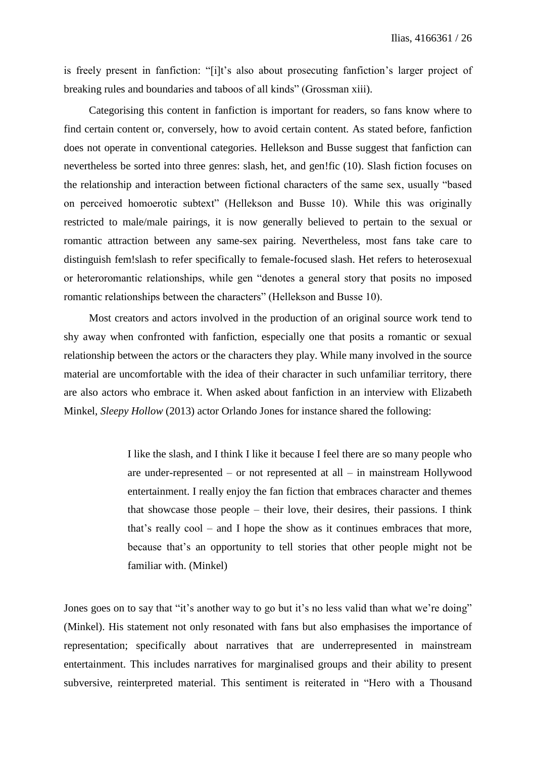is freely present in fanfiction: "[i]t's also about prosecuting fanfiction's larger project of breaking rules and boundaries and taboos of all kinds" (Grossman xiii).

Categorising this content in fanfiction is important for readers, so fans know where to find certain content or, conversely, how to avoid certain content. As stated before, fanfiction does not operate in conventional categories. Hellekson and Busse suggest that fanfiction can nevertheless be sorted into three genres: slash, het, and gen!fic (10). Slash fiction focuses on the relationship and interaction between fictional characters of the same sex, usually "based on perceived homoerotic subtext" (Hellekson and Busse 10). While this was originally restricted to male/male pairings, it is now generally believed to pertain to the sexual or romantic attraction between any same-sex pairing. Nevertheless, most fans take care to distinguish fem!slash to refer specifically to female-focused slash. Het refers to heterosexual or heteroromantic relationships, while gen "denotes a general story that posits no imposed romantic relationships between the characters" (Hellekson and Busse 10).

Most creators and actors involved in the production of an original source work tend to shy away when confronted with fanfiction, especially one that posits a romantic or sexual relationship between the actors or the characters they play. While many involved in the source material are uncomfortable with the idea of their character in such unfamiliar territory, there are also actors who embrace it. When asked about fanfiction in an interview with Elizabeth Minkel, *Sleepy Hollow* (2013) actor Orlando Jones for instance shared the following:

> I like the slash, and I think I like it because I feel there are so many people who are under-represented – or not represented at all – in mainstream Hollywood entertainment. I really enjoy the fan fiction that embraces character and themes that showcase those people – their love, their desires, their passions. I think that's really cool – and I hope the show as it continues embraces that more, because that's an opportunity to tell stories that other people might not be familiar with. (Minkel)

Jones goes on to say that "it's another way to go but it's no less valid than what we're doing" (Minkel). His statement not only resonated with fans but also emphasises the importance of representation; specifically about narratives that are underrepresented in mainstream entertainment. This includes narratives for marginalised groups and their ability to present subversive, reinterpreted material. This sentiment is reiterated in "Hero with a Thousand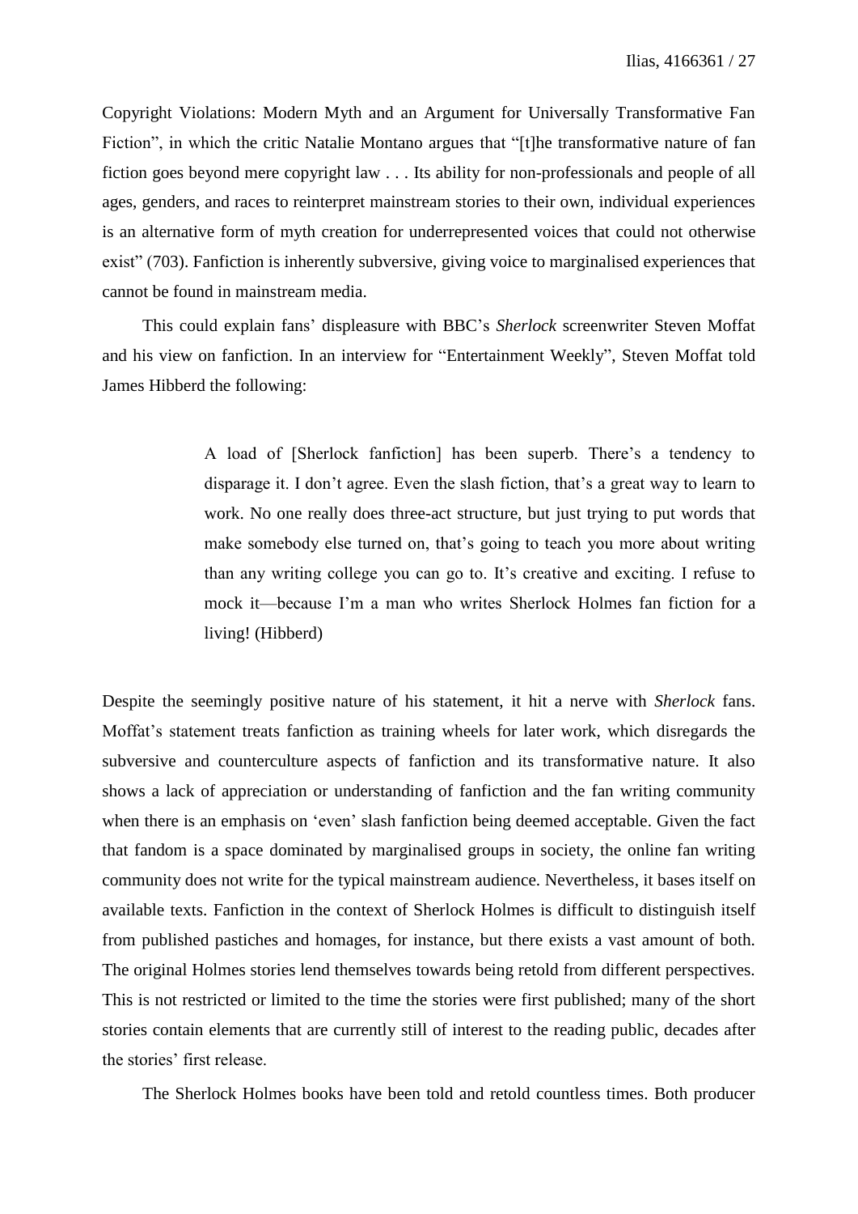Copyright Violations: Modern Myth and an Argument for Universally Transformative Fan Fiction", in which the critic Natalie Montano argues that "[t]he transformative nature of fan fiction goes beyond mere copyright law . . . Its ability for non-professionals and people of all ages, genders, and races to reinterpret mainstream stories to their own, individual experiences is an alternative form of myth creation for underrepresented voices that could not otherwise exist" (703). Fanfiction is inherently subversive, giving voice to marginalised experiences that cannot be found in mainstream media.

This could explain fans' displeasure with BBC's *Sherlock* screenwriter Steven Moffat and his view on fanfiction. In an interview for "Entertainment Weekly", Steven Moffat told James Hibberd the following:

> A load of [Sherlock fanfiction] has been superb. There's a tendency to disparage it. I don't agree. Even the slash fiction, that's a great way to learn to work. No one really does three-act structure, but just trying to put words that make somebody else turned on, that's going to teach you more about writing than any writing college you can go to. It's creative and exciting. I refuse to mock it—because I'm a man who writes Sherlock Holmes fan fiction for a living! (Hibberd)

Despite the seemingly positive nature of his statement, it hit a nerve with *Sherlock* fans. Moffat's statement treats fanfiction as training wheels for later work, which disregards the subversive and counterculture aspects of fanfiction and its transformative nature. It also shows a lack of appreciation or understanding of fanfiction and the fan writing community when there is an emphasis on 'even' slash fanfiction being deemed acceptable. Given the fact that fandom is a space dominated by marginalised groups in society, the online fan writing community does not write for the typical mainstream audience. Nevertheless, it bases itself on available texts. Fanfiction in the context of Sherlock Holmes is difficult to distinguish itself from published pastiches and homages, for instance, but there exists a vast amount of both. The original Holmes stories lend themselves towards being retold from different perspectives. This is not restricted or limited to the time the stories were first published; many of the short stories contain elements that are currently still of interest to the reading public, decades after the stories' first release.

The Sherlock Holmes books have been told and retold countless times. Both producer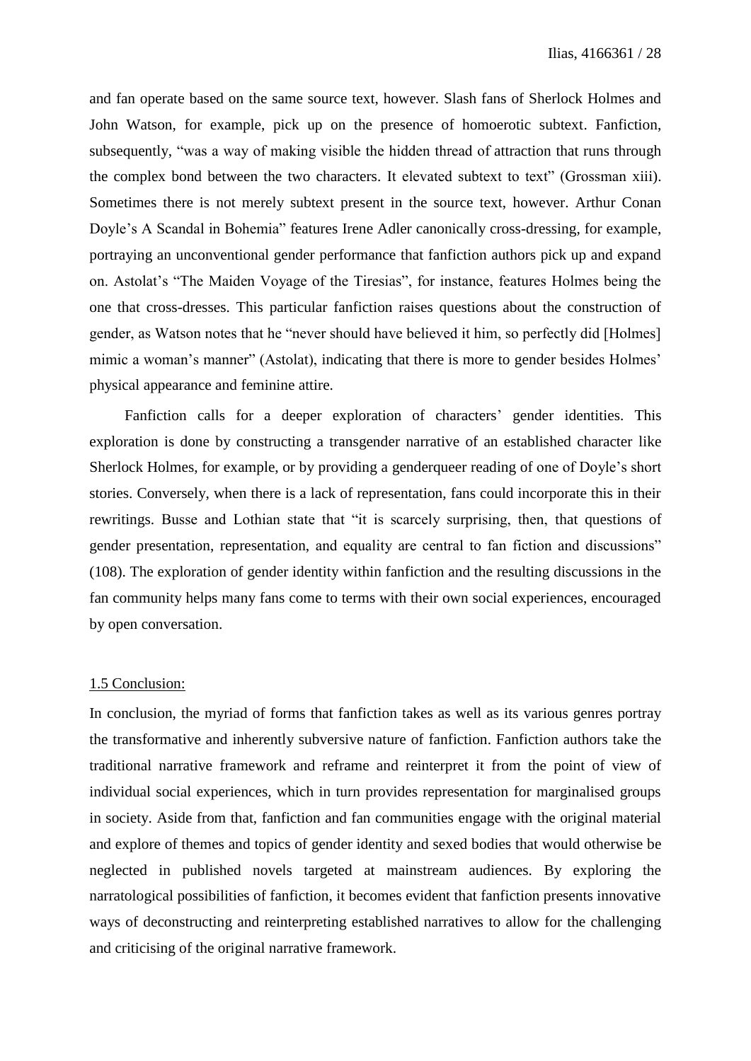and fan operate based on the same source text, however. Slash fans of Sherlock Holmes and John Watson, for example, pick up on the presence of homoerotic subtext. Fanfiction, subsequently, "was a way of making visible the hidden thread of attraction that runs through the complex bond between the two characters. It elevated subtext to text" (Grossman xiii). Sometimes there is not merely subtext present in the source text, however. Arthur Conan Doyle's A Scandal in Bohemia" features Irene Adler canonically cross-dressing, for example, portraying an unconventional gender performance that fanfiction authors pick up and expand on. Astolat's "The Maiden Voyage of the Tiresias", for instance, features Holmes being the one that cross-dresses. This particular fanfiction raises questions about the construction of gender, as Watson notes that he "never should have believed it him, so perfectly did [Holmes] mimic a woman's manner" (Astolat), indicating that there is more to gender besides Holmes' physical appearance and feminine attire.

Fanfiction calls for a deeper exploration of characters' gender identities. This exploration is done by constructing a transgender narrative of an established character like Sherlock Holmes, for example, or by providing a genderqueer reading of one of Doyle's short stories. Conversely, when there is a lack of representation, fans could incorporate this in their rewritings. Busse and Lothian state that "it is scarcely surprising, then, that questions of gender presentation, representation, and equality are central to fan fiction and discussions" (108). The exploration of gender identity within fanfiction and the resulting discussions in the fan community helps many fans come to terms with their own social experiences, encouraged by open conversation.

### 1.5 Conclusion:

In conclusion, the myriad of forms that fanfiction takes as well as its various genres portray the transformative and inherently subversive nature of fanfiction. Fanfiction authors take the traditional narrative framework and reframe and reinterpret it from the point of view of individual social experiences, which in turn provides representation for marginalised groups in society. Aside from that, fanfiction and fan communities engage with the original material and explore of themes and topics of gender identity and sexed bodies that would otherwise be neglected in published novels targeted at mainstream audiences. By exploring the narratological possibilities of fanfiction, it becomes evident that fanfiction presents innovative ways of deconstructing and reinterpreting established narratives to allow for the challenging and criticising of the original narrative framework.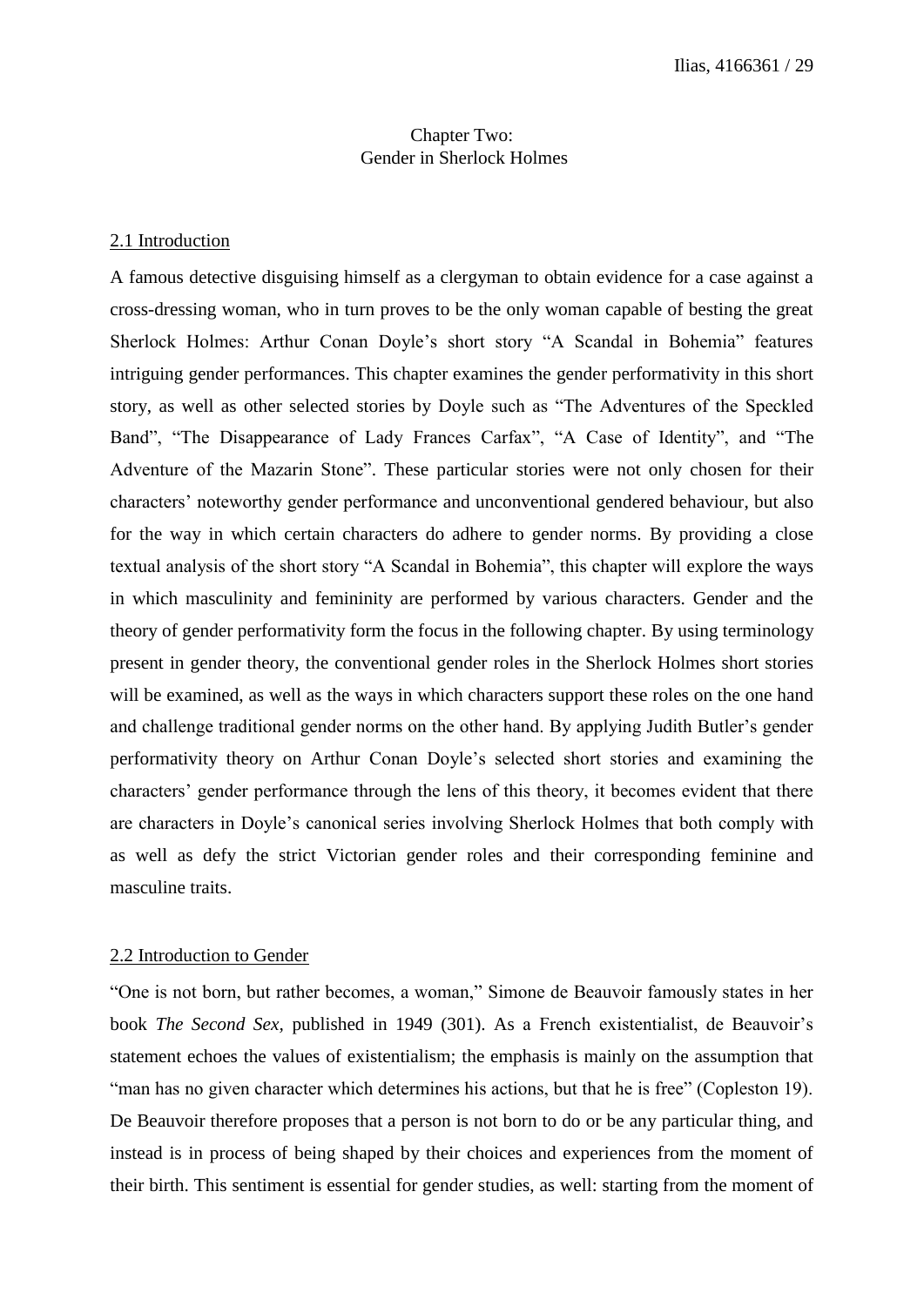# Chapter Two:
# Gender in Sherlock Holmes

## 2.1 Introduction

A famous detective disguising himself as a clergyman to obtain evidence for a case against a cross-dressing woman, who in turn proves to be the only woman capable of besting the great Sherlock Holmes: Arthur Conan Doyle's short story "A Scandal in Bohemia" features intriguing gender performances. This chapter examines the gender performativity in this short story, as well as other selected stories by Doyle such as "The Adventures of the Speckled Band", "The Disappearance of Lady Frances Carfax", "A Case of Identity", and "The Adventure of the Mazarin Stone". These particular stories were not only chosen for their characters' noteworthy gender performance and unconventional gendered behaviour, but also for the way in which certain characters do adhere to gender norms. By providing a close textual analysis of the short story "A Scandal in Bohemia", this chapter will explore the ways in which masculinity and femininity are performed by various characters. Gender and the theory of gender performativity form the focus in the following chapter. By using terminology present in gender theory, the conventional gender roles in the Sherlock Holmes short stories will be examined, as well as the ways in which characters support these roles on the one hand and challenge traditional gender norms on the other hand. By applying Judith Butler's gender performativity theory on Arthur Conan Doyle's selected short stories and examining the characters' gender performance through the lens of this theory, it becomes evident that there are characters in Doyle's canonical series involving Sherlock Holmes that both comply with as well as defy the strict Victorian gender roles and their corresponding feminine and masculine traits.

## 2.2 Introduction to Gender

"One is not born, but rather becomes, a woman," Simone de Beauvoir famously states in her book *The Second Sex,* published in 1949 (301). As a French existentialist, de Beauvoir's statement echoes the values of existentialism; the emphasis is mainly on the assumption that "man has no given character which determines his actions, but that he is free" (Copleston 19). De Beauvoir therefore proposes that a person is not born to do or be any particular thing, and instead is in process of being shaped by their choices and experiences from the moment of their birth. This sentiment is essential for gender studies, as well: starting from the moment of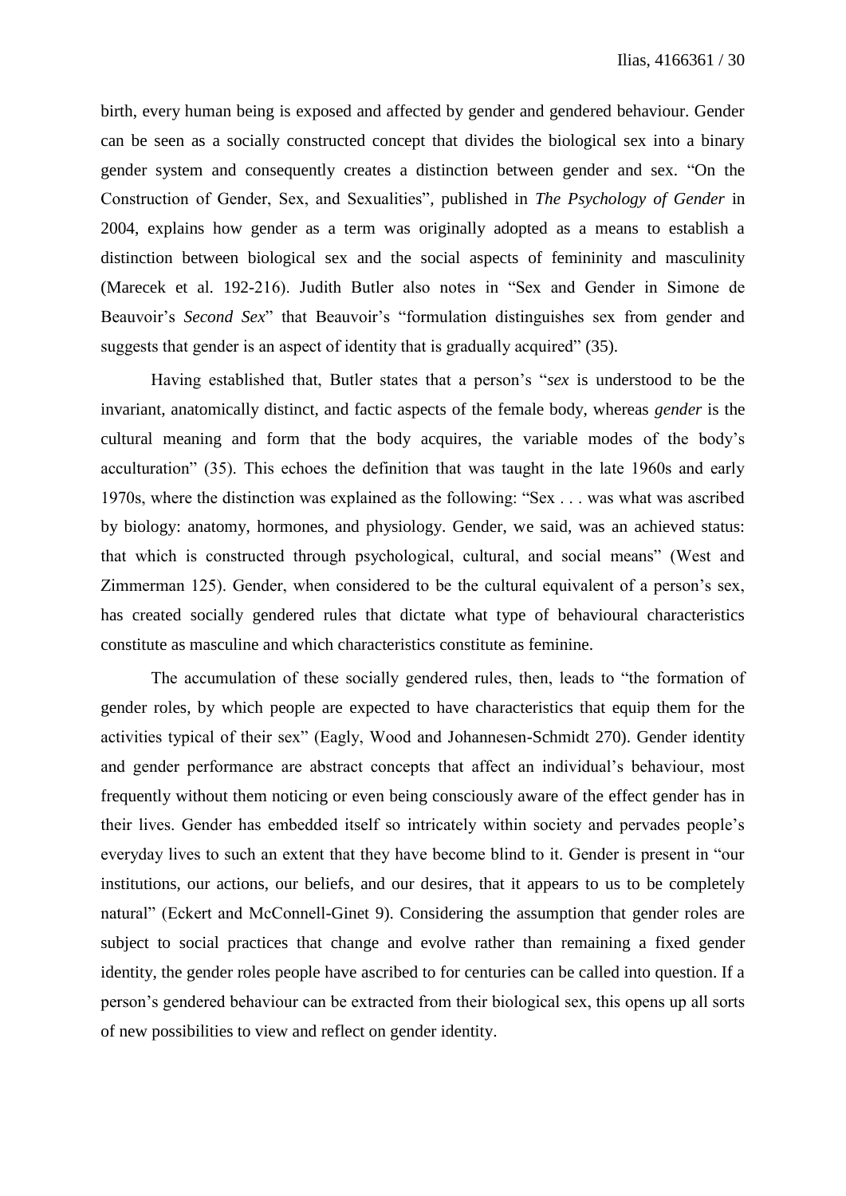birth, every human being is exposed and affected by gender and gendered behaviour. Gender can be seen as a socially constructed concept that divides the biological sex into a binary gender system and consequently creates a distinction between gender and sex. "On the Construction of Gender, Sex, and Sexualities", published in *The Psychology of Gender* in 2004, explains how gender as a term was originally adopted as a means to establish a distinction between biological sex and the social aspects of femininity and masculinity (Marecek et al. 192-216). Judith Butler also notes in "Sex and Gender in Simone de Beauvoir's *Second Sex*" that Beauvoir's "formulation distinguishes sex from gender and suggests that gender is an aspect of identity that is gradually acquired" (35).

Having established that, Butler states that a person's "*sex* is understood to be the invariant, anatomically distinct, and factic aspects of the female body, whereas *gender* is the cultural meaning and form that the body acquires, the variable modes of the body's acculturation" (35). This echoes the definition that was taught in the late 1960s and early 1970s, where the distinction was explained as the following: "Sex . . . was what was ascribed by biology: anatomy, hormones, and physiology. Gender, we said, was an achieved status: that which is constructed through psychological, cultural, and social means" (West and Zimmerman 125). Gender, when considered to be the cultural equivalent of a person's sex, has created socially gendered rules that dictate what type of behavioural characteristics constitute as masculine and which characteristics constitute as feminine.

The accumulation of these socially gendered rules, then, leads to "the formation of gender roles, by which people are expected to have characteristics that equip them for the activities typical of their sex" (Eagly, Wood and Johannesen-Schmidt 270). Gender identity and gender performance are abstract concepts that affect an individual's behaviour, most frequently without them noticing or even being consciously aware of the effect gender has in their lives. Gender has embedded itself so intricately within society and pervades people's everyday lives to such an extent that they have become blind to it. Gender is present in "our institutions, our actions, our beliefs, and our desires, that it appears to us to be completely natural" (Eckert and McConnell-Ginet 9). Considering the assumption that gender roles are subject to social practices that change and evolve rather than remaining a fixed gender identity, the gender roles people have ascribed to for centuries can be called into question. If a person's gendered behaviour can be extracted from their biological sex, this opens up all sorts of new possibilities to view and reflect on gender identity.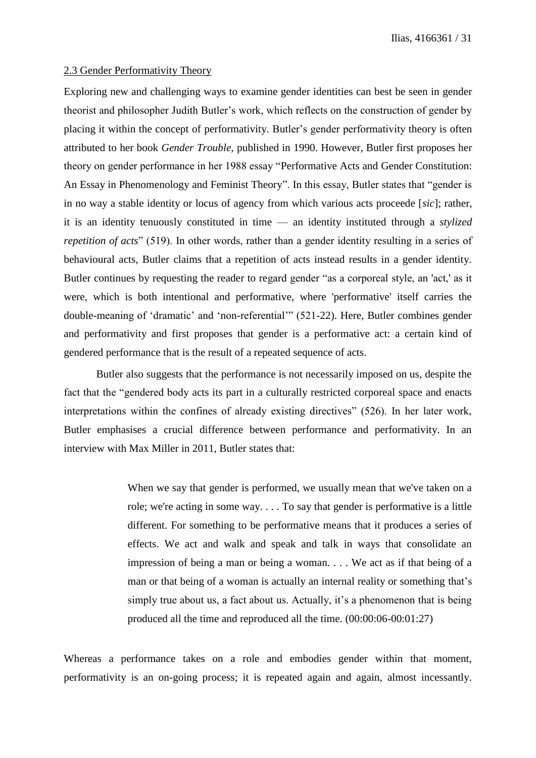## 2.3 Gender Performativity Theory

Exploring new and challenging ways to examine gender identities can best be seen in gender theorist and philosopher Judith Butler's work, which reflects on the construction of gender by placing it within the concept of performativity. Butler's gender performativity theory is often attributed to her book *Gender Trouble*, published in 1990. However, Butler first proposes her theory on gender performance in her 1988 essay "Performative Acts and Gender Constitution: An Essay in Phenomenology and Feminist Theory". In this essay, Butler states that "gender is in no way a stable identity or locus of agency from which various acts proceede [*sic*]; rather, it is an identity tenuously constituted in time — an identity instituted through a *stylized repetition of acts*" (519). In other words, rather than a gender identity resulting in a series of behavioural acts, Butler claims that a repetition of acts instead results in a gender identity. Butler continues by requesting the reader to regard gender "as a corporeal style, an 'act,' as it were, which is both intentional and performative, where 'performative' itself carries the double-meaning of 'dramatic' and 'non-referential'" (521-22). Here, Butler combines gender and performativity and first proposes that gender is a performative act: a certain kind of gendered performance that is the result of a repeated sequence of acts.

Butler also suggests that the performance is not necessarily imposed on us, despite the fact that the "gendered body acts its part in a culturally restricted corporeal space and enacts interpretations within the confines of already existing directives" (526). In her later work, Butler emphasises a crucial difference between performance and performativity. In an interview with Max Miller in 2011, Butler states that:

> When we say that gender is performed, we usually mean that we've taken on a role; we're acting in some way. . . . To say that gender is performative is a little different. For something to be performative means that it produces a series of effects. We act and walk and speak and talk in ways that consolidate an impression of being a man or being a woman. . . . We act as if that being of a man or that being of a woman is actually an internal reality or something that's simply true about us, a fact about us. Actually, it's a phenomenon that is being produced all the time and reproduced all the time. (00:00:06-00:01:27)

Whereas a performance takes on a role and embodies gender within that moment, performativity is an on-going process; it is repeated again and again, almost incessantly.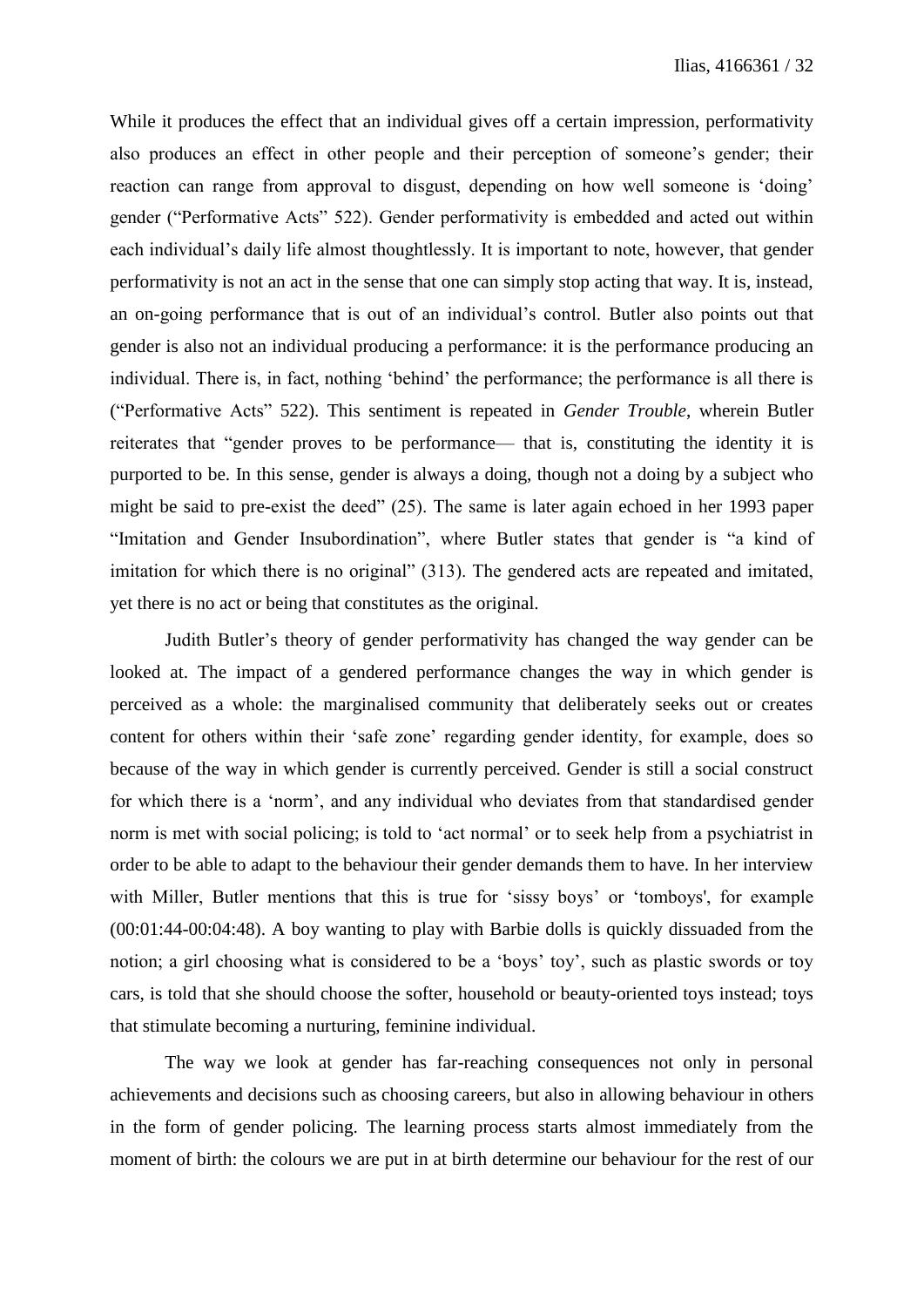While it produces the effect that an individual gives off a certain impression, performativity also produces an effect in other people and their perception of someone's gender; their reaction can range from approval to disgust, depending on how well someone is 'doing' gender ("Performative Acts" 522). Gender performativity is embedded and acted out within each individual's daily life almost thoughtlessly. It is important to note, however, that gender performativity is not an act in the sense that one can simply stop acting that way. It is, instead, an on-going performance that is out of an individual's control. Butler also points out that gender is also not an individual producing a performance: it is the performance producing an individual. There is, in fact, nothing 'behind' the performance; the performance is all there is ("Performative Acts" 522). This sentiment is repeated in *Gender Trouble*, wherein Butler reiterates that "gender proves to be performance— that is, constituting the identity it is purported to be. In this sense, gender is always a doing, though not a doing by a subject who might be said to pre-exist the deed" (25). The same is later again echoed in her 1993 paper "Imitation and Gender Insubordination", where Butler states that gender is "a kind of imitation for which there is no original" (313). The gendered acts are repeated and imitated, yet there is no act or being that constitutes as the original.

Judith Butler's theory of gender performativity has changed the way gender can be looked at. The impact of a gendered performance changes the way in which gender is perceived as a whole: the marginalised community that deliberately seeks out or creates content for others within their 'safe zone' regarding gender identity, for example, does so because of the way in which gender is currently perceived. Gender is still a social construct for which there is a 'norm', and any individual who deviates from that standardised gender norm is met with social policing; is told to 'act normal' or to seek help from a psychiatrist in order to be able to adapt to the behaviour their gender demands them to have. In her interview with Miller, Butler mentions that this is true for 'sissy boys' or 'tomboys', for example (00:01:44-00:04:48). A boy wanting to play with Barbie dolls is quickly dissuaded from the notion; a girl choosing what is considered to be a 'boys' toy', such as plastic swords or toy cars, is told that she should choose the softer, household or beauty-oriented toys instead; toys that stimulate becoming a nurturing, feminine individual.

The way we look at gender has far-reaching consequences not only in personal achievements and decisions such as choosing careers, but also in allowing behaviour in others in the form of gender policing. The learning process starts almost immediately from the moment of birth: the colours we are put in at birth determine our behaviour for the rest of our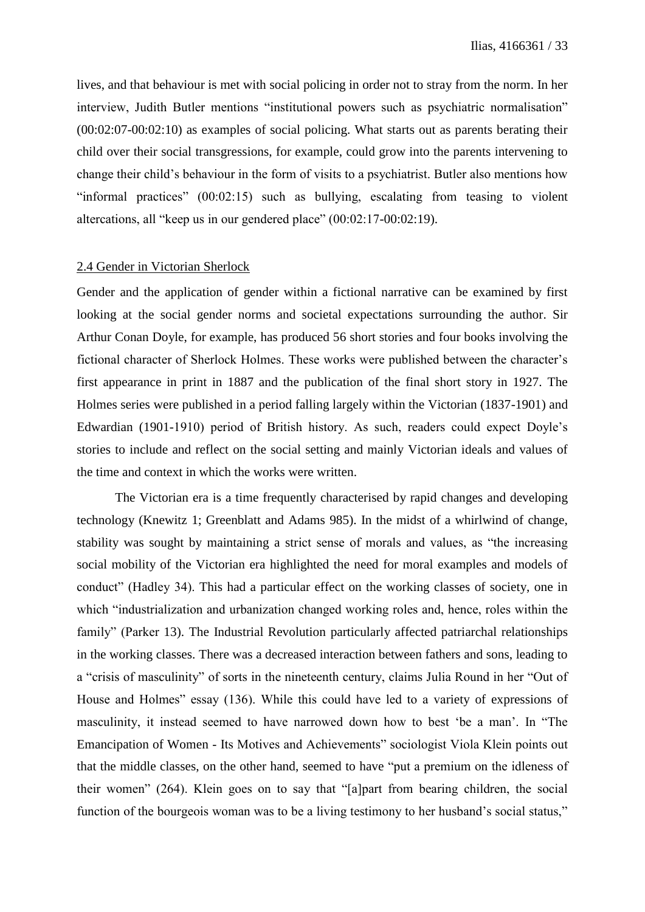lives, and that behaviour is met with social policing in order not to stray from the norm. In her interview, Judith Butler mentions "institutional powers such as psychiatric normalisation" (00:02:07-00:02:10) as examples of social policing. What starts out as parents berating their child over their social transgressions, for example, could grow into the parents intervening to change their child's behaviour in the form of visits to a psychiatrist. Butler also mentions how "informal practices" (00:02:15) such as bullying, escalating from teasing to violent altercations, all "keep us in our gendered place" (00:02:17-00:02:19).

## 2.4 Gender in Victorian Sherlock

Gender and the application of gender within a fictional narrative can be examined by first looking at the social gender norms and societal expectations surrounding the author. Sir Arthur Conan Doyle, for example, has produced 56 short stories and four books involving the fictional character of Sherlock Holmes. These works were published between the character's first appearance in print in 1887 and the publication of the final short story in 1927. The Holmes series were published in a period falling largely within the Victorian (1837-1901) and Edwardian (1901-1910) period of British history. As such, readers could expect Doyle's stories to include and reflect on the social setting and mainly Victorian ideals and values of the time and context in which the works were written.

The Victorian era is a time frequently characterised by rapid changes and developing technology (Knewitz 1; Greenblatt and Adams 985). In the midst of a whirlwind of change, stability was sought by maintaining a strict sense of morals and values, as "the increasing social mobility of the Victorian era highlighted the need for moral examples and models of conduct" (Hadley 34). This had a particular effect on the working classes of society, one in which "industrialization and urbanization changed working roles and, hence, roles within the family" (Parker 13). The Industrial Revolution particularly affected patriarchal relationships in the working classes. There was a decreased interaction between fathers and sons, leading to a "crisis of masculinity" of sorts in the nineteenth century, claims Julia Round in her "Out of House and Holmes" essay (136). While this could have led to a variety of expressions of masculinity, it instead seemed to have narrowed down how to best 'be a man'. In "The Emancipation of Women - Its Motives and Achievements" sociologist Viola Klein points out that the middle classes, on the other hand, seemed to have "put a premium on the idleness of their women" (264). Klein goes on to say that "[a]part from bearing children, the social function of the bourgeois woman was to be a living testimony to her husband's social status,"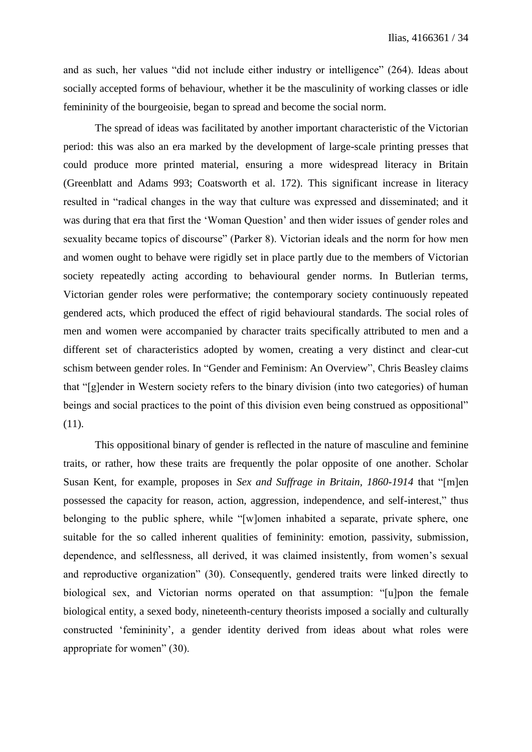and as such, her values "did not include either industry or intelligence" (264). Ideas about socially accepted forms of behaviour, whether it be the masculinity of working classes or idle femininity of the bourgeoisie, began to spread and become the social norm.

The spread of ideas was facilitated by another important characteristic of the Victorian period: this was also an era marked by the development of large-scale printing presses that could produce more printed material, ensuring a more widespread literacy in Britain (Greenblatt and Adams 993; Coatsworth et al. 172). This significant increase in literacy resulted in "radical changes in the way that culture was expressed and disseminated; and it was during that era that first the 'Woman Question' and then wider issues of gender roles and sexuality became topics of discourse" (Parker 8). Victorian ideals and the norm for how men and women ought to behave were rigidly set in place partly due to the members of Victorian society repeatedly acting according to behavioural gender norms. In Butlerian terms, Victorian gender roles were performative; the contemporary society continuously repeated gendered acts, which produced the effect of rigid behavioural standards. The social roles of men and women were accompanied by character traits specifically attributed to men and a different set of characteristics adopted by women, creating a very distinct and clear-cut schism between gender roles. In "Gender and Feminism: An Overview", Chris Beasley claims that "[g]ender in Western society refers to the binary division (into two categories) of human beings and social practices to the point of this division even being construed as oppositional" (11).

This oppositional binary of gender is reflected in the nature of masculine and feminine traits, or rather, how these traits are frequently the polar opposite of one another. Scholar Susan Kent, for example, proposes in *Sex and Suffrage in Britain, 1860-1914* that "[m]en possessed the capacity for reason, action, aggression, independence, and self-interest," thus belonging to the public sphere, while "[w]omen inhabited a separate, private sphere, one suitable for the so called inherent qualities of femininity: emotion, passivity, submission, dependence, and selflessness, all derived, it was claimed insistently, from women's sexual and reproductive organization" (30). Consequently, gendered traits were linked directly to biological sex, and Victorian norms operated on that assumption: "[u]pon the female biological entity, a sexed body, nineteenth-century theorists imposed a socially and culturally constructed 'femininity', a gender identity derived from ideas about what roles were appropriate for women" (30).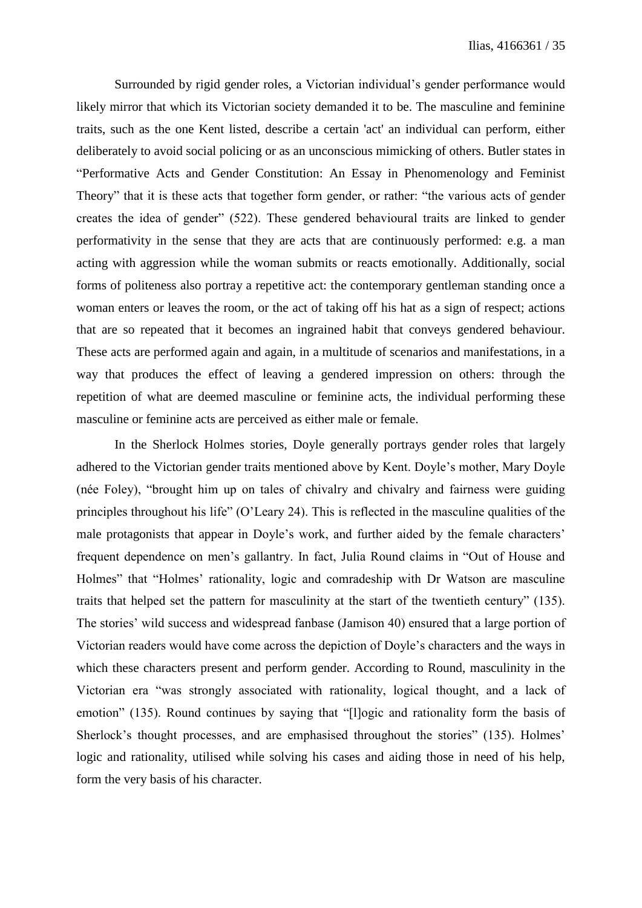Surrounded by rigid gender roles, a Victorian individual's gender performance would likely mirror that which its Victorian society demanded it to be. The masculine and feminine traits, such as the one Kent listed, describe a certain 'act' an individual can perform, either deliberately to avoid social policing or as an unconscious mimicking of others. Butler states in "Performative Acts and Gender Constitution: An Essay in Phenomenology and Feminist Theory" that it is these acts that together form gender, or rather: "the various acts of gender creates the idea of gender" (522). These gendered behavioural traits are linked to gender performativity in the sense that they are acts that are continuously performed: e.g. a man acting with aggression while the woman submits or reacts emotionally. Additionally, social forms of politeness also portray a repetitive act: the contemporary gentleman standing once a woman enters or leaves the room, or the act of taking off his hat as a sign of respect; actions that are so repeated that it becomes an ingrained habit that conveys gendered behaviour. These acts are performed again and again, in a multitude of scenarios and manifestations, in a way that produces the effect of leaving a gendered impression on others: through the repetition of what are deemed masculine or feminine acts, the individual performing these masculine or feminine acts are perceived as either male or female.

In the Sherlock Holmes stories, Doyle generally portrays gender roles that largely adhered to the Victorian gender traits mentioned above by Kent. Doyle's mother, Mary Doyle (née Foley), "brought him up on tales of chivalry and chivalry and fairness were guiding principles throughout his life" (O'Leary 24). This is reflected in the masculine qualities of the male protagonists that appear in Doyle's work, and further aided by the female characters' frequent dependence on men's gallantry. In fact, Julia Round claims in "Out of House and Holmes" that "Holmes' rationality, logic and comradeship with Dr Watson are masculine traits that helped set the pattern for masculinity at the start of the twentieth century" (135). The stories' wild success and widespread fanbase (Jamison 40) ensured that a large portion of Victorian readers would have come across the depiction of Doyle's characters and the ways in which these characters present and perform gender. According to Round, masculinity in the Victorian era "was strongly associated with rationality, logical thought, and a lack of emotion" (135). Round continues by saying that "[l]ogic and rationality form the basis of Sherlock's thought processes, and are emphasised throughout the stories" (135). Holmes' logic and rationality, utilised while solving his cases and aiding those in need of his help, form the very basis of his character.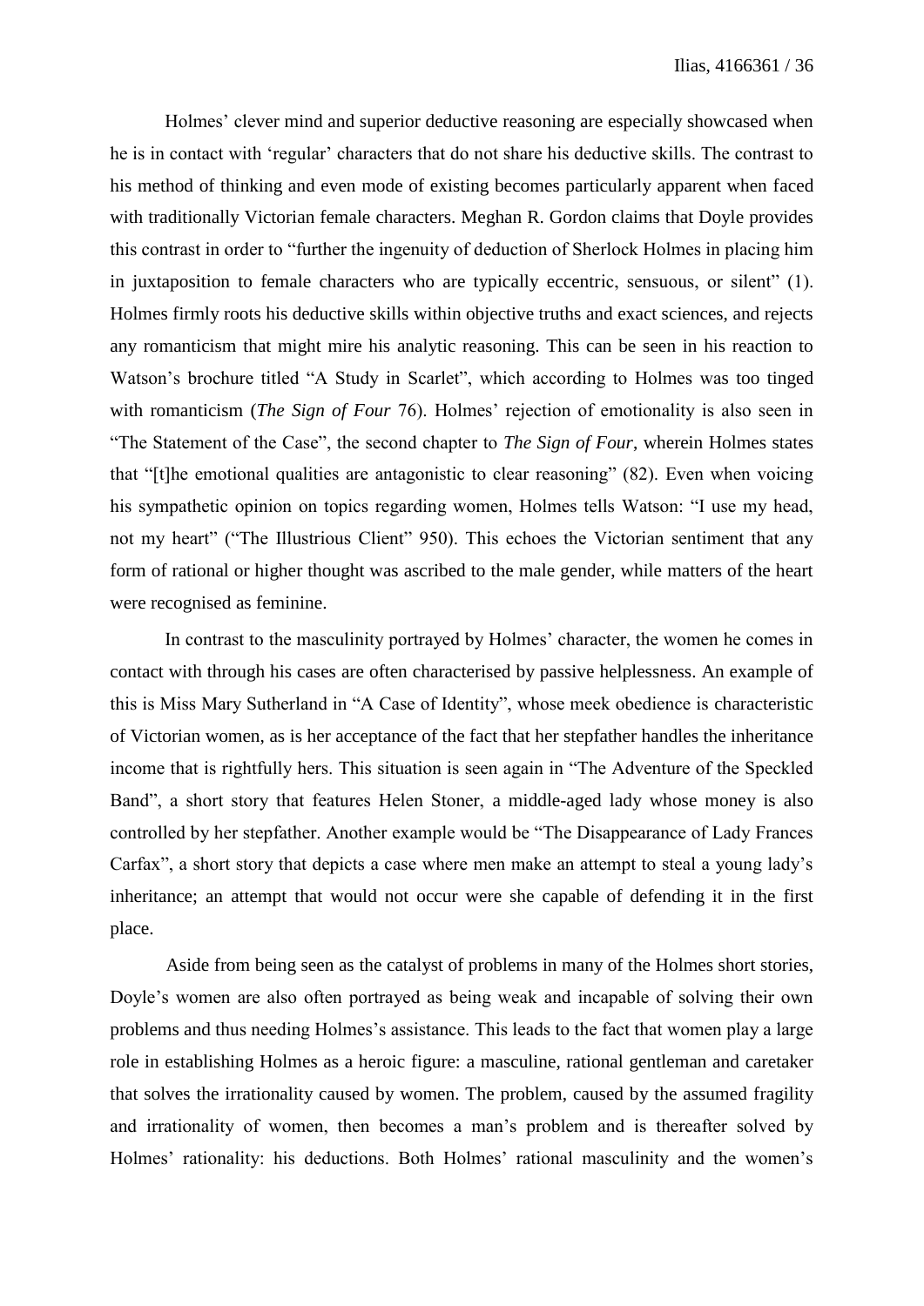Holmes' clever mind and superior deductive reasoning are especially showcased when he is in contact with 'regular' characters that do not share his deductive skills. The contrast to his method of thinking and even mode of existing becomes particularly apparent when faced with traditionally Victorian female characters. Meghan R. Gordon claims that Doyle provides this contrast in order to "further the ingenuity of deduction of Sherlock Holmes in placing him in juxtaposition to female characters who are typically eccentric, sensuous, or silent" (1). Holmes firmly roots his deductive skills within objective truths and exact sciences, and rejects any romanticism that might mire his analytic reasoning. This can be seen in his reaction to Watson's brochure titled "A Study in Scarlet", which according to Holmes was too tinged with romanticism (*The Sign of Four* 76). Holmes' rejection of emotionality is also seen in "The Statement of the Case", the second chapter to *The Sign of Four*, wherein Holmes states that "[t]he emotional qualities are antagonistic to clear reasoning" (82). Even when voicing his sympathetic opinion on topics regarding women, Holmes tells Watson: "I use my head, not my heart" ("The Illustrious Client" 950). This echoes the Victorian sentiment that any form of rational or higher thought was ascribed to the male gender, while matters of the heart were recognised as feminine.

In contrast to the masculinity portrayed by Holmes' character, the women he comes in contact with through his cases are often characterised by passive helplessness. An example of this is Miss Mary Sutherland in "A Case of Identity", whose meek obedience is characteristic of Victorian women, as is her acceptance of the fact that her stepfather handles the inheritance income that is rightfully hers. This situation is seen again in "The Adventure of the Speckled Band", a short story that features Helen Stoner, a middle-aged lady whose money is also controlled by her stepfather. Another example would be "The Disappearance of Lady Frances Carfax", a short story that depicts a case where men make an attempt to steal a young lady's inheritance; an attempt that would not occur were she capable of defending it in the first place.

Aside from being seen as the catalyst of problems in many of the Holmes short stories, Doyle's women are also often portrayed as being weak and incapable of solving their own problems and thus needing Holmes's assistance. This leads to the fact that women play a large role in establishing Holmes as a heroic figure: a masculine, rational gentleman and caretaker that solves the irrationality caused by women. The problem, caused by the assumed fragility and irrationality of women, then becomes a man's problem and is thereafter solved by Holmes' rationality: his deductions. Both Holmes' rational masculinity and the women's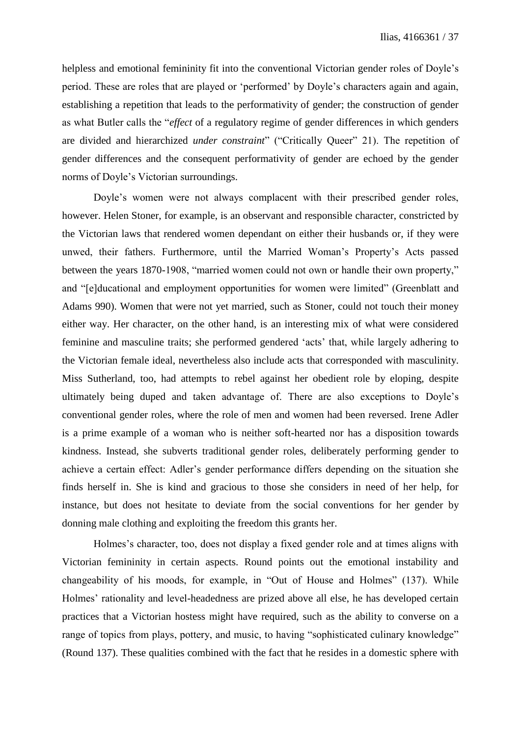helpless and emotional femininity fit into the conventional Victorian gender roles of Doyle's period. These are roles that are played or 'performed' by Doyle's characters again and again, establishing a repetition that leads to the performativity of gender; the construction of gender as what Butler calls the "*effect* of a regulatory regime of gender differences in which genders are divided and hierarchized *under constraint*" ("Critically Queer" 21). The repetition of gender differences and the consequent performativity of gender are echoed by the gender norms of Doyle's Victorian surroundings.

Doyle's women were not always complacent with their prescribed gender roles, however. Helen Stoner, for example, is an observant and responsible character, constricted by the Victorian laws that rendered women dependant on either their husbands or, if they were unwed, their fathers. Furthermore, until the Married Woman's Property's Acts passed between the years 1870-1908, "married women could not own or handle their own property," and "[e]ducational and employment opportunities for women were limited" (Greenblatt and Adams 990). Women that were not yet married, such as Stoner, could not touch their money either way. Her character, on the other hand, is an interesting mix of what were considered feminine and masculine traits; she performed gendered 'acts' that, while largely adhering to the Victorian female ideal, nevertheless also include acts that corresponded with masculinity. Miss Sutherland, too, had attempts to rebel against her obedient role by eloping, despite ultimately being duped and taken advantage of. There are also exceptions to Doyle's conventional gender roles, where the role of men and women had been reversed. Irene Adler is a prime example of a woman who is neither soft-hearted nor has a disposition towards kindness. Instead, she subverts traditional gender roles, deliberately performing gender to achieve a certain effect: Adler's gender performance differs depending on the situation she finds herself in. She is kind and gracious to those she considers in need of her help, for instance, but does not hesitate to deviate from the social conventions for her gender by donning male clothing and exploiting the freedom this grants her.

Holmes's character, too, does not display a fixed gender role and at times aligns with Victorian femininity in certain aspects. Round points out the emotional instability and changeability of his moods, for example, in "Out of House and Holmes" (137). While Holmes' rationality and level-headedness are prized above all else, he has developed certain practices that a Victorian hostess might have required, such as the ability to converse on a range of topics from plays, pottery, and music, to having "sophisticated culinary knowledge" (Round 137). These qualities combined with the fact that he resides in a domestic sphere with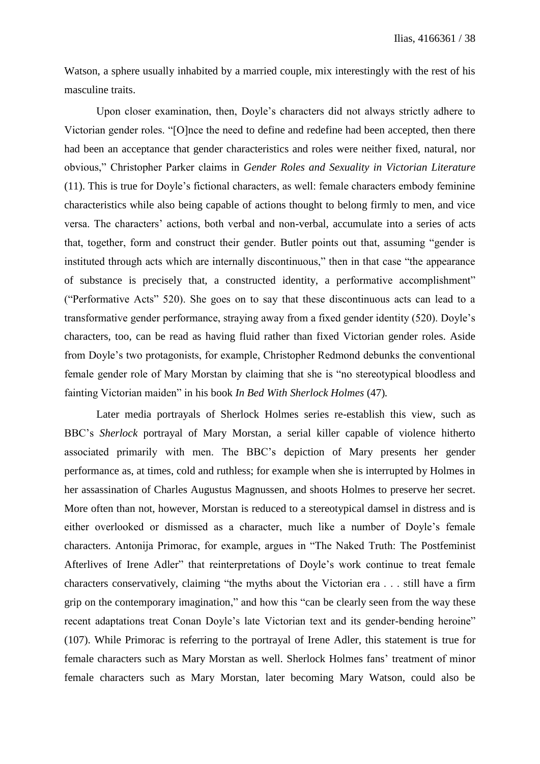Watson, a sphere usually inhabited by a married couple, mix interestingly with the rest of his masculine traits.

Upon closer examination, then, Doyle's characters did not always strictly adhere to Victorian gender roles. "[O]nce the need to define and redefine had been accepted, then there had been an acceptance that gender characteristics and roles were neither fixed, natural, nor obvious," Christopher Parker claims in *Gender Roles and Sexuality in Victorian Literature* (11). This is true for Doyle's fictional characters, as well: female characters embody feminine characteristics while also being capable of actions thought to belong firmly to men, and vice versa. The characters' actions, both verbal and non-verbal, accumulate into a series of acts that, together, form and construct their gender. Butler points out that, assuming "gender is instituted through acts which are internally discontinuous," then in that case "the appearance of substance is precisely that, a constructed identity, a performative accomplishment" ("Performative Acts" 520). She goes on to say that these discontinuous acts can lead to a transformative gender performance, straying away from a fixed gender identity (520). Doyle's characters, too, can be read as having fluid rather than fixed Victorian gender roles. Aside from Doyle's two protagonists, for example, Christopher Redmond debunks the conventional female gender role of Mary Morstan by claiming that she is "no stereotypical bloodless and fainting Victorian maiden" in his book *In Bed With Sherlock Holmes* (47).

Later media portrayals of Sherlock Holmes series re-establish this view, such as BBC's *Sherlock* portrayal of Mary Morstan, a serial killer capable of violence hitherto associated primarily with men. The BBC's depiction of Mary presents her gender performance as, at times, cold and ruthless; for example when she is interrupted by Holmes in her assassination of Charles Augustus Magnussen, and shoots Holmes to preserve her secret. More often than not, however, Morstan is reduced to a stereotypical damsel in distress and is either overlooked or dismissed as a character, much like a number of Doyle's female characters. Antonija Primorac, for example, argues in "The Naked Truth: The Postfeminist Afterlives of Irene Adler" that reinterpretations of Doyle's work continue to treat female characters conservatively, claiming "the myths about the Victorian era . . . still have a firm grip on the contemporary imagination," and how this "can be clearly seen from the way these recent adaptations treat Conan Doyle's late Victorian text and its gender-bending heroine" (107). While Primorac is referring to the portrayal of Irene Adler, this statement is true for female characters such as Mary Morstan as well. Sherlock Holmes fans' treatment of minor female characters such as Mary Morstan, later becoming Mary Watson, could also be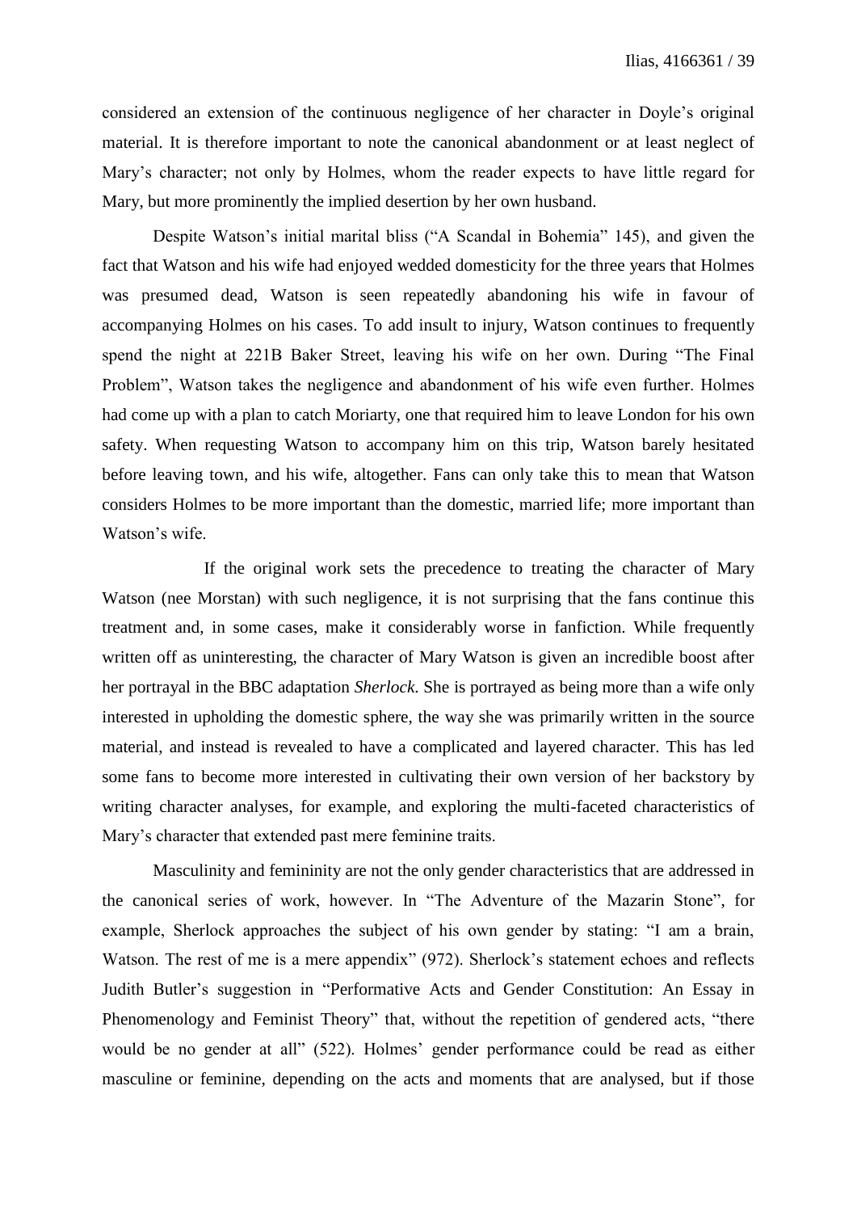considered an extension of the continuous negligence of her character in Doyle's original material. It is therefore important to note the canonical abandonment or at least neglect of Mary's character; not only by Holmes, whom the reader expects to have little regard for Mary, but more prominently the implied desertion by her own husband.

Despite Watson's initial marital bliss ("A Scandal in Bohemia" 145), and given the fact that Watson and his wife had enjoyed wedded domesticity for the three years that Holmes was presumed dead, Watson is seen repeatedly abandoning his wife in favour of accompanying Holmes on his cases. To add insult to injury, Watson continues to frequently spend the night at 221B Baker Street, leaving his wife on her own. During "The Final Problem", Watson takes the negligence and abandonment of his wife even further. Holmes had come up with a plan to catch Moriarty, one that required him to leave London for his own safety. When requesting Watson to accompany him on this trip, Watson barely hesitated before leaving town, and his wife, altogether. Fans can only take this to mean that Watson considers Holmes to be more important than the domestic, married life; more important than Watson's wife.

If the original work sets the precedence to treating the character of Mary Watson (nee Morstan) with such negligence, it is not surprising that the fans continue this treatment and, in some cases, make it considerably worse in fanfiction. While frequently written off as uninteresting, the character of Mary Watson is given an incredible boost after her portrayal in the BBC adaptation *Sherlock*. She is portrayed as being more than a wife only interested in upholding the domestic sphere, the way she was primarily written in the source material, and instead is revealed to have a complicated and layered character. This has led some fans to become more interested in cultivating their own version of her backstory by writing character analyses, for example, and exploring the multi-faceted characteristics of Mary's character that extended past mere feminine traits.

Masculinity and femininity are not the only gender characteristics that are addressed in the canonical series of work, however. In "The Adventure of the Mazarin Stone", for example, Sherlock approaches the subject of his own gender by stating: "I am a brain, Watson. The rest of me is a mere appendix" (972). Sherlock's statement echoes and reflects Judith Butler's suggestion in "Performative Acts and Gender Constitution: An Essay in Phenomenology and Feminist Theory" that, without the repetition of gendered acts, "there would be no gender at all" (522). Holmes' gender performance could be read as either masculine or feminine, depending on the acts and moments that are analysed, but if those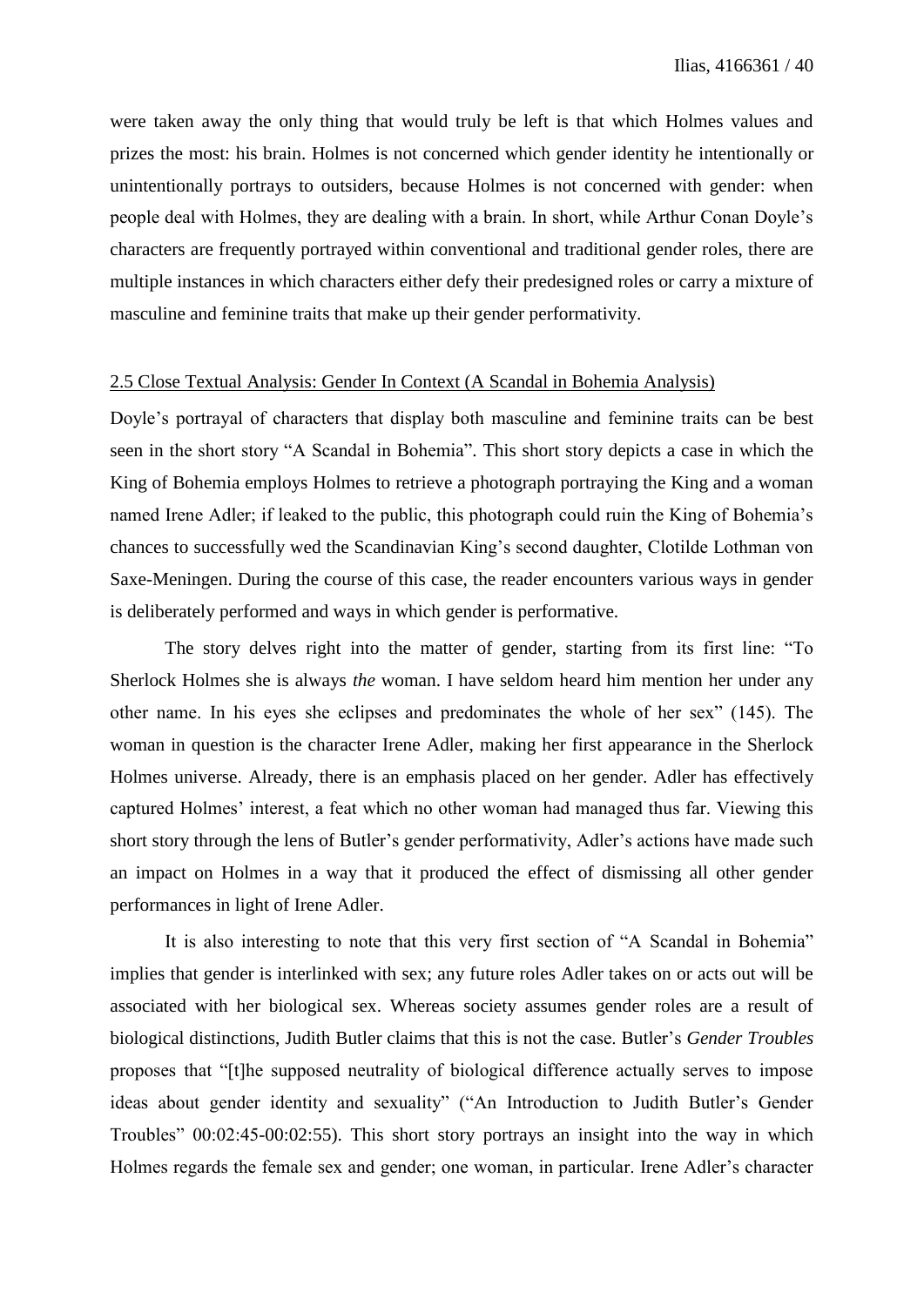were taken away the only thing that would truly be left is that which Holmes values and prizes the most: his brain. Holmes is not concerned which gender identity he intentionally or unintentionally portrays to outsiders, because Holmes is not concerned with gender: when people deal with Holmes, they are dealing with a brain. In short, while Arthur Conan Doyle's characters are frequently portrayed within conventional and traditional gender roles, there are multiple instances in which characters either defy their predesigned roles or carry a mixture of masculine and feminine traits that make up their gender performativity.

### 2.5 Close Textual Analysis: Gender In Context (A Scandal in Bohemia Analysis)

Doyle's portrayal of characters that display both masculine and feminine traits can be best seen in the short story "A Scandal in Bohemia". This short story depicts a case in which the King of Bohemia employs Holmes to retrieve a photograph portraying the King and a woman named Irene Adler; if leaked to the public, this photograph could ruin the King of Bohemia's chances to successfully wed the Scandinavian King's second daughter, Clotilde Lothman von Saxe-Meningen. During the course of this case, the reader encounters various ways in gender is deliberately performed and ways in which gender is performative.

The story delves right into the matter of gender, starting from its first line: "To Sherlock Holmes she is always *the* woman. I have seldom heard him mention her under any other name. In his eyes she eclipses and predominates the whole of her sex" (145). The woman in question is the character Irene Adler, making her first appearance in the Sherlock Holmes universe. Already, there is an emphasis placed on her gender. Adler has effectively captured Holmes' interest, a feat which no other woman had managed thus far. Viewing this short story through the lens of Butler's gender performativity, Adler's actions have made such an impact on Holmes in a way that it produced the effect of dismissing all other gender performances in light of Irene Adler.

It is also interesting to note that this very first section of "A Scandal in Bohemia" implies that gender is interlinked with sex; any future roles Adler takes on or acts out will be associated with her biological sex. Whereas society assumes gender roles are a result of biological distinctions, Judith Butler claims that this is not the case. Butler's *Gender Troubles* proposes that "[t]he supposed neutrality of biological difference actually serves to impose ideas about gender identity and sexuality" ("An Introduction to Judith Butler's Gender Troubles" 00:02:45-00:02:55). This short story portrays an insight into the way in which Holmes regards the female sex and gender; one woman, in particular. Irene Adler's character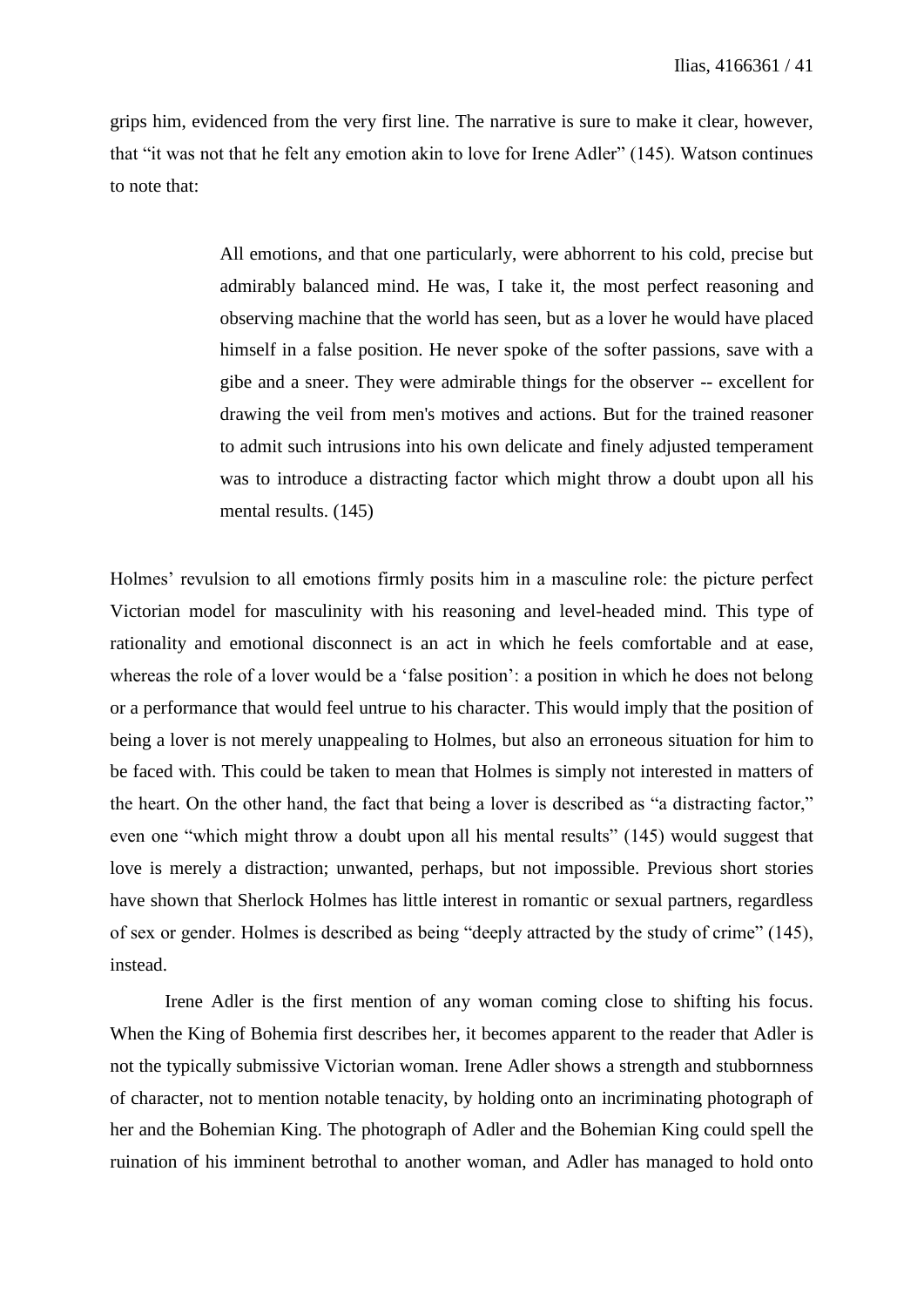grips him, evidenced from the very first line. The narrative is sure to make it clear, however, that "it was not that he felt any emotion akin to love for Irene Adler" (145). Watson continues to note that:

> All emotions, and that one particularly, were abhorrent to his cold, precise but admirably balanced mind. He was, I take it, the most perfect reasoning and observing machine that the world has seen, but as a lover he would have placed himself in a false position. He never spoke of the softer passions, save with a gibe and a sneer. They were admirable things for the observer -- excellent for drawing the veil from men's motives and actions. But for the trained reasoner to admit such intrusions into his own delicate and finely adjusted temperament was to introduce a distracting factor which might throw a doubt upon all his mental results. (145)

Holmes' revulsion to all emotions firmly posits him in a masculine role: the picture perfect Victorian model for masculinity with his reasoning and level-headed mind. This type of rationality and emotional disconnect is an act in which he feels comfortable and at ease, whereas the role of a lover would be a 'false position': a position in which he does not belong or a performance that would feel untrue to his character. This would imply that the position of being a lover is not merely unappealing to Holmes, but also an erroneous situation for him to be faced with. This could be taken to mean that Holmes is simply not interested in matters of the heart. On the other hand, the fact that being a lover is described as "a distracting factor," even one "which might throw a doubt upon all his mental results" (145) would suggest that love is merely a distraction; unwanted, perhaps, but not impossible. Previous short stories have shown that Sherlock Holmes has little interest in romantic or sexual partners, regardless of sex or gender. Holmes is described as being "deeply attracted by the study of crime" (145), instead.

Irene Adler is the first mention of any woman coming close to shifting his focus. When the King of Bohemia first describes her, it becomes apparent to the reader that Adler is not the typically submissive Victorian woman. Irene Adler shows a strength and stubbornness of character, not to mention notable tenacity, by holding onto an incriminating photograph of her and the Bohemian King. The photograph of Adler and the Bohemian King could spell the ruination of his imminent betrothal to another woman, and Adler has managed to hold onto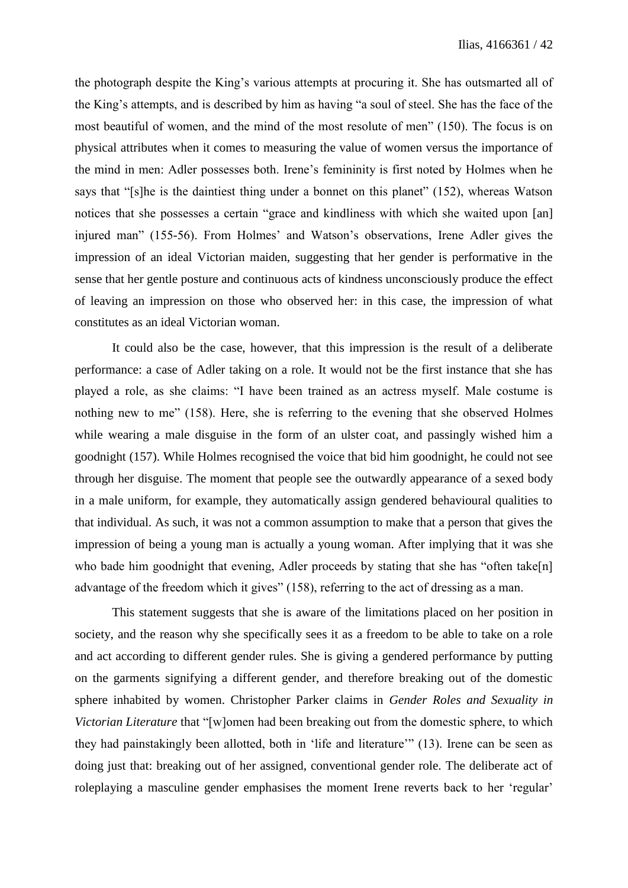the photograph despite the King's various attempts at procuring it. She has outsmarted all of the King's attempts, and is described by him as having "a soul of steel. She has the face of the most beautiful of women, and the mind of the most resolute of men" (150). The focus is on physical attributes when it comes to measuring the value of women versus the importance of the mind in men: Adler possesses both. Irene's femininity is first noted by Holmes when he says that "[s]he is the daintiest thing under a bonnet on this planet" (152), whereas Watson notices that she possesses a certain "grace and kindliness with which she waited upon [an] injured man" (155-56). From Holmes' and Watson's observations, Irene Adler gives the impression of an ideal Victorian maiden, suggesting that her gender is performative in the sense that her gentle posture and continuous acts of kindness unconsciously produce the effect of leaving an impression on those who observed her: in this case, the impression of what constitutes as an ideal Victorian woman.

It could also be the case, however, that this impression is the result of a deliberate performance: a case of Adler taking on a role. It would not be the first instance that she has played a role, as she claims: "I have been trained as an actress myself. Male costume is nothing new to me" (158). Here, she is referring to the evening that she observed Holmes while wearing a male disguise in the form of an ulster coat, and passingly wished him a goodnight (157). While Holmes recognised the voice that bid him goodnight, he could not see through her disguise. The moment that people see the outwardly appearance of a sexed body in a male uniform, for example, they automatically assign gendered behavioural qualities to that individual. As such, it was not a common assumption to make that a person that gives the impression of being a young man is actually a young woman. After implying that it was she who bade him goodnight that evening, Adler proceeds by stating that she has "often take[n] advantage of the freedom which it gives" (158), referring to the act of dressing as a man.

This statement suggests that she is aware of the limitations placed on her position in society, and the reason why she specifically sees it as a freedom to be able to take on a role and act according to different gender rules. She is giving a gendered performance by putting on the garments signifying a different gender, and therefore breaking out of the domestic sphere inhabited by women. Christopher Parker claims in *Gender Roles and Sexuality in Victorian Literature* that "[w]omen had been breaking out from the domestic sphere, to which they had painstakingly been allotted, both in 'life and literature'" (13). Irene can be seen as doing just that: breaking out of her assigned, conventional gender role. The deliberate act of roleplaying a masculine gender emphasises the moment Irene reverts back to her 'regular'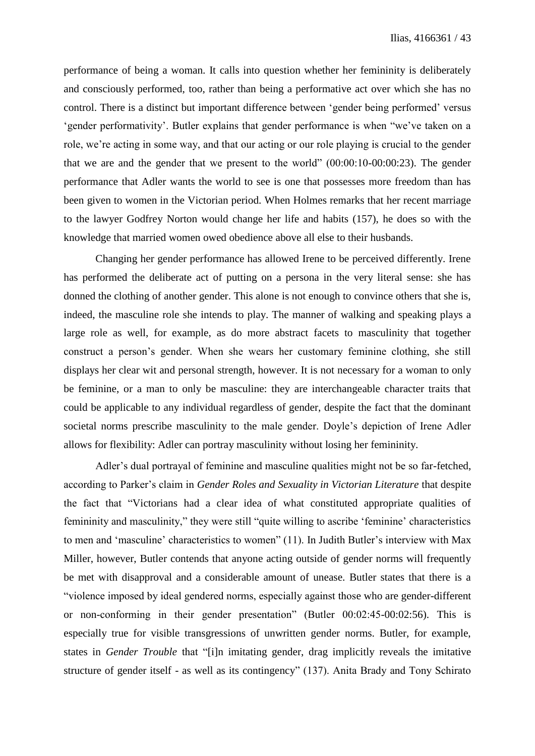performance of being a woman. It calls into question whether her femininity is deliberately and consciously performed, too, rather than being a performative act over which she has no control. There is a distinct but important difference between 'gender being performed' versus 'gender performativity'. Butler explains that gender performance is when "we've taken on a role, we're acting in some way, and that our acting or our role playing is crucial to the gender that we are and the gender that we present to the world" (00:00:10-00:00:23). The gender performance that Adler wants the world to see is one that possesses more freedom than has been given to women in the Victorian period. When Holmes remarks that her recent marriage to the lawyer Godfrey Norton would change her life and habits (157), he does so with the knowledge that married women owed obedience above all else to their husbands.

Changing her gender performance has allowed Irene to be perceived differently. Irene has performed the deliberate act of putting on a persona in the very literal sense: she has donned the clothing of another gender. This alone is not enough to convince others that she is, indeed, the masculine role she intends to play. The manner of walking and speaking plays a large role as well, for example, as do more abstract facets to masculinity that together construct a person's gender. When she wears her customary feminine clothing, she still displays her clear wit and personal strength, however. It is not necessary for a woman to only be feminine, or a man to only be masculine: they are interchangeable character traits that could be applicable to any individual regardless of gender, despite the fact that the dominant societal norms prescribe masculinity to the male gender. Doyle's depiction of Irene Adler allows for flexibility: Adler can portray masculinity without losing her femininity.

Adler's dual portrayal of feminine and masculine qualities might not be so far-fetched, according to Parker's claim in *Gender Roles and Sexuality in Victorian Literature* that despite the fact that "Victorians had a clear idea of what constituted appropriate qualities of femininity and masculinity," they were still "quite willing to ascribe 'feminine' characteristics to men and 'masculine' characteristics to women" (11). In Judith Butler's interview with Max Miller, however, Butler contends that anyone acting outside of gender norms will frequently be met with disapproval and a considerable amount of unease. Butler states that there is a "violence imposed by ideal gendered norms, especially against those who are gender-different or non-conforming in their gender presentation" (Butler 00:02:45-00:02:56). This is especially true for visible transgressions of unwritten gender norms. Butler, for example, states in *Gender Trouble* that "[i]n imitating gender, drag implicitly reveals the imitative structure of gender itself - as well as its contingency" (137). Anita Brady and Tony Schirato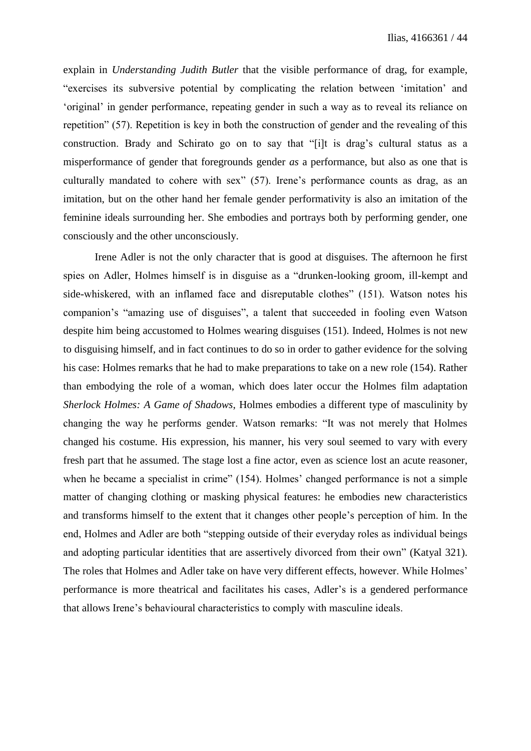explain in *Understanding Judith Butler* that the visible performance of drag, for example, "exercises its subversive potential by complicating the relation between 'imitation' and 'original' in gender performance, repeating gender in such a way as to reveal its reliance on repetition" (57). Repetition is key in both the construction of gender and the revealing of this construction. Brady and Schirato go on to say that "[i]t is drag's cultural status as a misperformance of gender that foregrounds gender *as* a performance, but also as one that is culturally mandated to cohere with sex" (57). Irene's performance counts as drag, as an imitation, but on the other hand her female gender performativity is also an imitation of the feminine ideals surrounding her. She embodies and portrays both by performing gender, one consciously and the other unconsciously.

Irene Adler is not the only character that is good at disguises. The afternoon he first spies on Adler, Holmes himself is in disguise as a "drunken-looking groom, ill-kempt and side-whiskered, with an inflamed face and disreputable clothes" (151). Watson notes his companion's "amazing use of disguises", a talent that succeeded in fooling even Watson despite him being accustomed to Holmes wearing disguises (151). Indeed, Holmes is not new to disguising himself, and in fact continues to do so in order to gather evidence for the solving his case: Holmes remarks that he had to make preparations to take on a new role (154). Rather than embodying the role of a woman, which does later occur the Holmes film adaptation *Sherlock Holmes: A Game of Shadows*, Holmes embodies a different type of masculinity by changing the way he performs gender. Watson remarks: "It was not merely that Holmes changed his costume. His expression, his manner, his very soul seemed to vary with every fresh part that he assumed. The stage lost a fine actor, even as science lost an acute reasoner, when he became a specialist in crime" (154). Holmes' changed performance is not a simple matter of changing clothing or masking physical features: he embodies new characteristics and transforms himself to the extent that it changes other people's perception of him. In the end, Holmes and Adler are both "stepping outside of their everyday roles as individual beings and adopting particular identities that are assertively divorced from their own" (Katyal 321). The roles that Holmes and Adler take on have very different effects, however. While Holmes' performance is more theatrical and facilitates his cases, Adler's is a gendered performance that allows Irene's behavioural characteristics to comply with masculine ideals.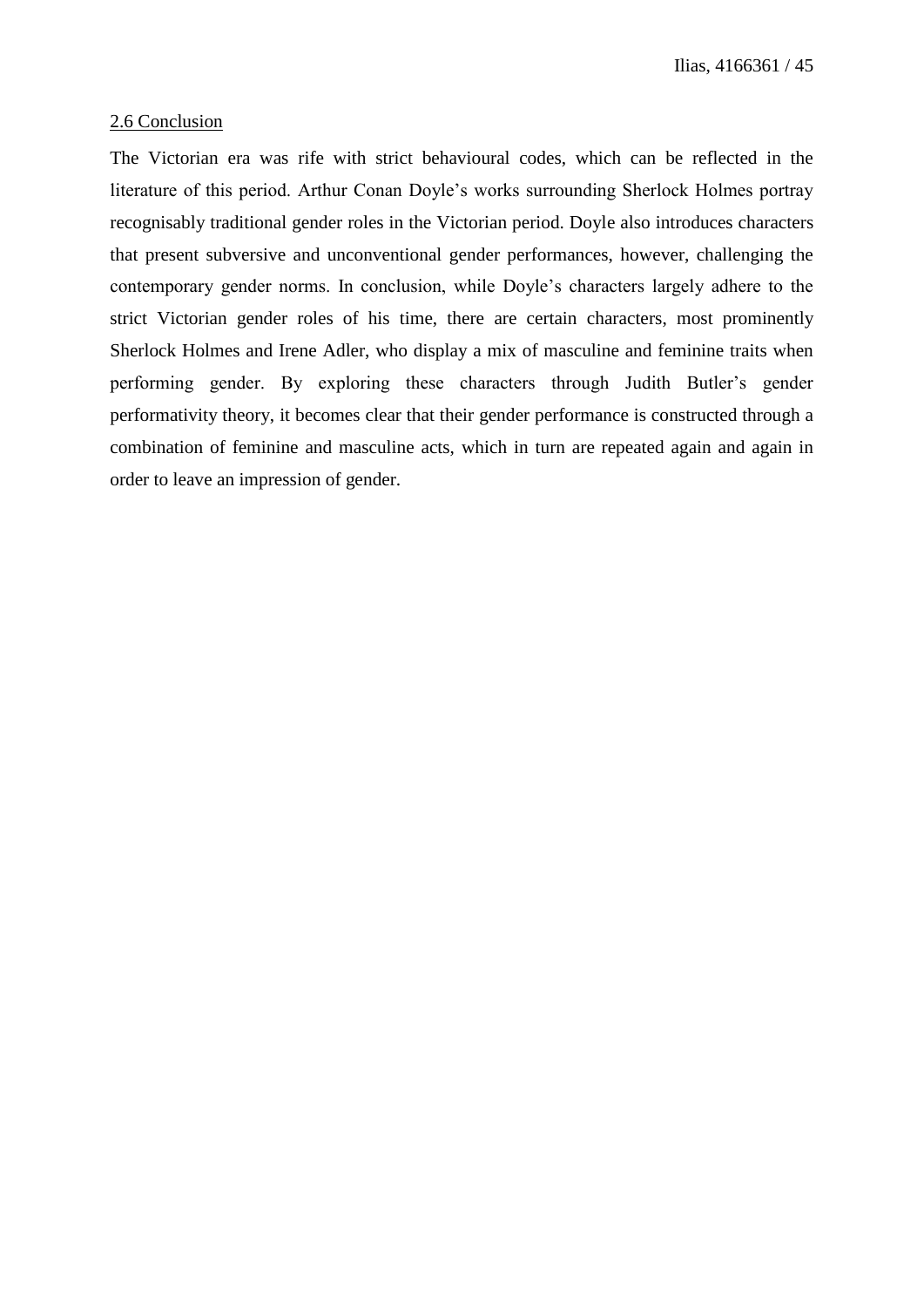## 2.6 Conclusion

The Victorian era was rife with strict behavioural codes, which can be reflected in the literature of this period. Arthur Conan Doyle's works surrounding Sherlock Holmes portray recognisably traditional gender roles in the Victorian period. Doyle also introduces characters that present subversive and unconventional gender performances, however, challenging the contemporary gender norms. In conclusion, while Doyle's characters largely adhere to the strict Victorian gender roles of his time, there are certain characters, most prominently Sherlock Holmes and Irene Adler, who display a mix of masculine and feminine traits when performing gender. By exploring these characters through Judith Butler's gender performativity theory, it becomes clear that their gender performance is constructed through a combination of feminine and masculine acts, which in turn are repeated again and again in order to leave an impression of gender.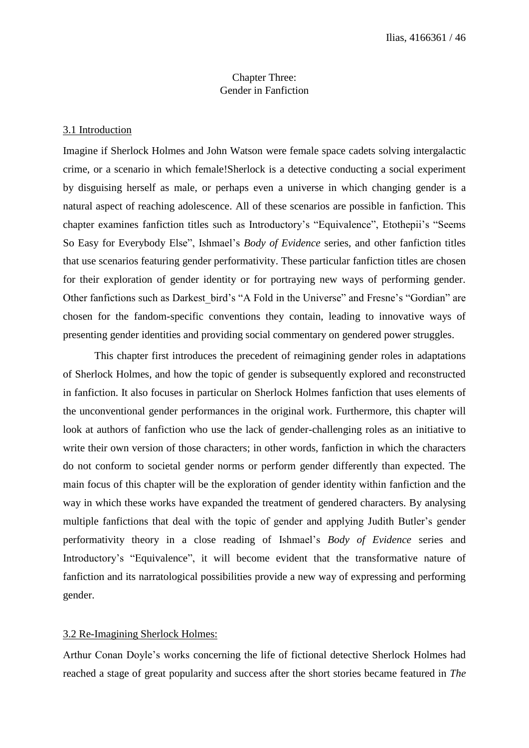# Chapter Three:
# Gender in Fanfiction

## 3.1 Introduction

Imagine if Sherlock Holmes and John Watson were female space cadets solving intergalactic crime, or a scenario in which female!Sherlock is a detective conducting a social experiment by disguising herself as male, or perhaps even a universe in which changing gender is a natural aspect of reaching adolescence. All of these scenarios are possible in fanfiction. This chapter examines fanfiction titles such as Introductory's "Equivalence", Etothepii's "Seems So Easy for Everybody Else", Ishmael's *Body of Evidence* series, and other fanfiction titles that use scenarios featuring gender performativity. These particular fanfiction titles are chosen for their exploration of gender identity or for portraying new ways of performing gender. Other fanfictions such as Darkest_bird's "A Fold in the Universe" and Fresne's "Gordian" are chosen for the fandom-specific conventions they contain, leading to innovative ways of presenting gender identities and providing social commentary on gendered power struggles.

This chapter first introduces the precedent of reimagining gender roles in adaptations of Sherlock Holmes, and how the topic of gender is subsequently explored and reconstructed in fanfiction. It also focuses in particular on Sherlock Holmes fanfiction that uses elements of the unconventional gender performances in the original work. Furthermore, this chapter will look at authors of fanfiction who use the lack of gender-challenging roles as an initiative to write their own version of those characters; in other words, fanfiction in which the characters do not conform to societal gender norms or perform gender differently than expected. The main focus of this chapter will be the exploration of gender identity within fanfiction and the way in which these works have expanded the treatment of gendered characters. By analysing multiple fanfictions that deal with the topic of gender and applying Judith Butler's gender performativity theory in a close reading of Ishmael's *Body of Evidence* series and Introductory's "Equivalence", it will become evident that the transformative nature of fanfiction and its narratological possibilities provide a new way of expressing and performing gender.

## 3.2 Re-Imagining Sherlock Holmes:

Arthur Conan Doyle's works concerning the life of fictional detective Sherlock Holmes had reached a stage of great popularity and success after the short stories became featured in *The*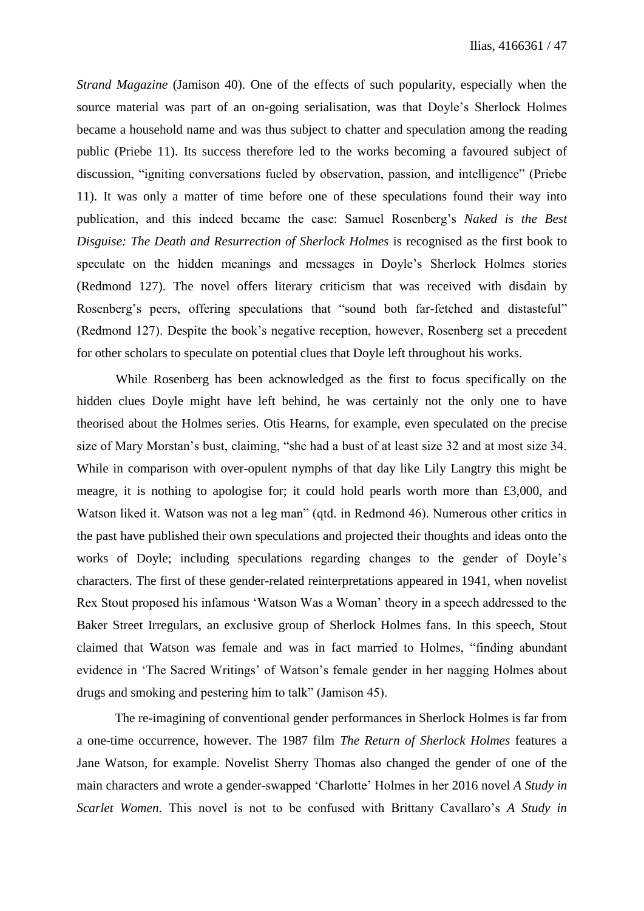*Strand Magazine* (Jamison 40). One of the effects of such popularity, especially when the source material was part of an on-going serialisation, was that Doyle's Sherlock Holmes became a household name and was thus subject to chatter and speculation among the reading public (Priebe 11). Its success therefore led to the works becoming a favoured subject of discussion, "igniting conversations fueled by observation, passion, and intelligence" (Priebe 11). It was only a matter of time before one of these speculations found their way into publication, and this indeed became the case: Samuel Rosenberg's *Naked is the Best Disguise: The Death and Resurrection of Sherlock Holmes* is recognised as the first book to speculate on the hidden meanings and messages in Doyle's Sherlock Holmes stories (Redmond 127). The novel offers literary criticism that was received with disdain by Rosenberg's peers, offering speculations that "sound both far-fetched and distasteful" (Redmond 127). Despite the book's negative reception, however, Rosenberg set a precedent for other scholars to speculate on potential clues that Doyle left throughout his works.

While Rosenberg has been acknowledged as the first to focus specifically on the hidden clues Doyle might have left behind, he was certainly not the only one to have theorised about the Holmes series. Otis Hearns, for example, even speculated on the precise size of Mary Morstan's bust, claiming, "she had a bust of at least size 32 and at most size 34. While in comparison with over-opulent nymphs of that day like Lily Langtry this might be meagre, it is nothing to apologise for; it could hold pearls worth more than £3,000, and Watson liked it. Watson was not a leg man" (qtd. in Redmond 46). Numerous other critics in the past have published their own speculations and projected their thoughts and ideas onto the works of Doyle; including speculations regarding changes to the gender of Doyle's characters. The first of these gender-related reinterpretations appeared in 1941, when novelist Rex Stout proposed his infamous 'Watson Was a Woman' theory in a speech addressed to the Baker Street Irregulars, an exclusive group of Sherlock Holmes fans. In this speech, Stout claimed that Watson was female and was in fact married to Holmes, "finding abundant evidence in 'The Sacred Writings' of Watson's female gender in her nagging Holmes about drugs and smoking and pestering him to talk" (Jamison 45).

The re-imagining of conventional gender performances in Sherlock Holmes is far from a one-time occurrence, however. The 1987 film *The Return of Sherlock Holmes* features a Jane Watson, for example. Novelist Sherry Thomas also changed the gender of one of the main characters and wrote a gender-swapped 'Charlotte' Holmes in her 2016 novel *A Study in Scarlet Women*. This novel is not to be confused with Brittany Cavallaro's *A Study in*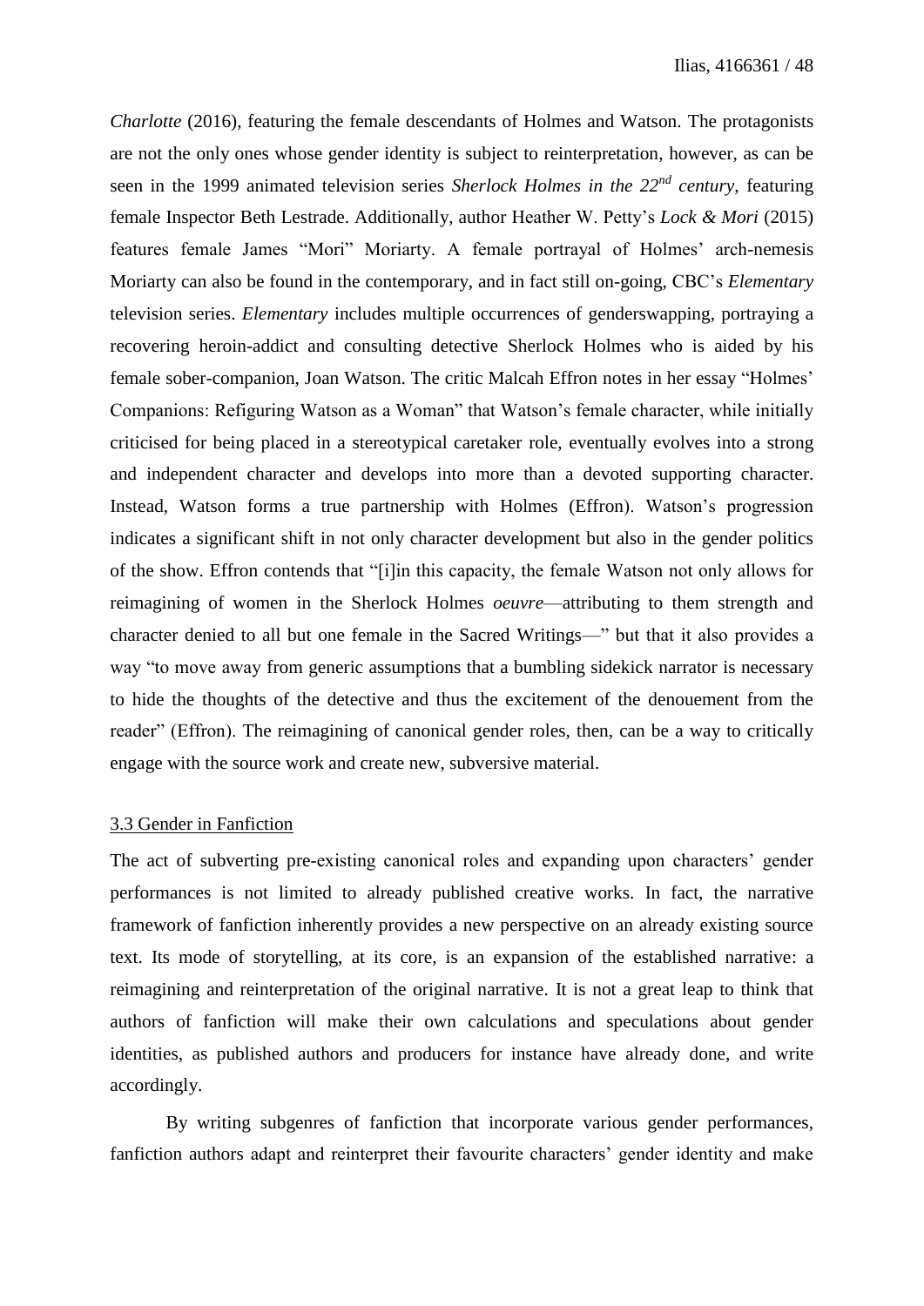*Charlotte* (2016), featuring the female descendants of Holmes and Watson. The protagonists are not the only ones whose gender identity is subject to reinterpretation, however, as can be seen in the 1999 animated television series *Sherlock Holmes in the 22$^{nd}$ century*, featuring female Inspector Beth Lestrade. Additionally, author Heather W. Petty's *Lock & Mori* (2015) features female James "Mori" Moriarty. A female portrayal of Holmes' arch-nemesis Moriarty can also be found in the contemporary, and in fact still on-going, CBC's *Elementary* television series. *Elementary* includes multiple occurrences of genderswapping, portraying a recovering heroin-addict and consulting detective Sherlock Holmes who is aided by his female sober-companion, Joan Watson. The critic Malcah Effron notes in her essay "Holmes' Companions: Refiguring Watson as a Woman" that Watson's female character, while initially criticised for being placed in a stereotypical caretaker role, eventually evolves into a strong and independent character and develops into more than a devoted supporting character. Instead, Watson forms a true partnership with Holmes (Effron). Watson's progression indicates a significant shift in not only character development but also in the gender politics of the show. Effron contends that "[i]in this capacity, the female Watson not only allows for reimagining of women in the Sherlock Holmes *oeuvre*—attributing to them strength and character denied to all but one female in the Sacred Writings—" but that it also provides a way "to move away from generic assumptions that a bumbling sidekick narrator is necessary to hide the thoughts of the detective and thus the excitement of the denouement from the reader" (Effron). The reimagining of canonical gender roles, then, can be a way to critically engage with the source work and create new, subversive material.

### 3.3 Gender in Fanfiction

The act of subverting pre-existing canonical roles and expanding upon characters' gender performances is not limited to already published creative works. In fact, the narrative framework of fanfiction inherently provides a new perspective on an already existing source text. Its mode of storytelling, at its core, is an expansion of the established narrative: a reimagining and reinterpretation of the original narrative. It is not a great leap to think that authors of fanfiction will make their own calculations and speculations about gender identities, as published authors and producers for instance have already done, and write accordingly.

By writing subgenres of fanfiction that incorporate various gender performances, fanfiction authors adapt and reinterpret their favourite characters' gender identity and make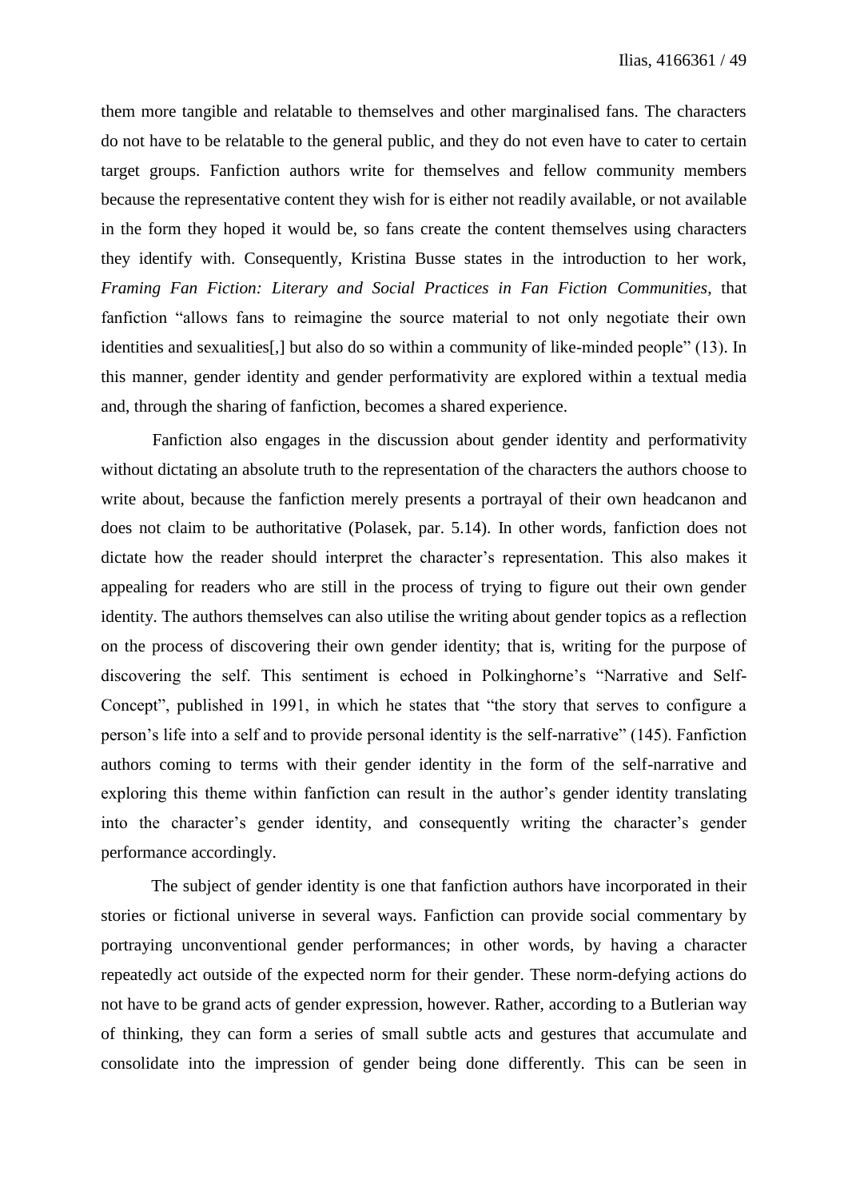them more tangible and relatable to themselves and other marginalised fans. The characters do not have to be relatable to the general public, and they do not even have to cater to certain target groups. Fanfiction authors write for themselves and fellow community members because the representative content they wish for is either not readily available, or not available in the form they hoped it would be, so fans create the content themselves using characters they identify with. Consequently, Kristina Busse states in the introduction to her work, *Framing Fan Fiction: Literary and Social Practices in Fan Fiction Communities*, that fanfiction "allows fans to reimagine the source material to not only negotiate their own identities and sexualities[,] but also do so within a community of like-minded people" (13). In this manner, gender identity and gender performativity are explored within a textual media and, through the sharing of fanfiction, becomes a shared experience.

Fanfiction also engages in the discussion about gender identity and performativity without dictating an absolute truth to the representation of the characters the authors choose to write about, because the fanfiction merely presents a portrayal of their own headcanon and does not claim to be authoritative (Polasek, par. 5.14). In other words, fanfiction does not dictate how the reader should interpret the character's representation. This also makes it appealing for readers who are still in the process of trying to figure out their own gender identity. The authors themselves can also utilise the writing about gender topics as a reflection on the process of discovering their own gender identity; that is, writing for the purpose of discovering the self. This sentiment is echoed in Polkinghorne's "Narrative and Self-Concept", published in 1991, in which he states that "the story that serves to configure a person's life into a self and to provide personal identity is the self-narrative" (145). Fanfiction authors coming to terms with their gender identity in the form of the self-narrative and exploring this theme within fanfiction can result in the author's gender identity translating into the character's gender identity, and consequently writing the character's gender performance accordingly.

The subject of gender identity is one that fanfiction authors have incorporated in their stories or fictional universe in several ways. Fanfiction can provide social commentary by portraying unconventional gender performances; in other words, by having a character repeatedly act outside of the expected norm for their gender. These norm-defying actions do not have to be grand acts of gender expression, however. Rather, according to a Butlerian way of thinking, they can form a series of small subtle acts and gestures that accumulate and consolidate into the impression of gender being done differently. This can be seen in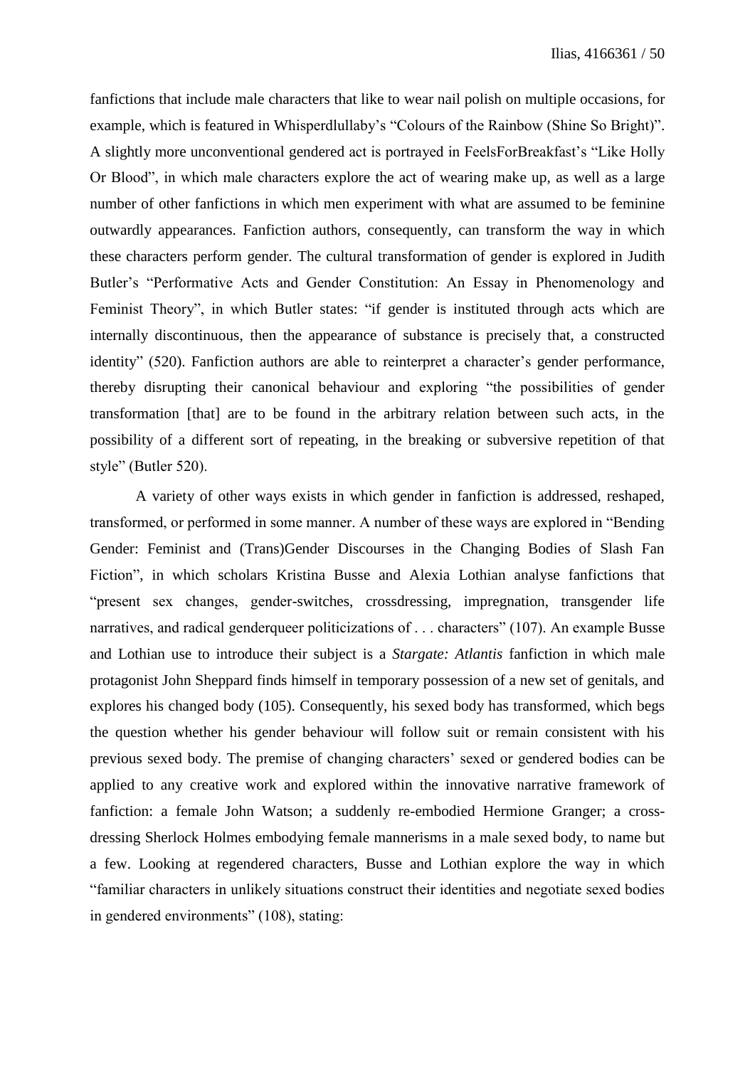fanfictions that include male characters that like to wear nail polish on multiple occasions, for example, which is featured in Whisperdlullaby's "Colours of the Rainbow (Shine So Bright)". A slightly more unconventional gendered act is portrayed in FeelsForBreakfast's "Like Holly Or Blood", in which male characters explore the act of wearing make up, as well as a large number of other fanfictions in which men experiment with what are assumed to be feminine outwardly appearances. Fanfiction authors, consequently, can transform the way in which these characters perform gender. The cultural transformation of gender is explored in Judith Butler's "Performative Acts and Gender Constitution: An Essay in Phenomenology and Feminist Theory", in which Butler states: "if gender is instituted through acts which are internally discontinuous, then the appearance of substance is precisely that, a constructed identity" (520). Fanfiction authors are able to reinterpret a character's gender performance, thereby disrupting their canonical behaviour and exploring "the possibilities of gender transformation [that] are to be found in the arbitrary relation between such acts, in the possibility of a different sort of repeating, in the breaking or subversive repetition of that style" (Butler 520).

A variety of other ways exists in which gender in fanfiction is addressed, reshaped, transformed, or performed in some manner. A number of these ways are explored in "Bending Gender: Feminist and (Trans)Gender Discourses in the Changing Bodies of Slash Fan Fiction", in which scholars Kristina Busse and Alexia Lothian analyse fanfictions that "present sex changes, gender-switches, crossdressing, impregnation, transgender life narratives, and radical genderqueer politicizations of . . . characters" (107). An example Busse and Lothian use to introduce their subject is a *Stargate: Atlantis* fanfiction in which male protagonist John Sheppard finds himself in temporary possession of a new set of genitals, and explores his changed body (105). Consequently, his sexed body has transformed, which begs the question whether his gender behaviour will follow suit or remain consistent with his previous sexed body. The premise of changing characters' sexed or gendered bodies can be applied to any creative work and explored within the innovative narrative framework of fanfiction: a female John Watson; a suddenly re-embodied Hermione Granger; a cross-dressing Sherlock Holmes embodying female mannerisms in a male sexed body, to name but a few. Looking at regendered characters, Busse and Lothian explore the way in which "familiar characters in unlikely situations construct their identities and negotiate sexed bodies in gendered environments" (108), stating: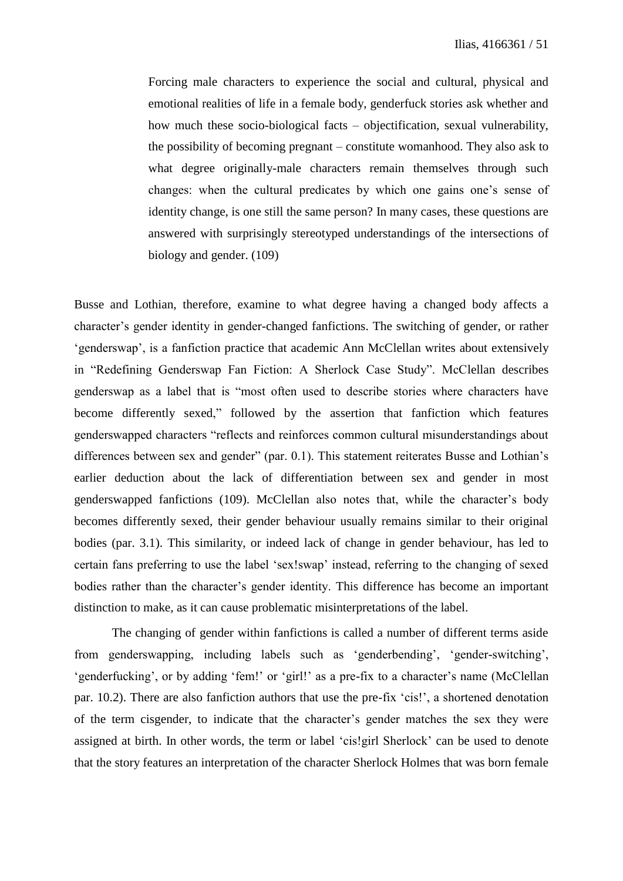> Forcing male characters to experience the social and cultural, physical and emotional realities of life in a female body, genderfuck stories ask whether and how much these socio-biological facts – objectification, sexual vulnerability, the possibility of becoming pregnant – constitute womanhood. They also ask to what degree originally-male characters remain themselves through such changes: when the cultural predicates by which one gains one's sense of identity change, is one still the same person? In many cases, these questions are answered with surprisingly stereotyped understandings of the intersections of biology and gender. (109)

Busse and Lothian, therefore, examine to what degree having a changed body affects a character's gender identity in gender-changed fanfictions. The switching of gender, or rather 'genderswap', is a fanfiction practice that academic Ann McClellan writes about extensively in "Redefining Genderswap Fan Fiction: A Sherlock Case Study". McClellan describes genderswap as a label that is "most often used to describe stories where characters have become differently sexed," followed by the assertion that fanfiction which features genderswapped characters "reflects and reinforces common cultural misunderstandings about differences between sex and gender" (par. 0.1). This statement reiterates Busse and Lothian's earlier deduction about the lack of differentiation between sex and gender in most genderswapped fanfictions (109). McClellan also notes that, while the character's body becomes differently sexed, their gender behaviour usually remains similar to their original bodies (par. 3.1). This similarity, or indeed lack of change in gender behaviour, has led to certain fans preferring to use the label 'sex!swap' instead, referring to the changing of sexed bodies rather than the character's gender identity. This difference has become an important distinction to make, as it can cause problematic misinterpretations of the label.

The changing of gender within fanfictions is called a number of different terms aside from genderswapping, including labels such as 'genderbending', 'gender-switching', 'genderfucking', or by adding 'fem!' or 'girl!' as a pre-fix to a character's name (McClellan par. 10.2). There are also fanfiction authors that use the pre-fix 'cis!', a shortened denotation of the term cisgender, to indicate that the character's gender matches the sex they were assigned at birth. In other words, the term or label 'cis!girl Sherlock' can be used to denote that the story features an interpretation of the character Sherlock Holmes that was born female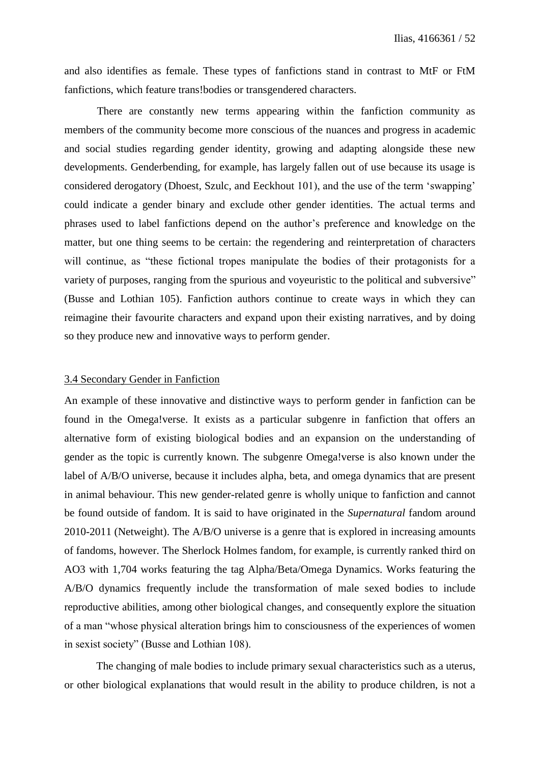and also identifies as female. These types of fanfictions stand in contrast to MtF or FtM fanfictions, which feature trans!bodies or transgendered characters.

There are constantly new terms appearing within the fanfiction community as members of the community become more conscious of the nuances and progress in academic and social studies regarding gender identity, growing and adapting alongside these new developments. Genderbending, for example, has largely fallen out of use because its usage is considered derogatory (Dhoest, Szulc, and Eeckhout 101), and the use of the term 'swapping' could indicate a gender binary and exclude other gender identities. The actual terms and phrases used to label fanfictions depend on the author's preference and knowledge on the matter, but one thing seems to be certain: the regendering and reinterpretation of characters will continue, as "these fictional tropes manipulate the bodies of their protagonists for a variety of purposes, ranging from the spurious and voyeuristic to the political and subversive" (Busse and Lothian 105). Fanfiction authors continue to create ways in which they can reimagine their favourite characters and expand upon their existing narratives, and by doing so they produce new and innovative ways to perform gender.

### 3.4 Secondary Gender in Fanfiction

An example of these innovative and distinctive ways to perform gender in fanfiction can be found in the Omega!verse. It exists as a particular subgenre in fanfiction that offers an alternative form of existing biological bodies and an expansion on the understanding of gender as the topic is currently known. The subgenre Omega!verse is also known under the label of A/B/O universe, because it includes alpha, beta, and omega dynamics that are present in animal behaviour. This new gender-related genre is wholly unique to fanfiction and cannot be found outside of fandom. It is said to have originated in the *Supernatural* fandom around 2010-2011 (Netweight). The A/B/O universe is a genre that is explored in increasing amounts of fandoms, however. The Sherlock Holmes fandom, for example, is currently ranked third on AO3 with 1,704 works featuring the tag Alpha/Beta/Omega Dynamics. Works featuring the A/B/O dynamics frequently include the transformation of male sexed bodies to include reproductive abilities, among other biological changes, and consequently explore the situation of a man "whose physical alteration brings him to consciousness of the experiences of women in sexist society" (Busse and Lothian 108).

The changing of male bodies to include primary sexual characteristics such as a uterus, or other biological explanations that would result in the ability to produce children, is not a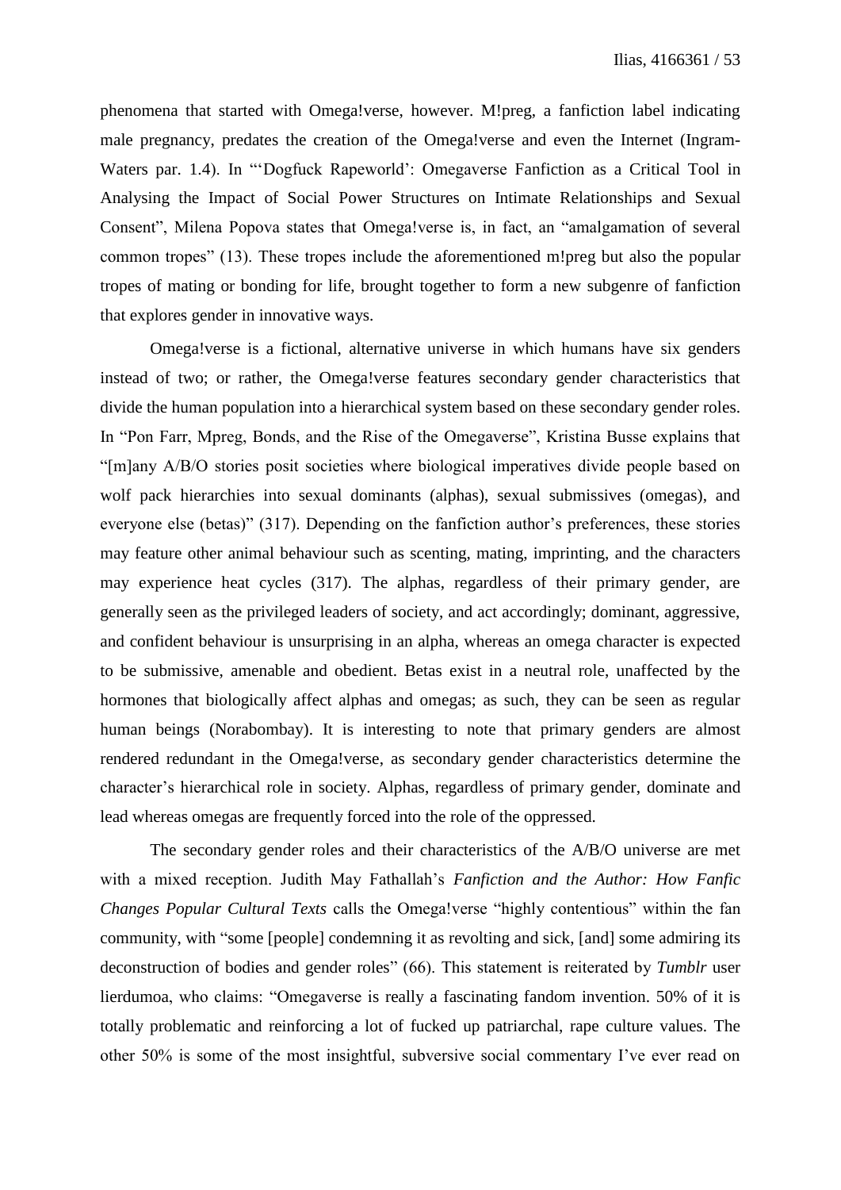phenomena that started with Omega!verse, however. M!preg, a fanfiction label indicating male pregnancy, predates the creation of the Omega!verse and even the Internet (Ingram-Waters par. 1.4). In "'Dogfuck Rapeworld': Omegaverse Fanfiction as a Critical Tool in Analysing the Impact of Social Power Structures on Intimate Relationships and Sexual Consent", Milena Popova states that Omega!verse is, in fact, an "amalgamation of several common tropes" (13). These tropes include the aforementioned m!preg but also the popular tropes of mating or bonding for life, brought together to form a new subgenre of fanfiction that explores gender in innovative ways.

Omega!verse is a fictional, alternative universe in which humans have six genders instead of two; or rather, the Omega!verse features secondary gender characteristics that divide the human population into a hierarchical system based on these secondary gender roles. In "Pon Farr, Mpreg, Bonds, and the Rise of the Omegaverse", Kristina Busse explains that "[m]any A/B/O stories posit societies where biological imperatives divide people based on wolf pack hierarchies into sexual dominants (alphas), sexual submissives (omegas), and everyone else (betas)" (317). Depending on the fanfiction author's preferences, these stories may feature other animal behaviour such as scenting, mating, imprinting, and the characters may experience heat cycles (317). The alphas, regardless of their primary gender, are generally seen as the privileged leaders of society, and act accordingly; dominant, aggressive, and confident behaviour is unsurprising in an alpha, whereas an omega character is expected to be submissive, amenable and obedient. Betas exist in a neutral role, unaffected by the hormones that biologically affect alphas and omegas; as such, they can be seen as regular human beings (Norabombay). It is interesting to note that primary genders are almost rendered redundant in the Omega!verse, as secondary gender characteristics determine the character's hierarchical role in society. Alphas, regardless of primary gender, dominate and lead whereas omegas are frequently forced into the role of the oppressed.

The secondary gender roles and their characteristics of the A/B/O universe are met with a mixed reception. Judith May Fathallah's *Fanfiction and the Author: How Fanfic Changes Popular Cultural Texts* calls the Omega!verse "highly contentious" within the fan community, with "some [people] condemning it as revolting and sick, [and] some admiring its deconstruction of bodies and gender roles" (66). This statement is reiterated by *Tumblr* user lierdumoa, who claims: "Omegaverse is really a fascinating fandom invention. 50% of it is totally problematic and reinforcing a lot of fucked up patriarchal, rape culture values. The other 50% is some of the most insightful, subversive social commentary I've ever read on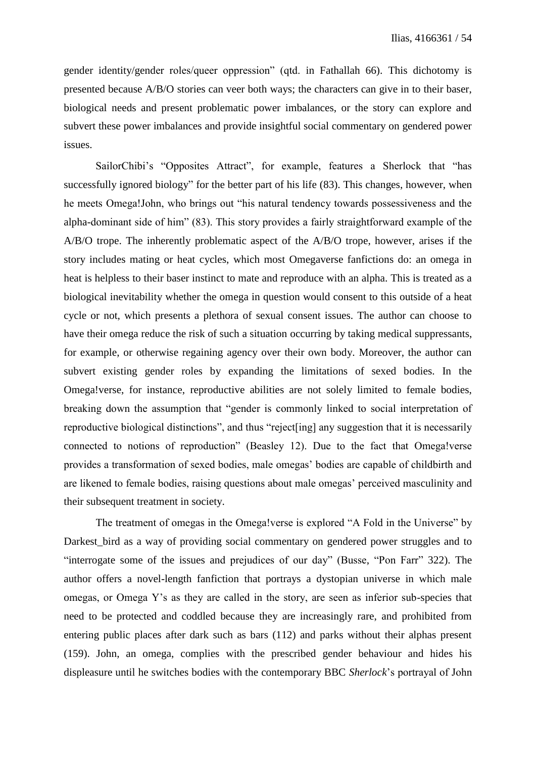gender identity/gender roles/queer oppression" (qtd. in Fathallah 66). This dichotomy is presented because A/B/O stories can veer both ways; the characters can give in to their baser, biological needs and present problematic power imbalances, or the story can explore and subvert these power imbalances and provide insightful social commentary on gendered power issues.

SailorChibi's "Opposites Attract", for example, features a Sherlock that "has successfully ignored biology" for the better part of his life (83). This changes, however, when he meets Omega!John, who brings out "his natural tendency towards possessiveness and the alpha-dominant side of him" (83). This story provides a fairly straightforward example of the A/B/O trope. The inherently problematic aspect of the A/B/O trope, however, arises if the story includes mating or heat cycles, which most Omegaverse fanfictions do: an omega in heat is helpless to their baser instinct to mate and reproduce with an alpha. This is treated as a biological inevitability whether the omega in question would consent to this outside of a heat cycle or not, which presents a plethora of sexual consent issues. The author can choose to have their omega reduce the risk of such a situation occurring by taking medical suppressants, for example, or otherwise regaining agency over their own body. Moreover, the author can subvert existing gender roles by expanding the limitations of sexed bodies. In the Omega!verse, for instance, reproductive abilities are not solely limited to female bodies, breaking down the assumption that "gender is commonly linked to social interpretation of reproductive biological distinctions", and thus "reject[ing] any suggestion that it is necessarily connected to notions of reproduction" (Beasley 12). Due to the fact that Omega!verse provides a transformation of sexed bodies, male omegas' bodies are capable of childbirth and are likened to female bodies, raising questions about male omegas' perceived masculinity and their subsequent treatment in society.

The treatment of omegas in the Omega!verse is explored "A Fold in the Universe" by Darkest_bird as a way of providing social commentary on gendered power struggles and to "interrogate some of the issues and prejudices of our day" (Busse, "Pon Farr" 322). The author offers a novel-length fanfiction that portrays a dystopian universe in which male omegas, or Omega Y's as they are called in the story, are seen as inferior sub-species that need to be protected and coddled because they are increasingly rare, and prohibited from entering public places after dark such as bars (112) and parks without their alphas present (159). John, an omega, complies with the prescribed gender behaviour and hides his displeasure until he switches bodies with the contemporary BBC *Sherlock*'s portrayal of John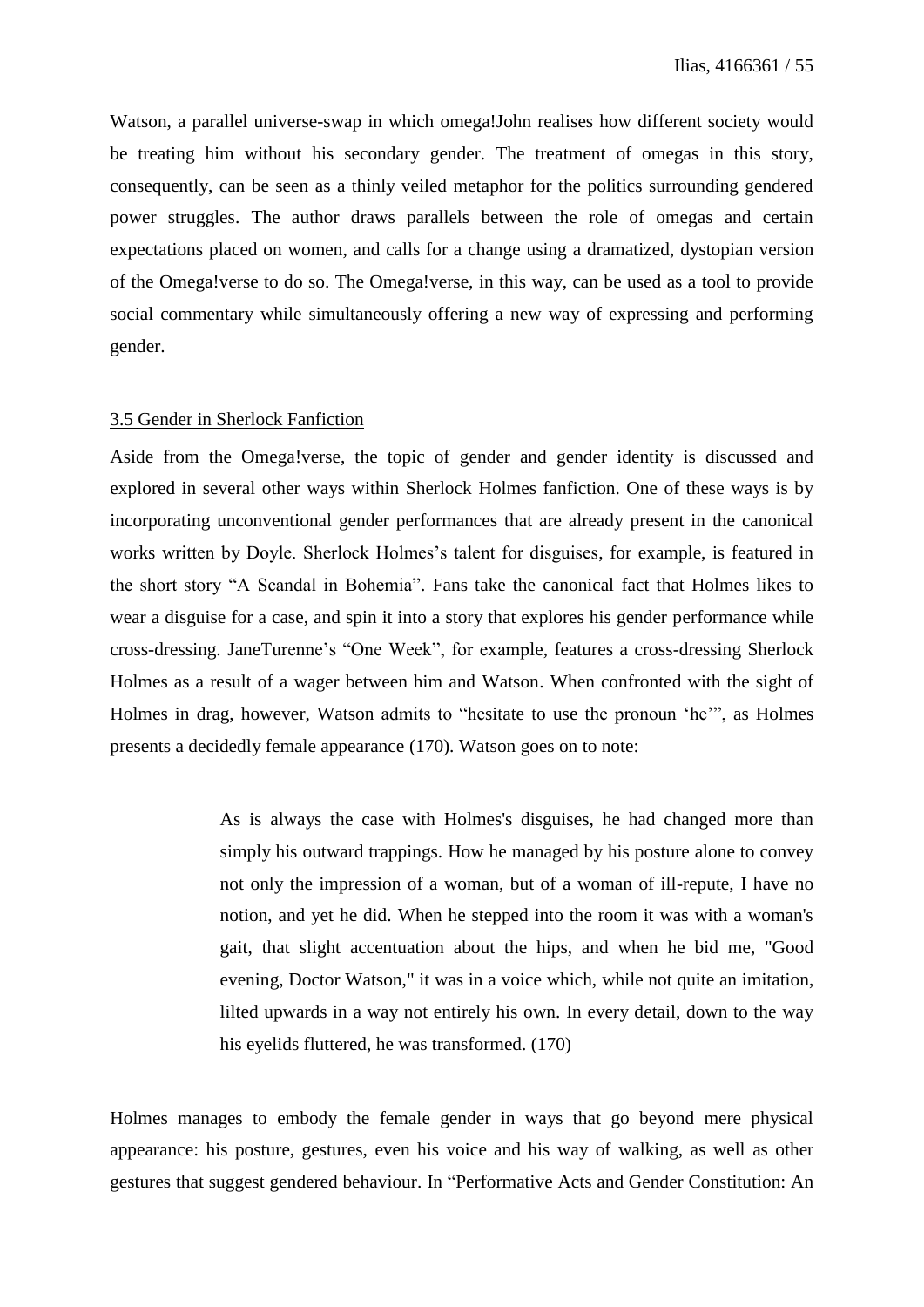Watson, a parallel universe-swap in which omega!John realises how different society would be treating him without his secondary gender. The treatment of omegas in this story, consequently, can be seen as a thinly veiled metaphor for the politics surrounding gendered power struggles. The author draws parallels between the role of omegas and certain expectations placed on women, and calls for a change using a dramatized, dystopian version of the Omega!verse to do so. The Omega!verse, in this way, can be used as a tool to provide social commentary while simultaneously offering a new way of expressing and performing gender.

### 3.5 Gender in Sherlock Fanfiction

Aside from the Omega!verse, the topic of gender and gender identity is discussed and explored in several other ways within Sherlock Holmes fanfiction. One of these ways is by incorporating unconventional gender performances that are already present in the canonical works written by Doyle. Sherlock Holmes's talent for disguises, for example, is featured in the short story "A Scandal in Bohemia". Fans take the canonical fact that Holmes likes to wear a disguise for a case, and spin it into a story that explores his gender performance while cross-dressing. JaneTurenne's "One Week", for example, features a cross-dressing Sherlock Holmes as a result of a wager between him and Watson. When confronted with the sight of Holmes in drag, however, Watson admits to "hesitate to use the pronoun 'he'", as Holmes presents a decidedly female appearance (170). Watson goes on to note:

> As is always the case with Holmes's disguises, he had changed more than simply his outward trappings. How he managed by his posture alone to convey not only the impression of a woman, but of a woman of ill-repute, I have no notion, and yet he did. When he stepped into the room it was with a woman's gait, that slight accentuation about the hips, and when he bid me, "Good evening, Doctor Watson," it was in a voice which, while not quite an imitation, lilted upwards in a way not entirely his own. In every detail, down to the way his eyelids fluttered, he was transformed. (170)

Holmes manages to embody the female gender in ways that go beyond mere physical appearance: his posture, gestures, even his voice and his way of walking, as well as other gestures that suggest gendered behaviour. In "Performative Acts and Gender Constitution: An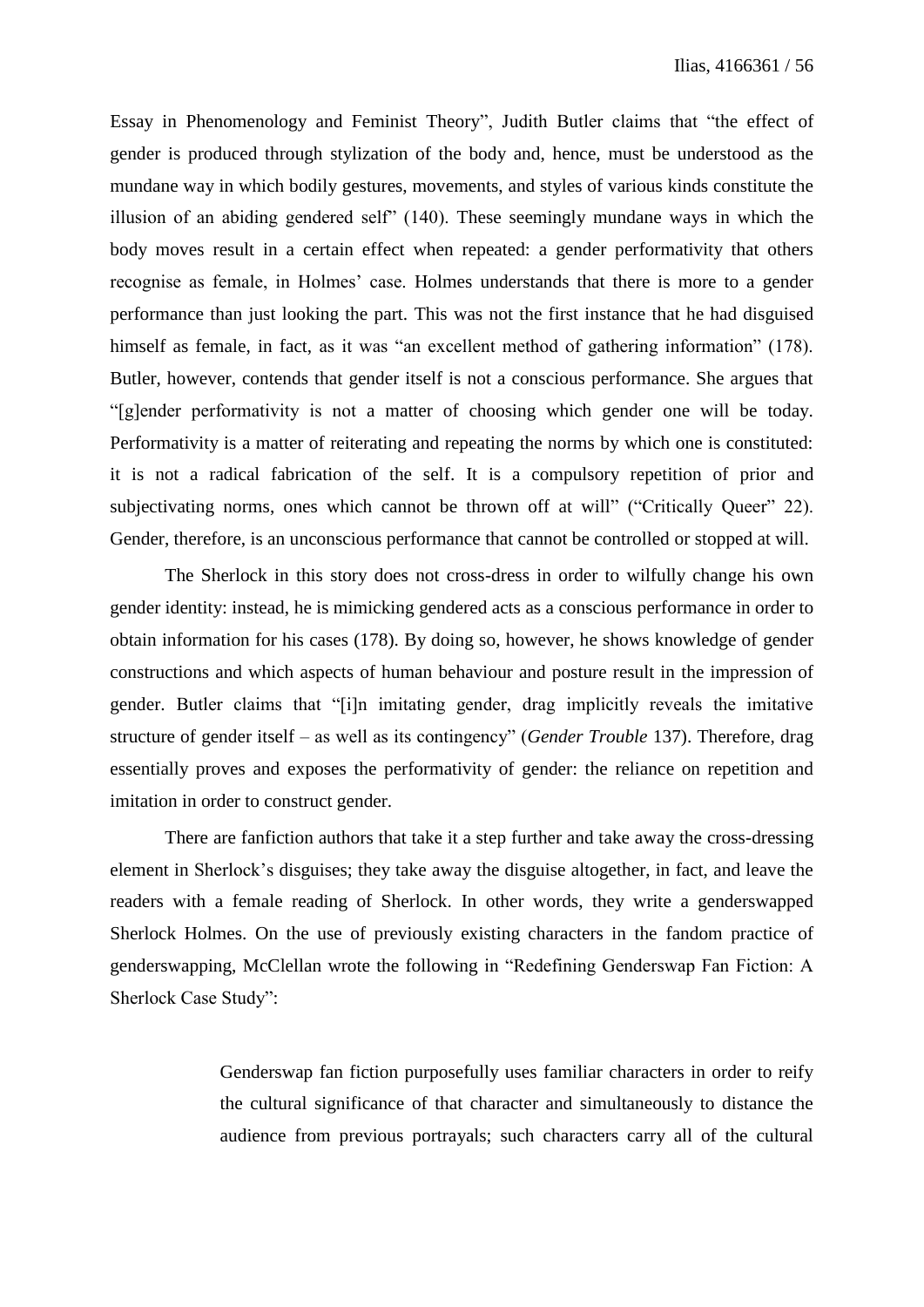Essay in Phenomenology and Feminist Theory", Judith Butler claims that "the effect of gender is produced through stylization of the body and, hence, must be understood as the mundane way in which bodily gestures, movements, and styles of various kinds constitute the illusion of an abiding gendered self" (140). These seemingly mundane ways in which the body moves result in a certain effect when repeated: a gender performativity that others recognise as female, in Holmes' case. Holmes understands that there is more to a gender performance than just looking the part. This was not the first instance that he had disguised himself as female, in fact, as it was "an excellent method of gathering information" (178). Butler, however, contends that gender itself is not a conscious performance. She argues that "[g]ender performativity is not a matter of choosing which gender one will be today. Performativity is a matter of reiterating and repeating the norms by which one is constituted: it is not a radical fabrication of the self. It is a compulsory repetition of prior and subjectivating norms, ones which cannot be thrown off at will" ("Critically Queer" 22). Gender, therefore, is an unconscious performance that cannot be controlled or stopped at will.

The Sherlock in this story does not cross-dress in order to wilfully change his own gender identity: instead, he is mimicking gendered acts as a conscious performance in order to obtain information for his cases (178). By doing so, however, he shows knowledge of gender constructions and which aspects of human behaviour and posture result in the impression of gender. Butler claims that "[i]n imitating gender, drag implicitly reveals the imitative structure of gender itself – as well as its contingency" (*Gender Trouble* 137). Therefore, drag essentially proves and exposes the performativity of gender: the reliance on repetition and imitation in order to construct gender.

There are fanfiction authors that take it a step further and take away the cross-dressing element in Sherlock's disguises; they take away the disguise altogether, in fact, and leave the readers with a female reading of Sherlock. In other words, they write a genderswapped Sherlock Holmes. On the use of previously existing characters in the fandom practice of genderswapping, McClellan wrote the following in "Redefining Genderswap Fan Fiction: A Sherlock Case Study":

> Genderswap fan fiction purposefully uses familiar characters in order to reify the cultural significance of that character and simultaneously to distance the audience from previous portrayals; such characters carry all of the cultural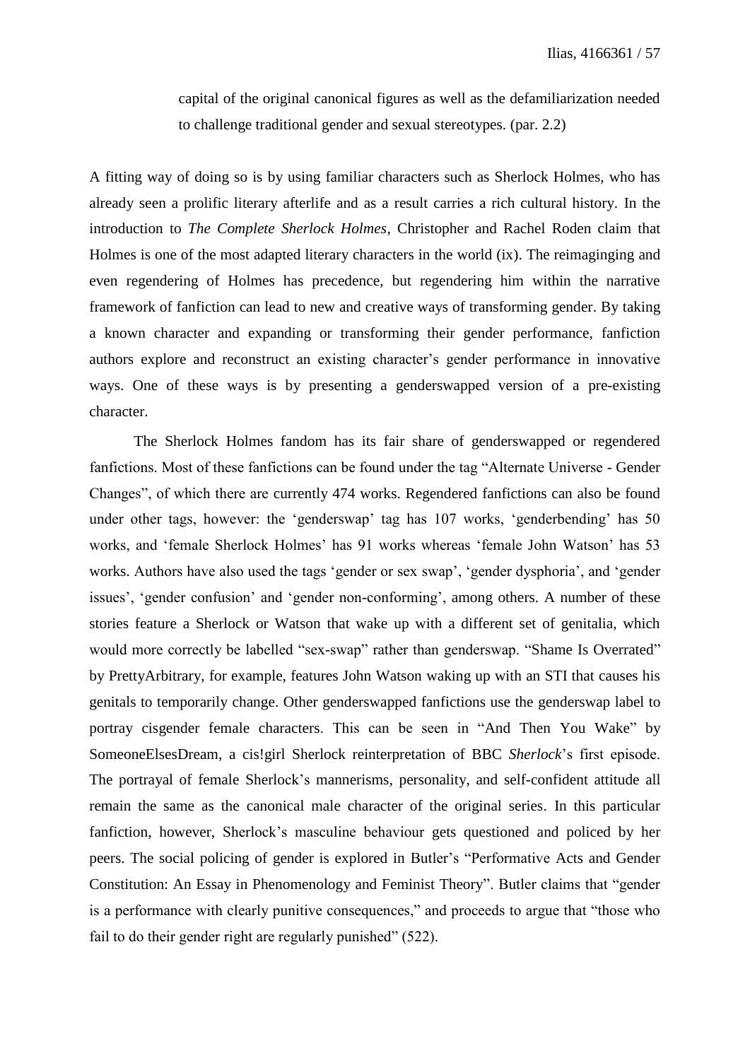> capital of the original canonical figures as well as the defamiliarization needed to challenge traditional gender and sexual stereotypes. (par. 2.2)

A fitting way of doing so is by using familiar characters such as Sherlock Holmes, who has already seen a prolific literary afterlife and as a result carries a rich cultural history. In the introduction to *The Complete Sherlock Holmes*, Christopher and Rachel Roden claim that Holmes is one of the most adapted literary characters in the world (ix). The reimaginging and even regendering of Holmes has precedence, but regendering him within the narrative framework of fanfiction can lead to new and creative ways of transforming gender. By taking a known character and expanding or transforming their gender performance, fanfiction authors explore and reconstruct an existing character's gender performance in innovative ways. One of these ways is by presenting a genderswapped version of a pre-existing character.

The Sherlock Holmes fandom has its fair share of genderswapped or regendered fanfictions. Most of these fanfictions can be found under the tag "Alternate Universe - Gender Changes", of which there are currently 474 works. Regendered fanfictions can also be found under other tags, however: the 'genderswap' tag has 107 works, 'genderbending' has 50 works, and 'female Sherlock Holmes' has 91 works whereas 'female John Watson' has 53 works. Authors have also used the tags 'gender or sex swap', 'gender dysphoria', and 'gender issues', 'gender confusion' and 'gender non-conforming', among others. A number of these stories feature a Sherlock or Watson that wake up with a different set of genitalia, which would more correctly be labelled "sex-swap" rather than genderswap. "Shame Is Overrated" by PrettyArbitrary, for example, features John Watson waking up with an STI that causes his genitals to temporarily change. Other genderswapped fanfictions use the genderswap label to portray cisgender female characters. This can be seen in "And Then You Wake" by SomeoneElsesDream, a cis!girl Sherlock reinterpretation of BBC *Sherlock*'s first episode. The portrayal of female Sherlock's mannerisms, personality, and self-confident attitude all remain the same as the canonical male character of the original series. In this particular fanfiction, however, Sherlock's masculine behaviour gets questioned and policed by her peers. The social policing of gender is explored in Butler's "Performative Acts and Gender Constitution: An Essay in Phenomenology and Feminist Theory". Butler claims that "gender is a performance with clearly punitive consequences," and proceeds to argue that "those who fail to do their gender right are regularly punished" (522).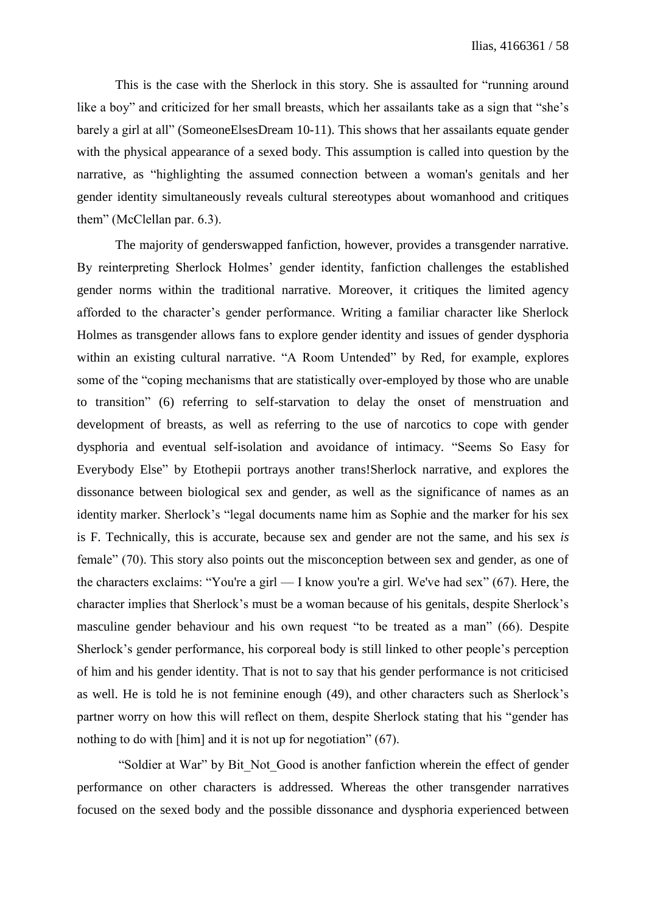This is the case with the Sherlock in this story. She is assaulted for "running around like a boy" and criticized for her small breasts, which her assailants take as a sign that "she's barely a girl at all" (SomeoneElsesDream 10-11). This shows that her assailants equate gender with the physical appearance of a sexed body. This assumption is called into question by the narrative, as "highlighting the assumed connection between a woman's genitals and her gender identity simultaneously reveals cultural stereotypes about womanhood and critiques them" (McClellan par. 6.3).

The majority of genderswapped fanfiction, however, provides a transgender narrative. By reinterpreting Sherlock Holmes' gender identity, fanfiction challenges the established gender norms within the traditional narrative. Moreover, it critiques the limited agency afforded to the character's gender performance. Writing a familiar character like Sherlock Holmes as transgender allows fans to explore gender identity and issues of gender dysphoria within an existing cultural narrative. "A Room Untended" by Red, for example, explores some of the "coping mechanisms that are statistically over-employed by those who are unable to transition" (6) referring to self-starvation to delay the onset of menstruation and development of breasts, as well as referring to the use of narcotics to cope with gender dysphoria and eventual self-isolation and avoidance of intimacy. "Seems So Easy for Everybody Else" by Etothepii portrays another trans!Sherlock narrative, and explores the dissonance between biological sex and gender, as well as the significance of names as an identity marker. Sherlock's "legal documents name him as Sophie and the marker for his sex is F. Technically, this is accurate, because sex and gender are not the same, and his sex *is* female" (70). This story also points out the misconception between sex and gender, as one of the characters exclaims: "You're a girl — I know you're a girl. We've had sex" (67). Here, the character implies that Sherlock's must be a woman because of his genitals, despite Sherlock's masculine gender behaviour and his own request "to be treated as a man" (66). Despite Sherlock's gender performance, his corporeal body is still linked to other people's perception of him and his gender identity. That is not to say that his gender performance is not criticised as well. He is told he is not feminine enough (49), and other characters such as Sherlock's partner worry on how this will reflect on them, despite Sherlock stating that his "gender has nothing to do with [him] and it is not up for negotiation" (67).

"Soldier at War" by Bit_Not_Good is another fanfiction wherein the effect of gender performance on other characters is addressed. Whereas the other transgender narratives focused on the sexed body and the possible dissonance and dysphoria experienced between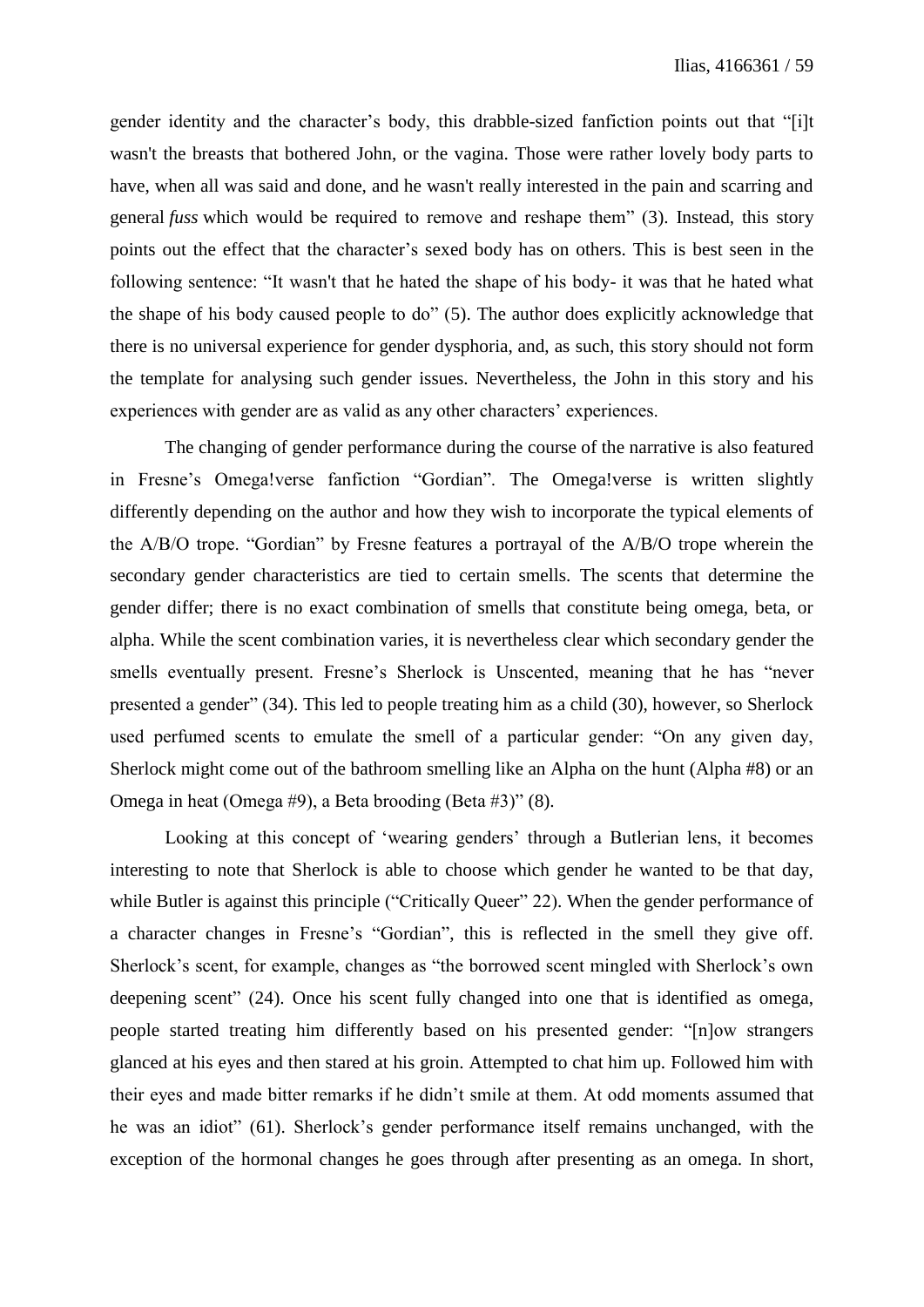gender identity and the character's body, this drabble-sized fanfiction points out that "[i]t wasn't the breasts that bothered John, or the vagina. Those were rather lovely body parts to have, when all was said and done, and he wasn't really interested in the pain and scarring and general *fuss* which would be required to remove and reshape them" (3). Instead, this story points out the effect that the character's sexed body has on others. This is best seen in the following sentence: "It wasn't that he hated the shape of his body- it was that he hated what the shape of his body caused people to do" (5). The author does explicitly acknowledge that there is no universal experience for gender dysphoria, and, as such, this story should not form the template for analysing such gender issues. Nevertheless, the John in this story and his experiences with gender are as valid as any other characters' experiences.

The changing of gender performance during the course of the narrative is also featured in Fresne's Omega!verse fanfiction "Gordian". The Omega!verse is written slightly differently depending on the author and how they wish to incorporate the typical elements of the A/B/O trope. "Gordian" by Fresne features a portrayal of the A/B/O trope wherein the secondary gender characteristics are tied to certain smells. The scents that determine the gender differ; there is no exact combination of smells that constitute being omega, beta, or alpha. While the scent combination varies, it is nevertheless clear which secondary gender the smells eventually present. Fresne's Sherlock is Unscented, meaning that he has "never presented a gender" (34). This led to people treating him as a child (30), however, so Sherlock used perfumed scents to emulate the smell of a particular gender: "On any given day, Sherlock might come out of the bathroom smelling like an Alpha on the hunt (Alpha #8) or an Omega in heat (Omega #9), a Beta brooding (Beta #3)" (8).

Looking at this concept of 'wearing genders' through a Butlerian lens, it becomes interesting to note that Sherlock is able to choose which gender he wanted to be that day, while Butler is against this principle ("Critically Queer" 22). When the gender performance of a character changes in Fresne's "Gordian", this is reflected in the smell they give off. Sherlock's scent, for example, changes as "the borrowed scent mingled with Sherlock's own deepening scent" (24). Once his scent fully changed into one that is identified as omega, people started treating him differently based on his presented gender: "[n]ow strangers glanced at his eyes and then stared at his groin. Attempted to chat him up. Followed him with their eyes and made bitter remarks if he didn't smile at them. At odd moments assumed that he was an idiot" (61). Sherlock's gender performance itself remains unchanged, with the exception of the hormonal changes he goes through after presenting as an omega. In short,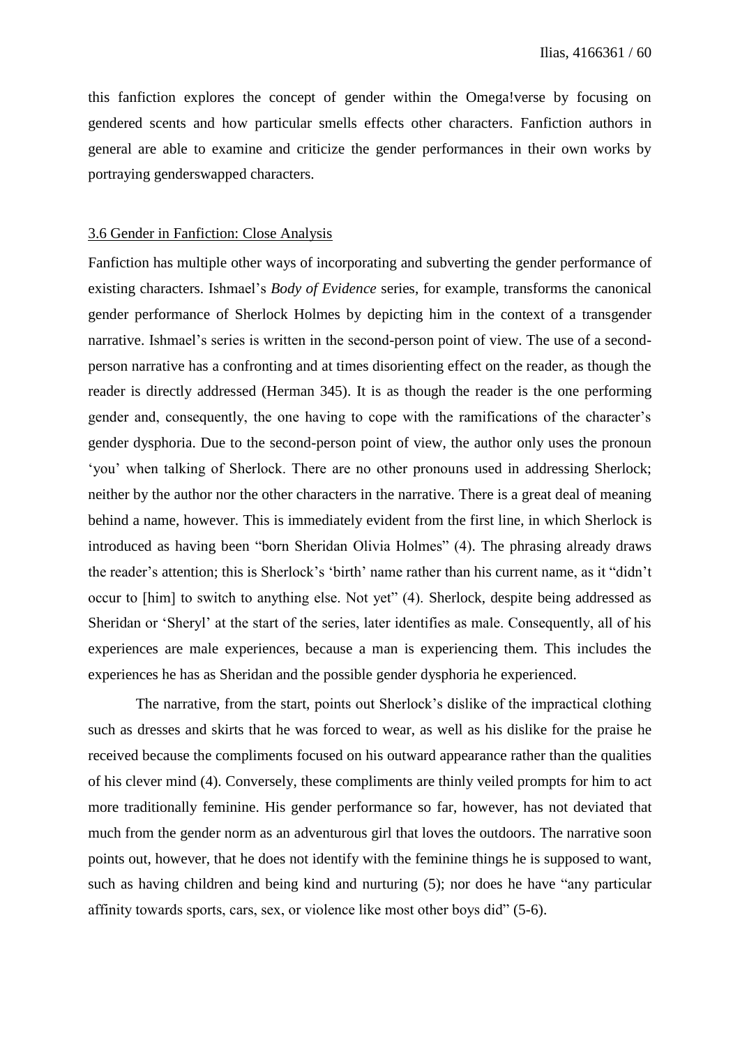this fanfiction explores the concept of gender within the Omega!verse by focusing on gendered scents and how particular smells effects other characters. Fanfiction authors in general are able to examine and criticize the gender performances in their own works by portraying genderswapped characters.

### 3.6 Gender in Fanfiction: Close Analysis

Fanfiction has multiple other ways of incorporating and subverting the gender performance of existing characters. Ishmael's *Body of Evidence* series, for example, transforms the canonical gender performance of Sherlock Holmes by depicting him in the context of a transgender narrative. Ishmael's series is written in the second-person point of view. The use of a second-person narrative has a confronting and at times disorienting effect on the reader, as though the reader is directly addressed (Herman 345). It is as though the reader is the one performing gender and, consequently, the one having to cope with the ramifications of the character's gender dysphoria. Due to the second-person point of view, the author only uses the pronoun 'you' when talking of Sherlock. There are no other pronouns used in addressing Sherlock; neither by the author nor the other characters in the narrative. There is a great deal of meaning behind a name, however. This is immediately evident from the first line, in which Sherlock is introduced as having been "born Sheridan Olivia Holmes" (4). The phrasing already draws the reader's attention; this is Sherlock's 'birth' name rather than his current name, as it "didn't occur to [him] to switch to anything else. Not yet" (4). Sherlock, despite being addressed as Sheridan or 'Sheryl' at the start of the series, later identifies as male. Consequently, all of his experiences are male experiences, because a man is experiencing them. This includes the experiences he has as Sheridan and the possible gender dysphoria he experienced.

The narrative, from the start, points out Sherlock's dislike of the impractical clothing such as dresses and skirts that he was forced to wear, as well as his dislike for the praise he received because the compliments focused on his outward appearance rather than the qualities of his clever mind (4). Conversely, these compliments are thinly veiled prompts for him to act more traditionally feminine. His gender performance so far, however, has not deviated that much from the gender norm as an adventurous girl that loves the outdoors. The narrative soon points out, however, that he does not identify with the feminine things he is supposed to want, such as having children and being kind and nurturing (5); nor does he have "any particular affinity towards sports, cars, sex, or violence like most other boys did" (5-6).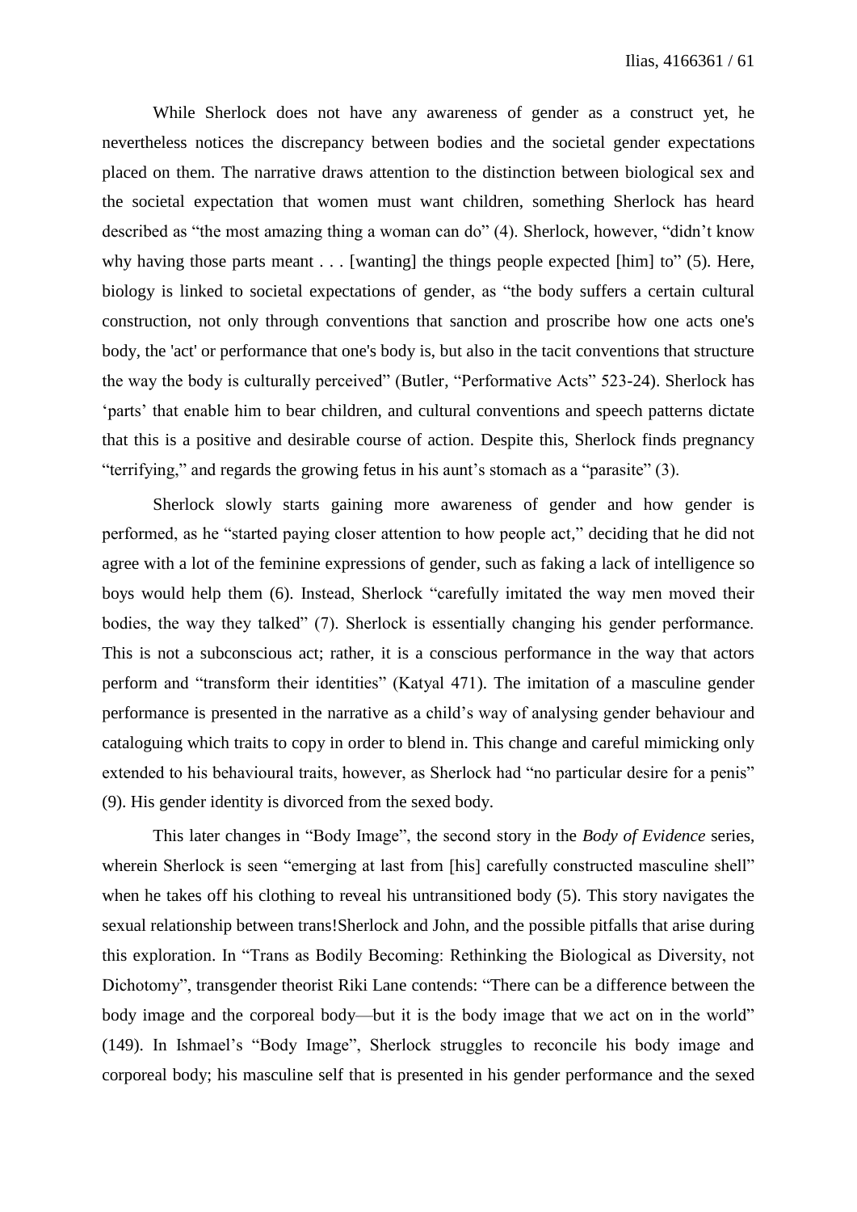While Sherlock does not have any awareness of gender as a construct yet, he nevertheless notices the discrepancy between bodies and the societal gender expectations placed on them. The narrative draws attention to the distinction between biological sex and the societal expectation that women must want children, something Sherlock has heard described as "the most amazing thing a woman can do" (4). Sherlock, however, "didn't know why having those parts meant . . . [wanting] the things people expected [him] to" (5). Here, biology is linked to societal expectations of gender, as "the body suffers a certain cultural construction, not only through conventions that sanction and proscribe how one acts one's body, the 'act' or performance that one's body is, but also in the tacit conventions that structure the way the body is culturally perceived" (Butler, "Performative Acts" 523-24). Sherlock has 'parts' that enable him to bear children, and cultural conventions and speech patterns dictate that this is a positive and desirable course of action. Despite this, Sherlock finds pregnancy "terrifying," and regards the growing fetus in his aunt's stomach as a "parasite" (3).

Sherlock slowly starts gaining more awareness of gender and how gender is performed, as he "started paying closer attention to how people act," deciding that he did not agree with a lot of the feminine expressions of gender, such as faking a lack of intelligence so boys would help them (6). Instead, Sherlock "carefully imitated the way men moved their bodies, the way they talked" (7). Sherlock is essentially changing his gender performance. This is not a subconscious act; rather, it is a conscious performance in the way that actors perform and "transform their identities" (Katyal 471). The imitation of a masculine gender performance is presented in the narrative as a child's way of analysing gender behaviour and cataloguing which traits to copy in order to blend in. This change and careful mimicking only extended to his behavioural traits, however, as Sherlock had "no particular desire for a penis" (9). His gender identity is divorced from the sexed body.

This later changes in "Body Image", the second story in the *Body of Evidence* series, wherein Sherlock is seen "emerging at last from [his] carefully constructed masculine shell" when he takes off his clothing to reveal his untransitioned body (5). This story navigates the sexual relationship between trans!Sherlock and John, and the possible pitfalls that arise during this exploration. In "Trans as Bodily Becoming: Rethinking the Biological as Diversity, not Dichotomy", transgender theorist Riki Lane contends: "There can be a difference between the body image and the corporeal body—but it is the body image that we act on in the world" (149). In Ishmael's "Body Image", Sherlock struggles to reconcile his body image and corporeal body; his masculine self that is presented in his gender performance and the sexed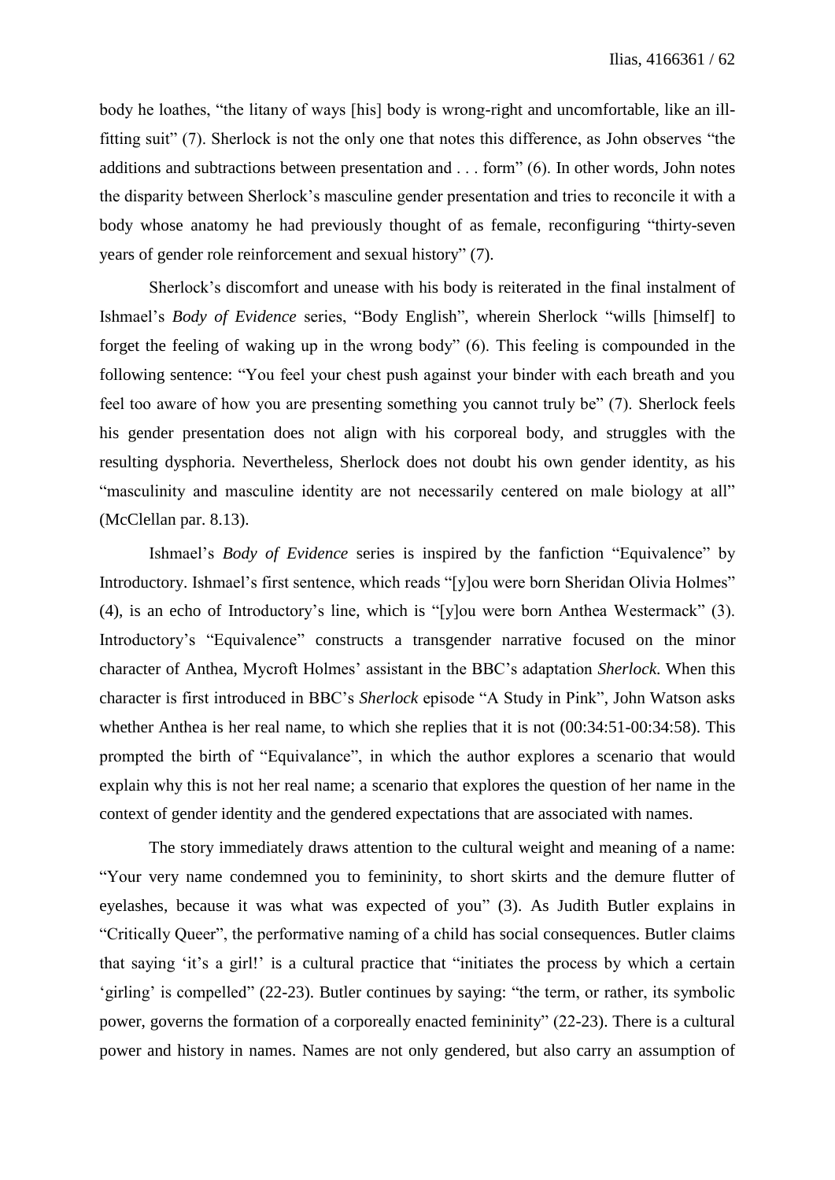body he loathes, “the litany of ways [his] body is wrong-right and uncomfortable, like an ill-fitting suit” (7). Sherlock is not the only one that notes this difference, as John observes “the additions and subtractions between presentation and . . . form” (6). In other words, John notes the disparity between Sherlock’s masculine gender presentation and tries to reconcile it with a body whose anatomy he had previously thought of as female, reconfiguring “thirty-seven years of gender role reinforcement and sexual history” (7).

Sherlock’s discomfort and unease with his body is reiterated in the final instalment of Ishmael’s *Body of Evidence* series, “Body English”, wherein Sherlock “wills [himself] to forget the feeling of waking up in the wrong body” (6). This feeling is compounded in the following sentence: “You feel your chest push against your binder with each breath and you feel too aware of how you are presenting something you cannot truly be” (7). Sherlock feels his gender presentation does not align with his corporeal body, and struggles with the resulting dysphoria. Nevertheless, Sherlock does not doubt his own gender identity, as his “masculinity and masculine identity are not necessarily centered on male biology at all” (McClellan par. 8.13).

Ishmael’s *Body of Evidence* series is inspired by the fanfiction “Equivalence” by Introductory. Ishmael’s first sentence, which reads “[y]ou were born Sheridan Olivia Holmes” (4), is an echo of Introductory’s line, which is “[y]ou were born Anthea Westermack” (3). Introductory’s “Equivalence” constructs a transgender narrative focused on the minor character of Anthea, Mycroft Holmes’ assistant in the BBC’s adaptation *Sherlock*. When this character is first introduced in BBC’s *Sherlock* episode “A Study in Pink”, John Watson asks whether Anthea is her real name, to which she replies that it is not (00:34:51-00:34:58). This prompted the birth of “Equivalance”, in which the author explores a scenario that would explain why this is not her real name; a scenario that explores the question of her name in the context of gender identity and the gendered expectations that are associated with names.

The story immediately draws attention to the cultural weight and meaning of a name: “Your very name condemned you to femininity, to short skirts and the demure flutter of eyelashes, because it was what was expected of you” (3). As Judith Butler explains in “Critically Queer”, the performative naming of a child has social consequences. Butler claims that saying ‘it’s a girl!’ is a cultural practice that “initiates the process by which a certain ‘girling’ is compelled” (22-23). Butler continues by saying: “the term, or rather, its symbolic power, governs the formation of a corporeally enacted femininity” (22-23). There is a cultural power and history in names. Names are not only gendered, but also carry an assumption of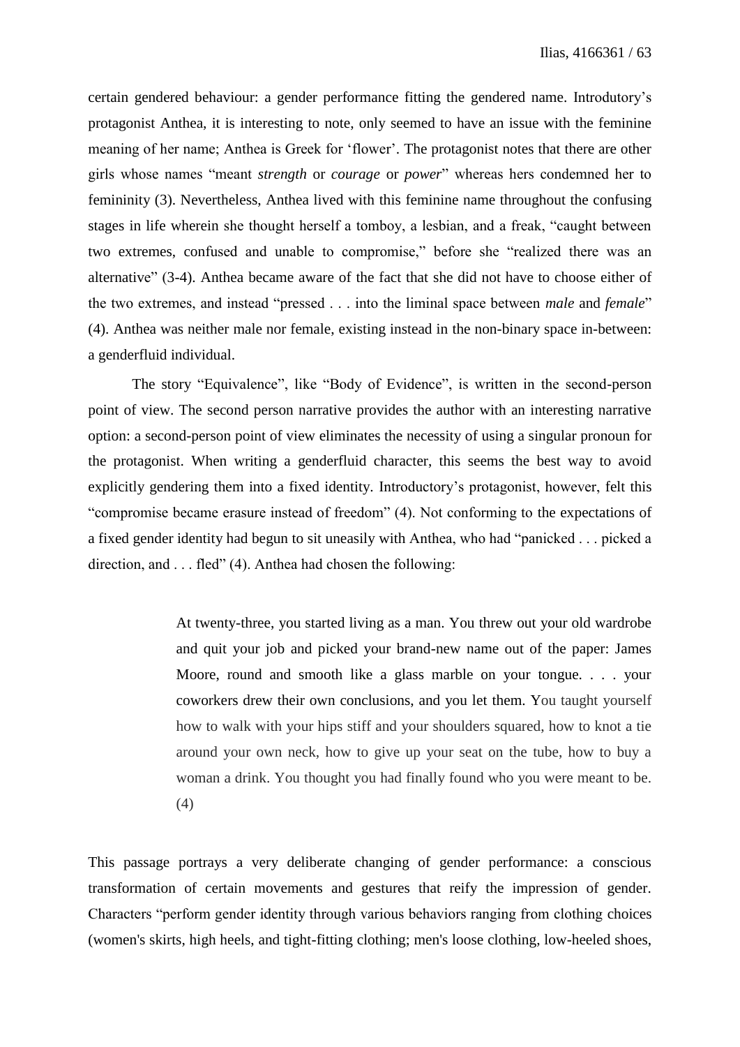certain gendered behaviour: a gender performance fitting the gendered name. Introductory's protagonist Anthea, it is interesting to note, only seemed to have an issue with the feminine meaning of her name; Anthea is Greek for 'flower'. The protagonist notes that there are other girls whose names "meant *strength* or *courage* or *power*" whereas hers condemned her to femininity (3). Nevertheless, Anthea lived with this feminine name throughout the confusing stages in life wherein she thought herself a tomboy, a lesbian, and a freak, "caught between two extremes, confused and unable to compromise," before she "realized there was an alternative" (3-4). Anthea became aware of the fact that she did not have to choose either of the two extremes, and instead "pressed . . . into the liminal space between *male* and *female*" (4). Anthea was neither male nor female, existing instead in the non-binary space in-between: a genderfluid individual.

The story "Equivalence", like "Body of Evidence", is written in the second-person point of view. The second person narrative provides the author with an interesting narrative option: a second-person point of view eliminates the necessity of using a singular pronoun for the protagonist. When writing a genderfluid character, this seems the best way to avoid explicitly gendering them into a fixed identity. Introductory's protagonist, however, felt this "compromise became erasure instead of freedom" (4). Not conforming to the expectations of a fixed gender identity had begun to sit uneasily with Anthea, who had "panicked . . . picked a direction, and . . . fled" (4). Anthea had chosen the following:

> At twenty-three, you started living as a man. You threw out your old wardrobe and quit your job and picked your brand-new name out of the paper: James Moore, round and smooth like a glass marble on your tongue. . . . your coworkers drew their own conclusions, and you let them. You taught yourself how to walk with your hips stiff and your shoulders squared, how to knot a tie around your own neck, how to give up your seat on the tube, how to buy a woman a drink. You thought you had finally found who you were meant to be. (4)

This passage portrays a very deliberate changing of gender performance: a conscious transformation of certain movements and gestures that reify the impression of gender. Characters "perform gender identity through various behaviors ranging from clothing choices (women's skirts, high heels, and tight-fitting clothing; men's loose clothing, low-heeled shoes,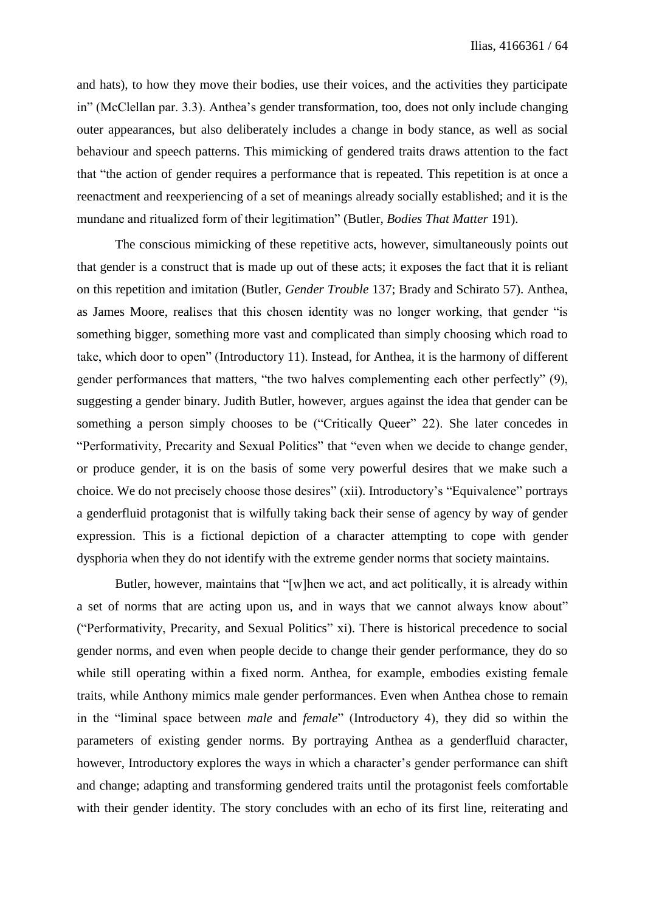and hats), to how they move their bodies, use their voices, and the activities they participate in" (McClellan par. 3.3). Anthea's gender transformation, too, does not only include changing outer appearances, but also deliberately includes a change in body stance, as well as social behaviour and speech patterns. This mimicking of gendered traits draws attention to the fact that "the action of gender requires a performance that is repeated. This repetition is at once a reenactment and reexperiencing of a set of meanings already socially established; and it is the mundane and ritualized form of their legitimation" (Butler, *Bodies That Matter* 191).

The conscious mimicking of these repetitive acts, however, simultaneously points out that gender is a construct that is made up out of these acts; it exposes the fact that it is reliant on this repetition and imitation (Butler, *Gender Trouble* 137; Brady and Schirato 57). Anthea, as James Moore, realises that this chosen identity was no longer working, that gender "is something bigger, something more vast and complicated than simply choosing which road to take, which door to open" (Introductory 11). Instead, for Anthea, it is the harmony of different gender performances that matters, "the two halves complementing each other perfectly" (9), suggesting a gender binary. Judith Butler, however, argues against the idea that gender can be something a person simply chooses to be ("Critically Queer" 22). She later concedes in "Performativity, Precarity and Sexual Politics" that "even when we decide to change gender, or produce gender, it is on the basis of some very powerful desires that we make such a choice. We do not precisely choose those desires" (xii). Introductory's "Equivalence" portrays a genderfluid protagonist that is wilfully taking back their sense of agency by way of gender expression. This is a fictional depiction of a character attempting to cope with gender dysphoria when they do not identify with the extreme gender norms that society maintains.

Butler, however, maintains that "[w]hen we act, and act politically, it is already within a set of norms that are acting upon us, and in ways that we cannot always know about" ("Performativity, Precarity, and Sexual Politics" xi). There is historical precedence to social gender norms, and even when people decide to change their gender performance, they do so while still operating within a fixed norm. Anthea, for example, embodies existing female traits, while Anthony mimics male gender performances. Even when Anthea chose to remain in the "liminal space between *male* and *female*" (Introductory 4), they did so within the parameters of existing gender norms. By portraying Anthea as a genderfluid character, however, Introductory explores the ways in which a character's gender performance can shift and change; adapting and transforming gendered traits until the protagonist feels comfortable with their gender identity. The story concludes with an echo of its first line, reiterating and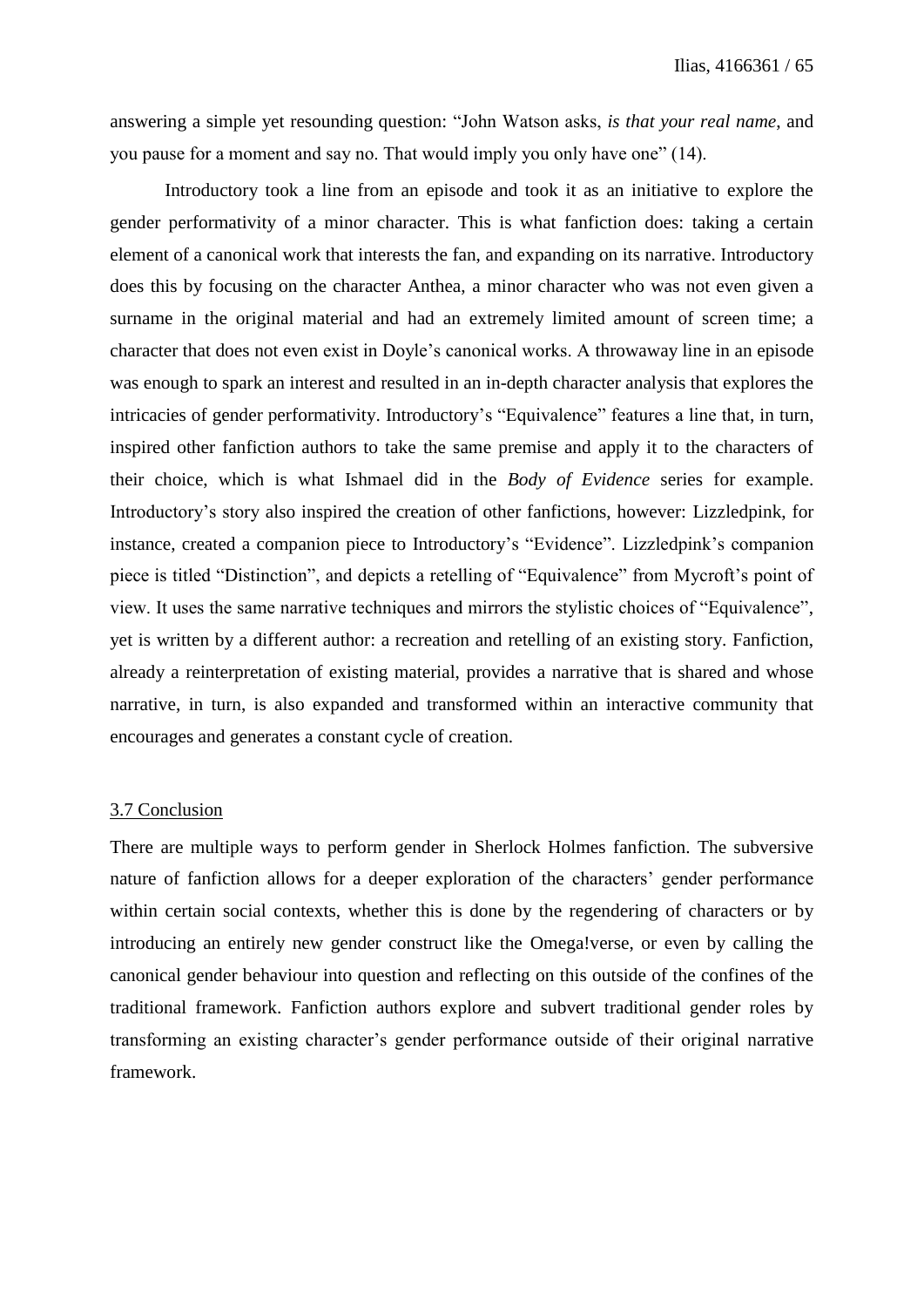answering a simple yet resounding question: "John Watson asks, *is that your real name*, and you pause for a moment and say no. That would imply you only have one" (14).

Introductory took a line from an episode and took it as an initiative to explore the gender performativity of a minor character. This is what fanfiction does: taking a certain element of a canonical work that interests the fan, and expanding on its narrative. Introductory does this by focusing on the character Anthea, a minor character who was not even given a surname in the original material and had an extremely limited amount of screen time; a character that does not even exist in Doyle's canonical works. A throwaway line in an episode was enough to spark an interest and resulted in an in-depth character analysis that explores the intricacies of gender performativity. Introductory's "Equivalence" features a line that, in turn, inspired other fanfiction authors to take the same premise and apply it to the characters of their choice, which is what Ishmael did in the *Body of Evidence* series for example. Introductory's story also inspired the creation of other fanfictions, however: Lizzledpink, for instance, created a companion piece to Introductory's "Evidence". Lizzledpink's companion piece is titled "Distinction", and depicts a retelling of "Equivalence" from Mycroft's point of view. It uses the same narrative techniques and mirrors the stylistic choices of "Equivalence", yet is written by a different author: a recreation and retelling of an existing story. Fanfiction, already a reinterpretation of existing material, provides a narrative that is shared and whose narrative, in turn, is also expanded and transformed within an interactive community that encourages and generates a constant cycle of creation.

### 3.7 Conclusion

There are multiple ways to perform gender in Sherlock Holmes fanfiction. The subversive nature of fanfiction allows for a deeper exploration of the characters' gender performance within certain social contexts, whether this is done by the regendering of characters or by introducing an entirely new gender construct like the Omega!verse, or even by calling the canonical gender behaviour into question and reflecting on this outside of the confines of the traditional framework. Fanfiction authors explore and subvert traditional gender roles by transforming an existing character's gender performance outside of their original narrative framework.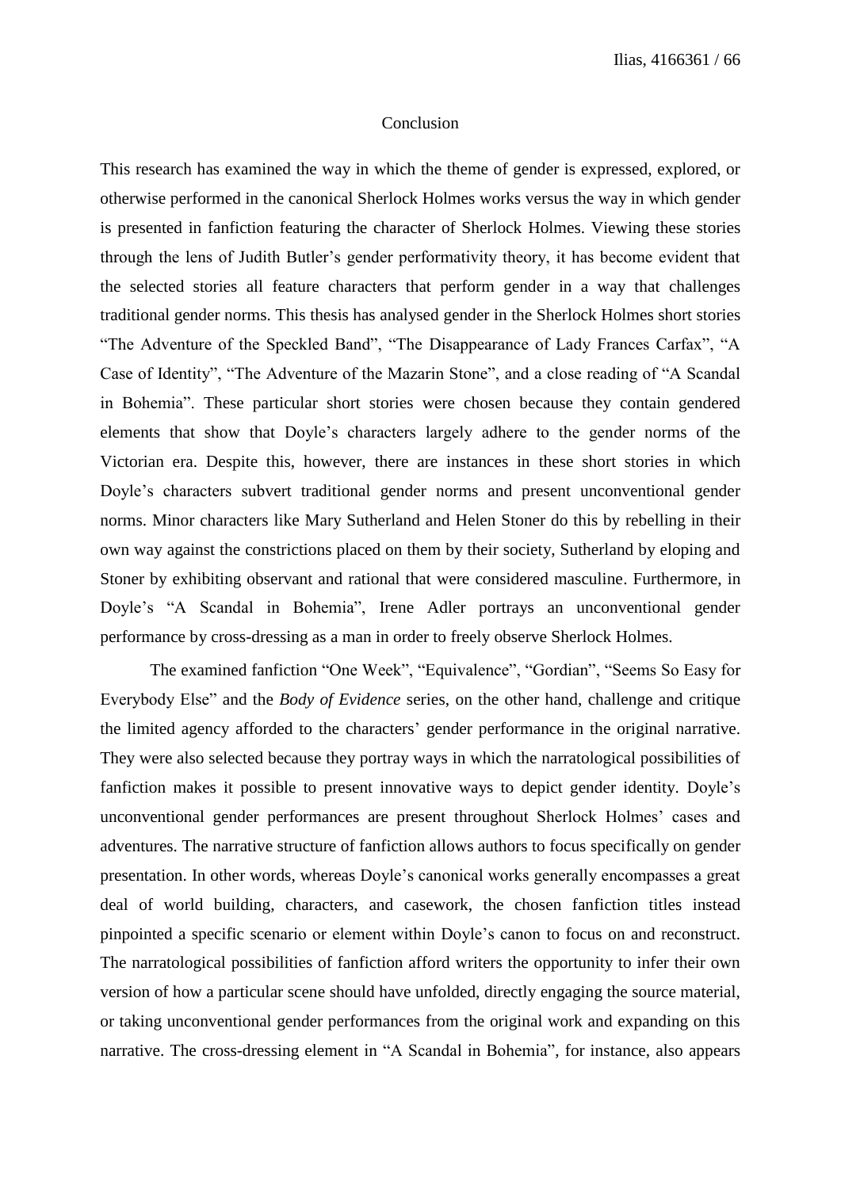# Conclusion

This research has examined the way in which the theme of gender is expressed, explored, or otherwise performed in the canonical Sherlock Holmes works versus the way in which gender is presented in fanfiction featuring the character of Sherlock Holmes. Viewing these stories through the lens of Judith Butler's gender performativity theory, it has become evident that the selected stories all feature characters that perform gender in a way that challenges traditional gender norms. This thesis has analysed gender in the Sherlock Holmes short stories "The Adventure of the Speckled Band", "The Disappearance of Lady Frances Carfax", "A Case of Identity", "The Adventure of the Mazarin Stone", and a close reading of "A Scandal in Bohemia". These particular short stories were chosen because they contain gendered elements that show that Doyle's characters largely adhere to the gender norms of the Victorian era. Despite this, however, there are instances in these short stories in which Doyle's characters subvert traditional gender norms and present unconventional gender norms. Minor characters like Mary Sutherland and Helen Stoner do this by rebelling in their own way against the constrictions placed on them by their society, Sutherland by eloping and Stoner by exhibiting observant and rational that were considered masculine. Furthermore, in Doyle's "A Scandal in Bohemia", Irene Adler portrays an unconventional gender performance by cross-dressing as a man in order to freely observe Sherlock Holmes.

The examined fanfiction "One Week", "Equivalence", "Gordian", "Seems So Easy for Everybody Else" and the *Body of Evidence* series, on the other hand, challenge and critique the limited agency afforded to the characters' gender performance in the original narrative. They were also selected because they portray ways in which the narratological possibilities of fanfiction makes it possible to present innovative ways to depict gender identity. Doyle's unconventional gender performances are present throughout Sherlock Holmes' cases and adventures. The narrative structure of fanfiction allows authors to focus specifically on gender presentation. In other words, whereas Doyle's canonical works generally encompasses a great deal of world building, characters, and casework, the chosen fanfiction titles instead pinpointed a specific scenario or element within Doyle's canon to focus on and reconstruct. The narratological possibilities of fanfiction afford writers the opportunity to infer their own version of how a particular scene should have unfolded, directly engaging the source material, or taking unconventional gender performances from the original work and expanding on this narrative. The cross-dressing element in "A Scandal in Bohemia", for instance, also appears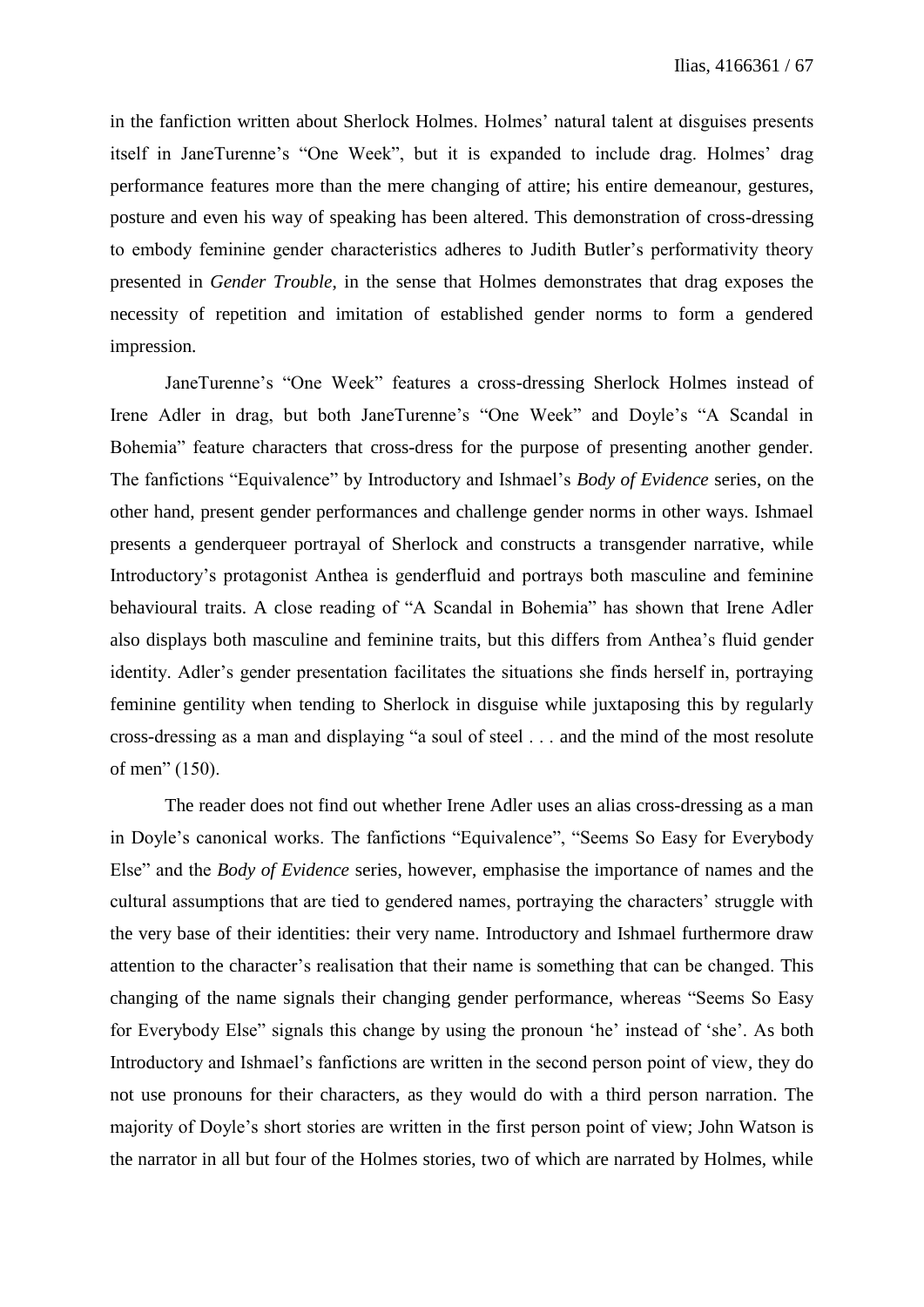in the fanfiction written about Sherlock Holmes. Holmes' natural talent at disguises presents itself in JaneTurenne's "One Week", but it is expanded to include drag. Holmes' drag performance features more than the mere changing of attire; his entire demeanour, gestures, posture and even his way of speaking has been altered. This demonstration of cross-dressing to embody feminine gender characteristics adheres to Judith Butler's performativity theory presented in *Gender Trouble*, in the sense that Holmes demonstrates that drag exposes the necessity of repetition and imitation of established gender norms to form a gendered impression.

JaneTurenne's "One Week" features a cross-dressing Sherlock Holmes instead of Irene Adler in drag, but both JaneTurenne's "One Week" and Doyle's "A Scandal in Bohemia" feature characters that cross-dress for the purpose of presenting another gender. The fanfictions "Equivalence" by Introductory and Ishmael's *Body of Evidence* series, on the other hand, present gender performances and challenge gender norms in other ways. Ishmael presents a genderqueer portrayal of Sherlock and constructs a transgender narrative, while Introductory's protagonist Anthea is genderfluid and portrays both masculine and feminine behavioural traits. A close reading of "A Scandal in Bohemia" has shown that Irene Adler also displays both masculine and feminine traits, but this differs from Anthea's fluid gender identity. Adler's gender presentation facilitates the situations she finds herself in, portraying feminine gentility when tending to Sherlock in disguise while juxtaposing this by regularly cross-dressing as a man and displaying "a soul of steel . . . and the mind of the most resolute of men" (150).

The reader does not find out whether Irene Adler uses an alias cross-dressing as a man in Doyle's canonical works. The fanfictions "Equivalence", "Seems So Easy for Everybody Else" and the *Body of Evidence* series, however, emphasise the importance of names and the cultural assumptions that are tied to gendered names, portraying the characters' struggle with the very base of their identities: their very name. Introductory and Ishmael furthermore draw attention to the character's realisation that their name is something that can be changed. This changing of the name signals their changing gender performance, whereas "Seems So Easy for Everybody Else" signals this change by using the pronoun 'he' instead of 'she'. As both Introductory and Ishmael's fanfictions are written in the second person point of view, they do not use pronouns for their characters, as they would do with a third person narration. The majority of Doyle's short stories are written in the first person point of view; John Watson is the narrator in all but four of the Holmes stories, two of which are narrated by Holmes, while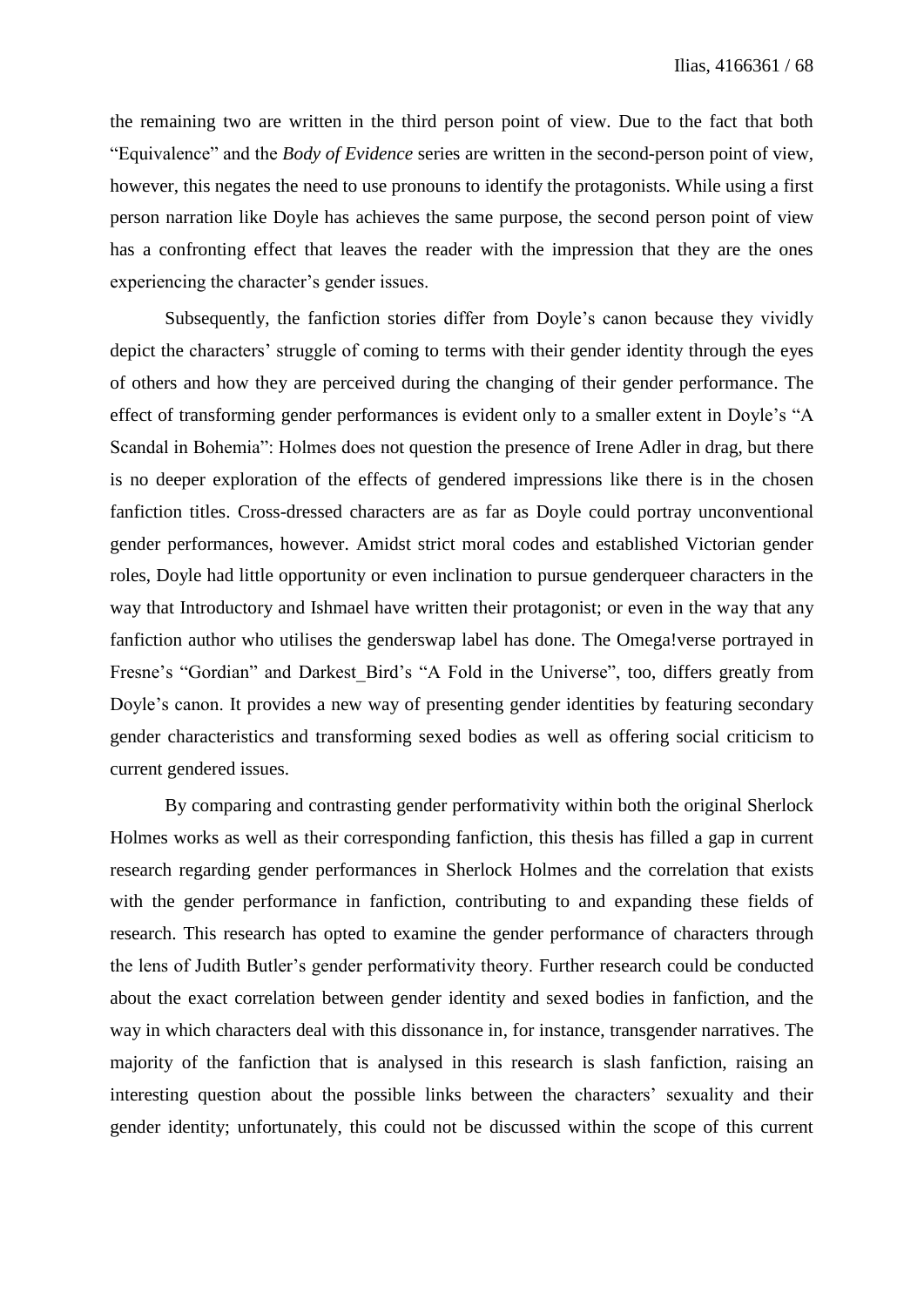the remaining two are written in the third person point of view. Due to the fact that both "Equivalence" and the *Body of Evidence* series are written in the second-person point of view, however, this negates the need to use pronouns to identify the protagonists. While using a first person narration like Doyle has achieves the same purpose, the second person point of view has a confronting effect that leaves the reader with the impression that they are the ones experiencing the character's gender issues.

Subsequently, the fanfiction stories differ from Doyle's canon because they vividly depict the characters' struggle of coming to terms with their gender identity through the eyes of others and how they are perceived during the changing of their gender performance. The effect of transforming gender performances is evident only to a smaller extent in Doyle's "A Scandal in Bohemia": Holmes does not question the presence of Irene Adler in drag, but there is no deeper exploration of the effects of gendered impressions like there is in the chosen fanfiction titles. Cross-dressed characters are as far as Doyle could portray unconventional gender performances, however. Amidst strict moral codes and established Victorian gender roles, Doyle had little opportunity or even inclination to pursue genderqueer characters in the way that Introductory and Ishmael have written their protagonist; or even in the way that any fanfiction author who utilises the genderswap label has done. The Omega!verse portrayed in Fresne's "Gordian" and Darkest_Bird's "A Fold in the Universe", too, differs greatly from Doyle's canon. It provides a new way of presenting gender identities by featuring secondary gender characteristics and transforming sexed bodies as well as offering social criticism to current gendered issues.

By comparing and contrasting gender performativity within both the original Sherlock Holmes works as well as their corresponding fanfiction, this thesis has filled a gap in current research regarding gender performances in Sherlock Holmes and the correlation that exists with the gender performance in fanfiction, contributing to and expanding these fields of research. This research has opted to examine the gender performance of characters through the lens of Judith Butler's gender performativity theory. Further research could be conducted about the exact correlation between gender identity and sexed bodies in fanfiction, and the way in which characters deal with this dissonance in, for instance, transgender narratives. The majority of the fanfiction that is analysed in this research is slash fanfiction, raising an interesting question about the possible links between the characters' sexuality and their gender identity; unfortunately, this could not be discussed within the scope of this current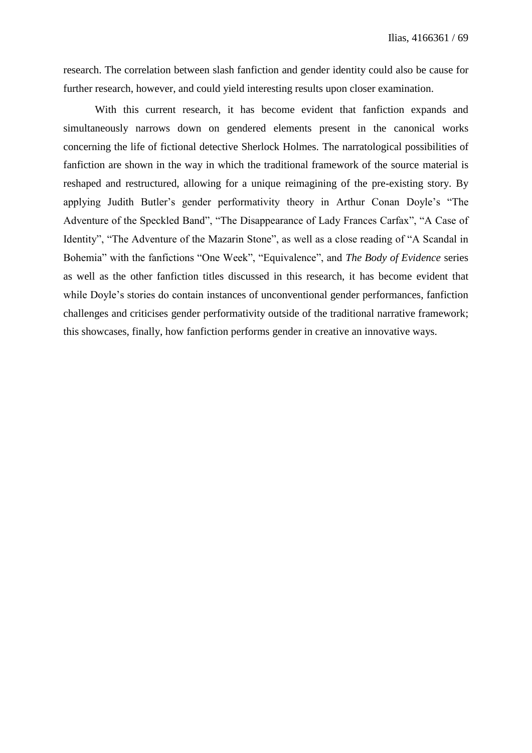research. The correlation between slash fanfiction and gender identity could also be cause for further research, however, and could yield interesting results upon closer examination.

With this current research, it has become evident that fanfiction expands and simultaneously narrows down on gendered elements present in the canonical works concerning the life of fictional detective Sherlock Holmes. The narratological possibilities of fanfiction are shown in the way in which the traditional framework of the source material is reshaped and restructured, allowing for a unique reimagining of the pre-existing story. By applying Judith Butler's gender performativity theory in Arthur Conan Doyle's "The Adventure of the Speckled Band", "The Disappearance of Lady Frances Carfax", "A Case of Identity", "The Adventure of the Mazarin Stone", as well as a close reading of "A Scandal in Bohemia" with the fanfictions "One Week", "Equivalence", and *The Body of Evidence* series as well as the other fanfiction titles discussed in this research, it has become evident that while Doyle's stories do contain instances of unconventional gender performances, fanfiction challenges and criticises gender performativity outside of the traditional narrative framework; this showcases, finally, how fanfiction performs gender in creative an innovative ways.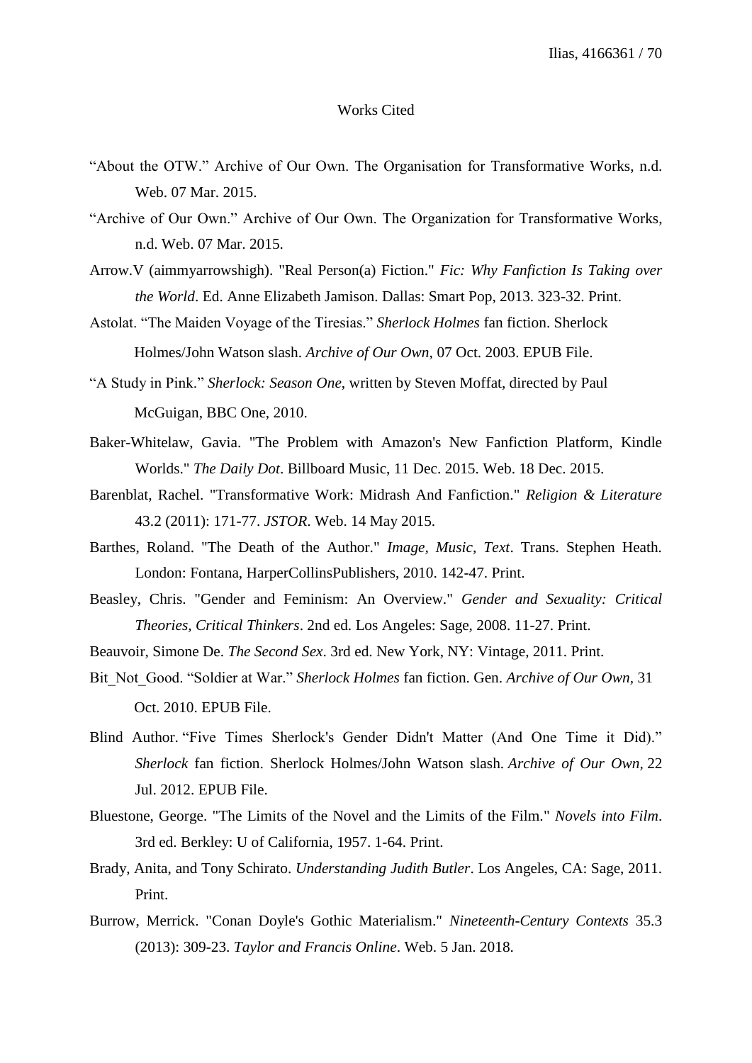## Works Cited

"About the OTW." Archive of Our Own. The Organisation for Transformative Works, n.d. Web. 07 Mar. 2015.

"Archive of Our Own." Archive of Our Own. The Organization for Transformative Works, n.d. Web. 07 Mar. 2015.

Arrow.V (aimmyarrowshigh). "Real Person(a) Fiction." *Fic: Why Fanfiction Is Taking over the World*. Ed. Anne Elizabeth Jamison. Dallas: Smart Pop, 2013. 323-32. Print.

Astolat. "The Maiden Voyage of the Tiresias." *Sherlock Holmes* fan fiction. Sherlock Holmes/John Watson slash. *Archive of Our Own,* 07 Oct. 2003. EPUB File.

"A Study in Pink." *Sherlock: Season One*, written by Steven Moffat, directed by Paul McGuigan, BBC One, 2010.

Baker-Whitelaw, Gavia. "The Problem with Amazon's New Fanfiction Platform, Kindle Worlds." *The Daily Dot*. Billboard Music, 11 Dec. 2015. Web. 18 Dec. 2015.

Barenblat, Rachel. "Transformative Work: Midrash And Fanfiction." *Religion & Literature* 43.2 (2011): 171-77. *JSTOR*. Web. 14 May 2015.

Barthes, Roland. "The Death of the Author." *Image, Music, Text*. Trans. Stephen Heath. London: Fontana, HarperCollinsPublishers, 2010. 142-47. Print.

Beasley, Chris. "Gender and Feminism: An Overview." *Gender and Sexuality: Critical Theories, Critical Thinkers*. 2nd ed. Los Angeles: Sage, 2008. 11-27. Print.

Beauvoir, Simone De. *The Second Sex*. 3rd ed. New York, NY: Vintage, 2011. Print.

Bit_Not_Good. "Soldier at War." *Sherlock Holmes* fan fiction. Gen. *Archive of Our Own,* 31 Oct. 2010. EPUB File.

Blind Author. "Five Times Sherlock's Gender Didn't Matter (And One Time it Did)." *Sherlock* fan fiction. Sherlock Holmes/John Watson slash. *Archive of Our Own,* 22 Jul. 2012. EPUB File.

Bluestone, George. "The Limits of the Novel and the Limits of the Film." *Novels into Film*. 3rd ed. Berkley: U of California, 1957. 1-64. Print.

Brady, Anita, and Tony Schirato. *Understanding Judith Butler*. Los Angeles, CA: Sage, 2011. Print.

Burrow, Merrick. "Conan Doyle's Gothic Materialism." *Nineteenth-Century Contexts* 35.3 (2013): 309-23. *Taylor and Francis Online*. Web. 5 Jan. 2018.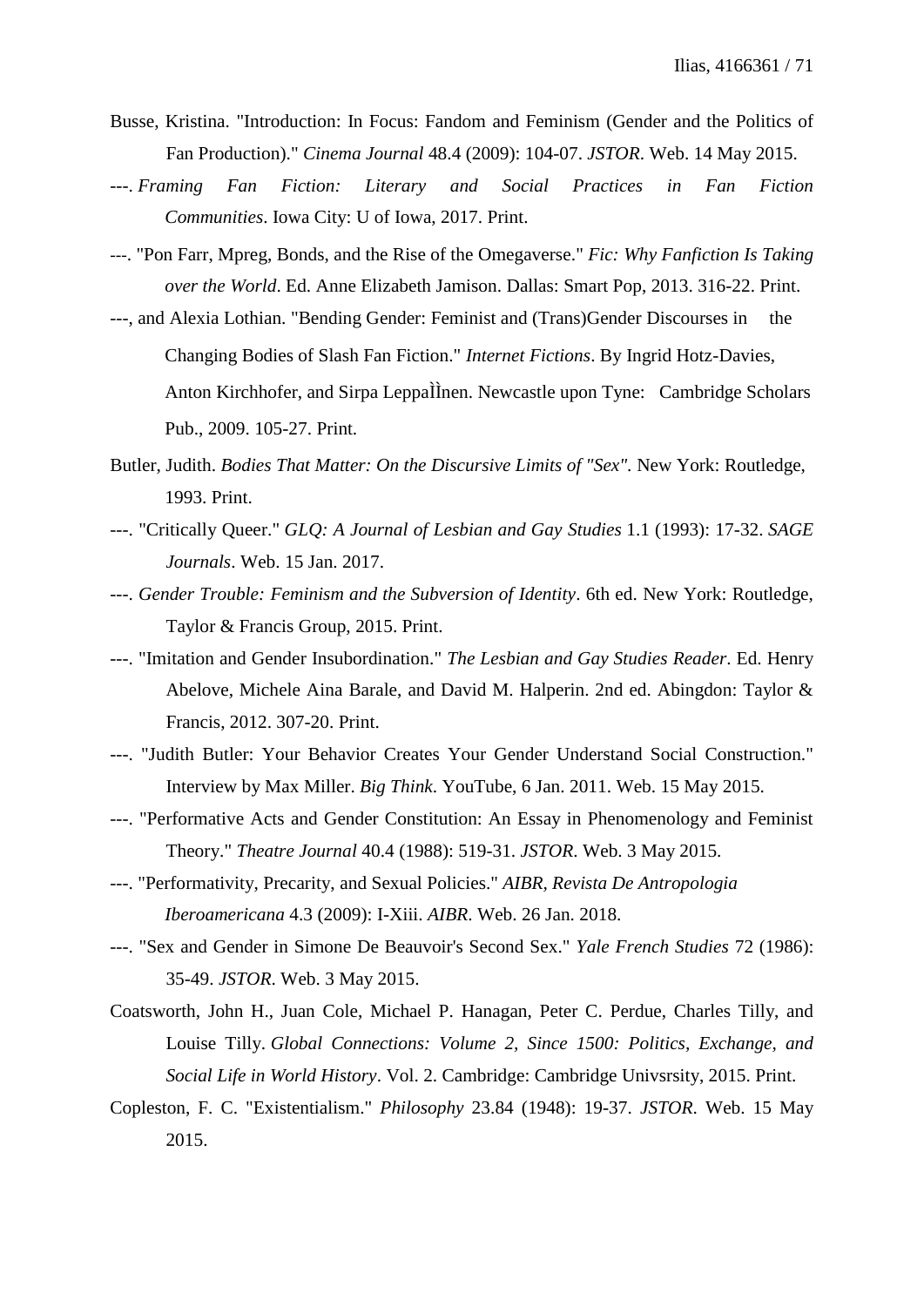Busse, Kristina. "Introduction: In Focus: Fandom and Feminism (Gender and the Politics of Fan Production)." *Cinema Journal* 48.4 (2009): 104-07. *JSTOR*. Web. 14 May 2015.

---. *Framing Fan Fiction: Literary and Social Practices in Fan Fiction Communities*. Iowa City: U of Iowa, 2017. Print.

---. "Pon Farr, Mpreg, Bonds, and the Rise of the Omegaverse." *Fic: Why Fanfiction Is Taking over the World*. Ed. Anne Elizabeth Jamison. Dallas: Smart Pop, 2013. 316-22. Print.

---, and Alexia Lothian. "Bending Gender: Feminist and (Trans)Gender Discourses in the Changing Bodies of Slash Fan Fiction." *Internet Fictions*. By Ingrid Hotz-Davies, Anton Kirchhofer, and Sirpa LeppaÌÌnen. Newcastle upon Tyne: Cambridge Scholars Pub., 2009. 105-27. Print.

Butler, Judith. *Bodies That Matter: On the Discursive Limits of "Sex"*. New York: Routledge, 1993. Print.

---. "Critically Queer." *GLQ: A Journal of Lesbian and Gay Studies* 1.1 (1993): 17-32. *SAGE Journals*. Web. 15 Jan. 2017.

---. *Gender Trouble: Feminism and the Subversion of Identity*. 6th ed. New York: Routledge, Taylor & Francis Group, 2015. Print.

---. "Imitation and Gender Insubordination." *The Lesbian and Gay Studies Reader*. Ed. Henry Abelove, Michele Aina Barale, and David M. Halperin. 2nd ed. Abingdon: Taylor & Francis, 2012. 307-20. Print.

---. "Judith Butler: Your Behavior Creates Your Gender Understand Social Construction." Interview by Max Miller. *Big Think*. YouTube, 6 Jan. 2011. Web. 15 May 2015.

---. "Performative Acts and Gender Constitution: An Essay in Phenomenology and Feminist Theory." *Theatre Journal* 40.4 (1988): 519-31. *JSTOR*. Web. 3 May 2015.

---. "Performativity, Precarity, and Sexual Policies." *AIBR, Revista De Antropologia Iberoamericana* 4.3 (2009): I-Xiii. *AIBR*. Web. 26 Jan. 2018.

---. "Sex and Gender in Simone De Beauvoir's Second Sex." *Yale French Studies* 72 (1986): 35-49. *JSTOR*. Web. 3 May 2015.

Coatsworth, John H., Juan Cole, Michael P. Hanagan, Peter C. Perdue, Charles Tilly, and Louise Tilly. *Global Connections: Volume 2, Since 1500: Politics, Exchange, and Social Life in World History*. Vol. 2. Cambridge: Cambridge Univsrsity, 2015. Print.

Copleston, F. C. "Existentialism." *Philosophy* 23.84 (1948): 19-37. *JSTOR*. Web. 15 May 2015.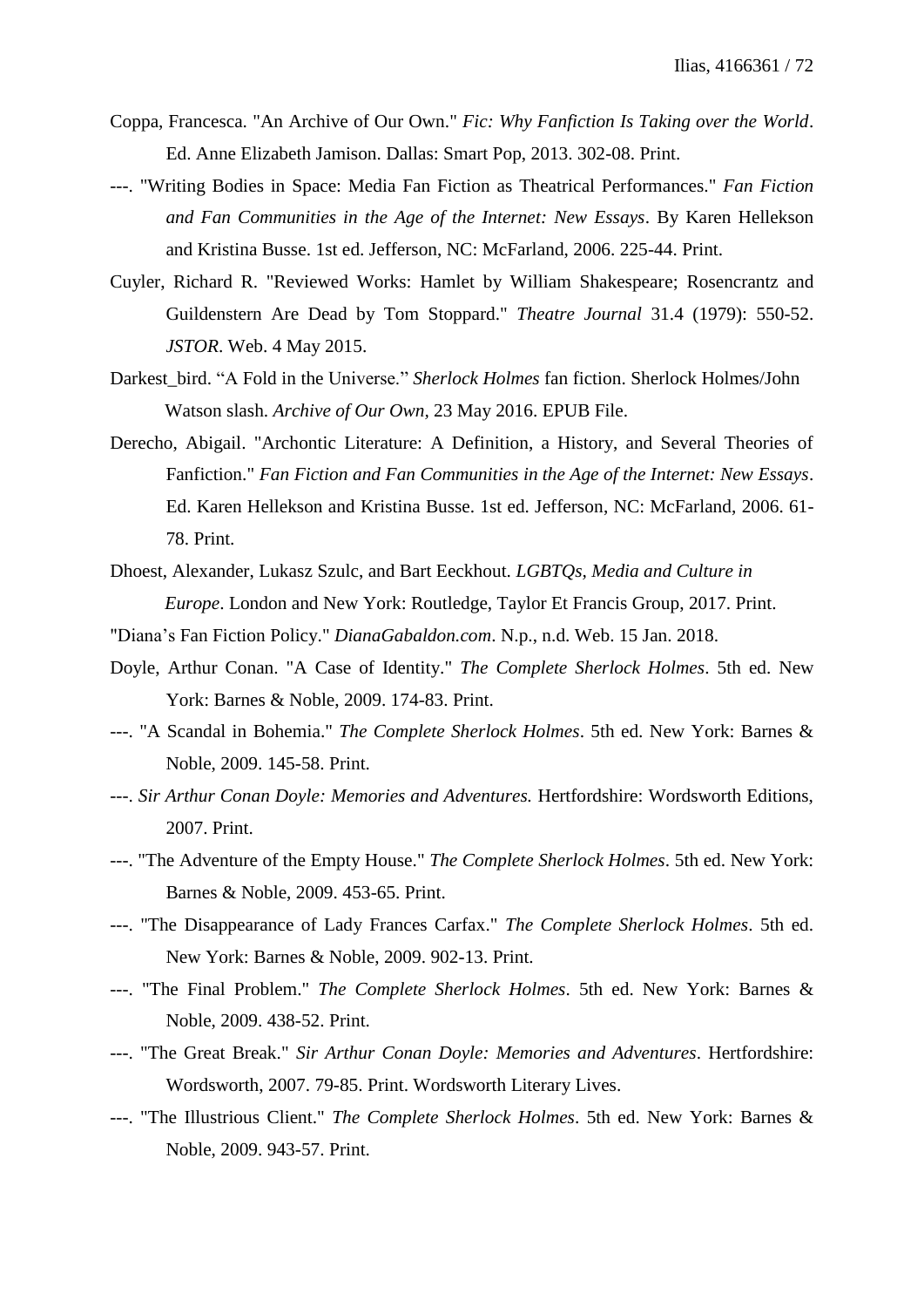Coppa, Francesca. "An Archive of Our Own." *Fic: Why Fanfiction Is Taking over the World*. Ed. Anne Elizabeth Jamison. Dallas: Smart Pop, 2013. 302-08. Print.

---. "Writing Bodies in Space: Media Fan Fiction as Theatrical Performances." *Fan Fiction and Fan Communities in the Age of the Internet: New Essays*. By Karen Hellekson and Kristina Busse. 1st ed. Jefferson, NC: McFarland, 2006. 225-44. Print.

Cuyler, Richard R. "Reviewed Works: Hamlet by William Shakespeare; Rosencrantz and Guildenstern Are Dead by Tom Stoppard." *Theatre Journal* 31.4 (1979): 550-52. *JSTOR*. Web. 4 May 2015.

Darkest_bird. "A Fold in the Universe." *Sherlock Holmes* fan fiction. Sherlock Holmes/John Watson slash. *Archive of Our Own*, 23 May 2016. EPUB File.

Derecho, Abigail. "Archontic Literature: A Definition, a History, and Several Theories of Fanfiction." *Fan Fiction and Fan Communities in the Age of the Internet: New Essays*. Ed. Karen Hellekson and Kristina Busse. 1st ed. Jefferson, NC: McFarland, 2006. 61-78. Print.

Dhoest, Alexander, Lukasz Szulc, and Bart Eeckhout. *LGBTQs, Media and Culture in Europe*. London and New York: Routledge, Taylor Et Francis Group, 2017. Print.

"Diana's Fan Fiction Policy." *DianaGabaldon.com*. N.p., n.d. Web. 15 Jan. 2018.

Doyle, Arthur Conan. "A Case of Identity." *The Complete Sherlock Holmes*. 5th ed. New York: Barnes & Noble, 2009. 174-83. Print.

---. "A Scandal in Bohemia." *The Complete Sherlock Holmes*. 5th ed. New York: Barnes & Noble, 2009. 145-58. Print.

---. *Sir Arthur Conan Doyle: Memories and Adventures.* Hertfordshire: Wordsworth Editions, 2007. Print.

---. "The Adventure of the Empty House." *The Complete Sherlock Holmes*. 5th ed. New York: Barnes & Noble, 2009. 453-65. Print.

---. "The Disappearance of Lady Frances Carfax." *The Complete Sherlock Holmes*. 5th ed. New York: Barnes & Noble, 2009. 902-13. Print.

---. "The Final Problem." *The Complete Sherlock Holmes*. 5th ed. New York: Barnes & Noble, 2009. 438-52. Print.

---. "The Great Break." *Sir Arthur Conan Doyle: Memories and Adventures*. Hertfordshire: Wordsworth, 2007. 79-85. Print. Wordsworth Literary Lives.

---. "The Illustrious Client." *The Complete Sherlock Holmes*. 5th ed. New York: Barnes & Noble, 2009. 943-57. Print.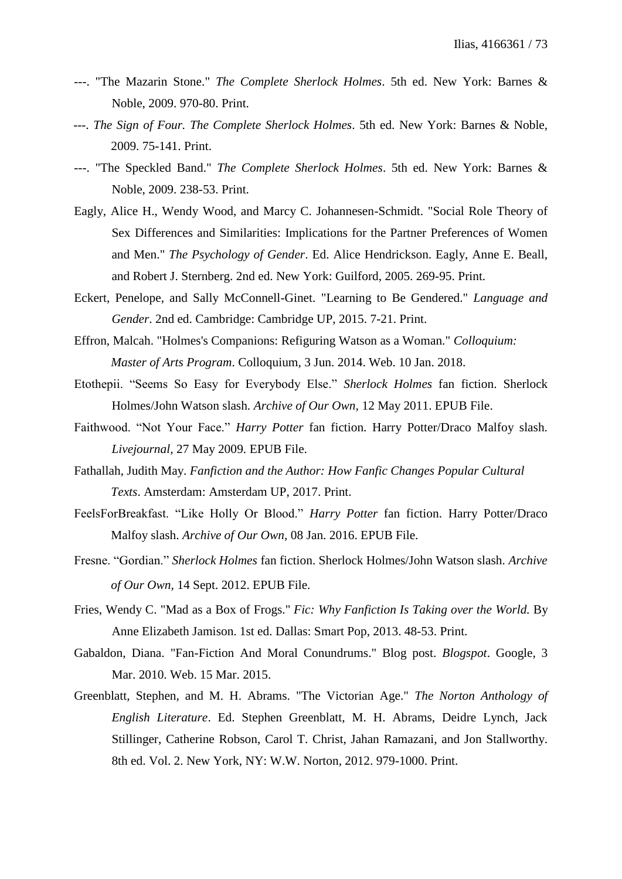---. "The Mazarin Stone." *The Complete Sherlock Holmes*. 5th ed. New York: Barnes & Noble, 2009. 970-80. Print.

---. *The Sign of Four. The Complete Sherlock Holmes*. 5th ed. New York: Barnes & Noble, 2009. 75-141. Print.

---. "The Speckled Band." *The Complete Sherlock Holmes*. 5th ed. New York: Barnes & Noble, 2009. 238-53. Print.

Eagly, Alice H., Wendy Wood, and Marcy C. Johannesen-Schmidt. "Social Role Theory of Sex Differences and Similarities: Implications for the Partner Preferences of Women and Men." *The Psychology of Gender*. Ed. Alice Hendrickson. Eagly, Anne E. Beall, and Robert J. Sternberg. 2nd ed. New York: Guilford, 2005. 269-95. Print.

Eckert, Penelope, and Sally McConnell-Ginet. "Learning to Be Gendered." *Language and Gender*. 2nd ed. Cambridge: Cambridge UP, 2015. 7-21. Print.

Effron, Malcah. "Holmes's Companions: Refiguring Watson as a Woman." *Colloquium: Master of Arts Program*. Colloquium, 3 Jun. 2014. Web. 10 Jan. 2018.

Etothepii. "Seems So Easy for Everybody Else." *Sherlock Holmes* fan fiction. Sherlock Holmes/John Watson slash. *Archive of Our Own*, 12 May 2011. EPUB File.

Faithwood. "Not Your Face." *Harry Potter* fan fiction. Harry Potter/Draco Malfoy slash. *Livejournal*, 27 May 2009. EPUB File.

Fathallah, Judith May. *Fanfiction and the Author: How Fanfic Changes Popular Cultural Texts*. Amsterdam: Amsterdam UP, 2017. Print.

FeelsForBreakfast. "Like Holly Or Blood." *Harry Potter* fan fiction. Harry Potter/Draco Malfoy slash. *Archive of Our Own*, 08 Jan. 2016. EPUB File.

Fresne. "Gordian." *Sherlock Holmes* fan fiction. Sherlock Holmes/John Watson slash. *Archive of Our Own*, 14 Sept. 2012. EPUB File.

Fries, Wendy C. "Mad as a Box of Frogs." *Fic: Why Fanfiction Is Taking over the World.* By Anne Elizabeth Jamison. 1st ed. Dallas: Smart Pop, 2013. 48-53. Print.

Gabaldon, Diana. "Fan-Fiction And Moral Conundrums." Blog post. *Blogspot*. Google, 3 Mar. 2010. Web. 15 Mar. 2015.

Greenblatt, Stephen, and M. H. Abrams. "The Victorian Age." *The Norton Anthology of English Literature*. Ed. Stephen Greenblatt, M. H. Abrams, Deidre Lynch, Jack Stillinger, Catherine Robson, Carol T. Christ, Jahan Ramazani, and Jon Stallworthy. 8th ed. Vol. 2. New York, NY: W.W. Norton, 2012. 979-1000. Print.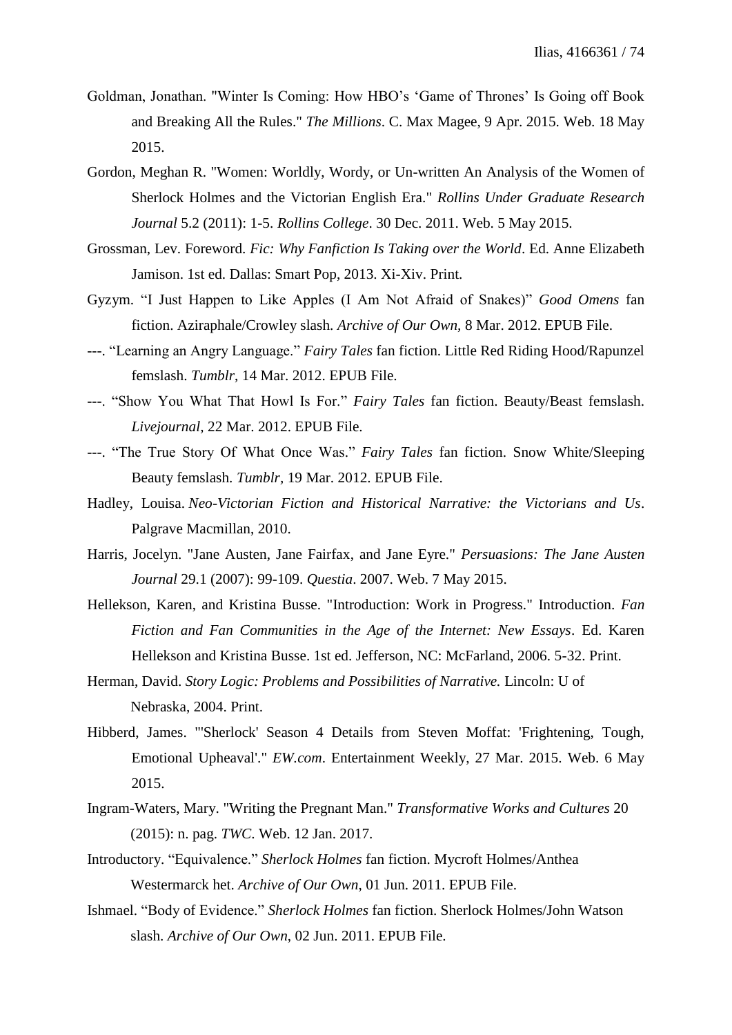Goldman, Jonathan. "Winter Is Coming: How HBO's 'Game of Thrones' Is Going off Book and Breaking All the Rules." *The Millions*. C. Max Magee, 9 Apr. 2015. Web. 18 May 2015.

Gordon, Meghan R. "Women: Worldly, Wordy, or Un-written An Analysis of the Women of Sherlock Holmes and the Victorian English Era." *Rollins Under Graduate Research Journal* 5.2 (2011): 1-5. *Rollins College*. 30 Dec. 2011. Web. 5 May 2015.

Grossman, Lev. Foreword. *Fic: Why Fanfiction Is Taking over the World*. Ed. Anne Elizabeth Jamison. 1st ed. Dallas: Smart Pop, 2013. Xi-Xiv. Print.

Gyzym. "I Just Happen to Like Apples (I Am Not Afraid of Snakes)" *Good Omens* fan fiction. Aziraphale/Crowley slash. *Archive of Our Own,* 8 Mar. 2012. EPUB File.

---. "Learning an Angry Language." *Fairy Tales* fan fiction. Little Red Riding Hood/Rapunzel femslash. *Tumblr*, 14 Mar. 2012. EPUB File.

---. "Show You What That Howl Is For." *Fairy Tales* fan fiction. Beauty/Beast femslash. *Livejournal*, 22 Mar. 2012. EPUB File.

---. "The True Story Of What Once Was." *Fairy Tales* fan fiction. Snow White/Sleeping Beauty femslash. *Tumblr*, 19 Mar. 2012. EPUB File.

Hadley, Louisa. *Neo-Victorian Fiction and Historical Narrative: the Victorians and Us*. Palgrave Macmillan, 2010.

Harris, Jocelyn. "Jane Austen, Jane Fairfax, and Jane Eyre." *Persuasions: The Jane Austen Journal* 29.1 (2007): 99-109. *Questia*. 2007. Web. 7 May 2015.

Hellekson, Karen, and Kristina Busse. "Introduction: Work in Progress." Introduction. *Fan Fiction and Fan Communities in the Age of the Internet: New Essays*. Ed. Karen Hellekson and Kristina Busse. 1st ed. Jefferson, NC: McFarland, 2006. 5-32. Print.

Herman, David. *Story Logic: Problems and Possibilities of Narrative.* Lincoln: U of Nebraska, 2004. Print.

Hibberd, James. "'Sherlock' Season 4 Details from Steven Moffat: 'Frightening, Tough, Emotional Upheaval'." *EW.com*. Entertainment Weekly, 27 Mar. 2015. Web. 6 May 2015.

Ingram-Waters, Mary. "Writing the Pregnant Man." *Transformative Works and Cultures* 20 (2015): n. pag. *TWC*. Web. 12 Jan. 2017.

Introductory. "Equivalence." *Sherlock Holmes* fan fiction. Mycroft Holmes/Anthea Westermarck het. *Archive of Our Own*, 01 Jun. 2011. EPUB File.

Ishmael. "Body of Evidence." *Sherlock Holmes* fan fiction. Sherlock Holmes/John Watson slash. *Archive of Our Own*, 02 Jun. 2011. EPUB File.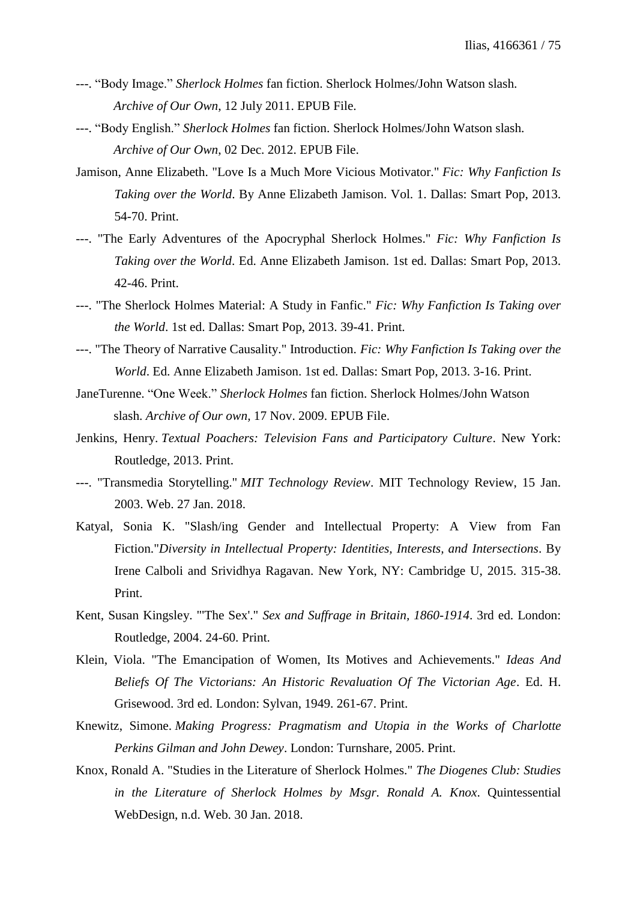---. “Body Image.” *Sherlock Holmes* fan fiction. Sherlock Holmes/John Watson slash. *Archive of Our Own*, 12 July 2011. EPUB File.

---. “Body English.” *Sherlock Holmes* fan fiction. Sherlock Holmes/John Watson slash. *Archive of Our Own*, 02 Dec. 2012. EPUB File.

Jamison, Anne Elizabeth. "Love Is a Much More Vicious Motivator." *Fic: Why Fanfiction Is Taking over the World*. By Anne Elizabeth Jamison. Vol. 1. Dallas: Smart Pop, 2013. 54-70. Print.

---. "The Early Adventures of the Apocryphal Sherlock Holmes." *Fic: Why Fanfiction Is Taking over the World*. Ed. Anne Elizabeth Jamison. 1st ed. Dallas: Smart Pop, 2013. 42-46. Print.

---. "The Sherlock Holmes Material: A Study in Fanfic." *Fic: Why Fanfiction Is Taking over the World*. 1st ed. Dallas: Smart Pop, 2013. 39-41. Print.

---. "The Theory of Narrative Causality." Introduction. *Fic: Why Fanfiction Is Taking over the World*. Ed. Anne Elizabeth Jamison. 1st ed. Dallas: Smart Pop, 2013. 3-16. Print.

JaneTurenne. “One Week.” *Sherlock Holmes* fan fiction. Sherlock Holmes/John Watson slash. *Archive of Our own,* 17 Nov. 2009. EPUB File.

Jenkins, Henry. *Textual Poachers: Television Fans and Participatory Culture*. New York: Routledge, 2013. Print.

---. "Transmedia Storytelling." *MIT Technology Review*. MIT Technology Review, 15 Jan. 2003. Web. 27 Jan. 2018.

Katyal, Sonia K. "Slash/ing Gender and Intellectual Property: A View from Fan Fiction."*Diversity in Intellectual Property: Identities, Interests, and Intersections*. By Irene Calboli and Srividhya Ragavan. New York, NY: Cambridge U, 2015. 315-38. Print.

Kent, Susan Kingsley. "'The Sex'." *Sex and Suffrage in Britain, 1860-1914*. 3rd ed. London: Routledge, 2004. 24-60. Print.

Klein, Viola. "The Emancipation of Women, Its Motives and Achievements." *Ideas And Beliefs Of The Victorians: An Historic Revaluation Of The Victorian Age*. Ed. H. Grisewood. 3rd ed. London: Sylvan, 1949. 261-67. Print.

Knewitz, Simone. *Making Progress: Pragmatism and Utopia in the Works of Charlotte Perkins Gilman and John Dewey*. London: Turnshare, 2005. Print.

Knox, Ronald A. "Studies in the Literature of Sherlock Holmes." *The Diogenes Club: Studies in the Literature of Sherlock Holmes by Msgr. Ronald A. Knox*. Quintessential WebDesign, n.d. Web. 30 Jan. 2018.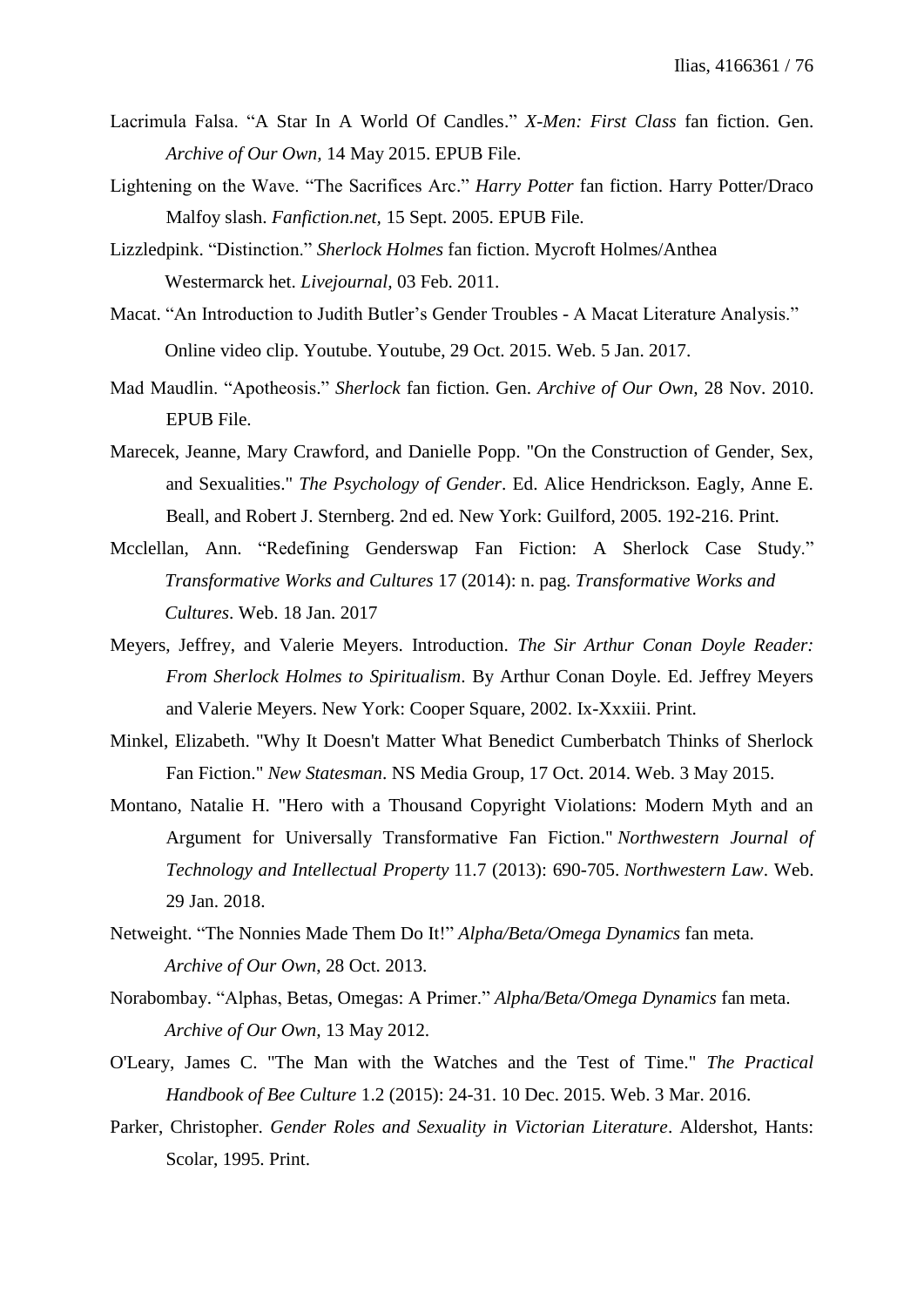Lacrimula Falsa. “A Star In A World Of Candles.” *X-Men: First Class* fan fiction. Gen. *Archive of Our Own*, 14 May 2015. EPUB File.

Lightening on the Wave. “The Sacrifices Arc.” *Harry Potter* fan fiction. Harry Potter/Draco Malfoy slash. *Fanfiction.net*, 15 Sept. 2005. EPUB File.

Lizzledpink. “Distinction.” *Sherlock Holmes* fan fiction. Mycroft Holmes/Anthea Westermarck het. *Livejournal*, 03 Feb. 2011.

Macat. “An Introduction to Judith Butler’s Gender Troubles - A Macat Literature Analysis.” Online video clip. Youtube. Youtube, 29 Oct. 2015. Web. 5 Jan. 2017.

Mad Maudlin. “Apotheosis.” *Sherlock* fan fiction. Gen. *Archive of Our Own*, 28 Nov. 2010. EPUB File.

Marecek, Jeanne, Mary Crawford, and Danielle Popp. "On the Construction of Gender, Sex, and Sexualities." *The Psychology of Gender*. Ed. Alice Hendrickson. Eagly, Anne E. Beall, and Robert J. Sternberg. 2nd ed. New York: Guilford, 2005. 192-216. Print.

Mcclellan, Ann. “Redefining Genderswap Fan Fiction: A Sherlock Case Study.” *Transformative Works and Cultures* 17 (2014): n. pag. *Transformative Works and Cultures*. Web. 18 Jan. 2017

Meyers, Jeffrey, and Valerie Meyers. Introduction. *The Sir Arthur Conan Doyle Reader: From Sherlock Holmes to Spiritualism*. By Arthur Conan Doyle. Ed. Jeffrey Meyers and Valerie Meyers. New York: Cooper Square, 2002. Ix-Xxxiii. Print.

Minkel, Elizabeth. "Why It Doesn't Matter What Benedict Cumberbatch Thinks of Sherlock Fan Fiction." *New Statesman*. NS Media Group, 17 Oct. 2014. Web. 3 May 2015.

Montano, Natalie H. "Hero with a Thousand Copyright Violations: Modern Myth and an Argument for Universally Transformative Fan Fiction." *Northwestern Journal of Technology and Intellectual Property* 11.7 (2013): 690-705. *Northwestern Law*. Web. 29 Jan. 2018.

Netweight. “The Nonnies Made Them Do It!” *Alpha/Beta/Omega Dynamics* fan meta. *Archive of Our Own*, 28 Oct. 2013.

Norabombay. “Alphas, Betas, Omegas: A Primer.” *Alpha/Beta/Omega Dynamics* fan meta. *Archive of Our Own*, 13 May 2012.

O'Leary, James C. "The Man with the Watches and the Test of Time." *The Practical Handbook of Bee Culture* 1.2 (2015): 24-31. 10 Dec. 2015. Web. 3 Mar. 2016.

Parker, Christopher. *Gender Roles and Sexuality in Victorian Literature*. Aldershot, Hants: Scolar, 1995. Print.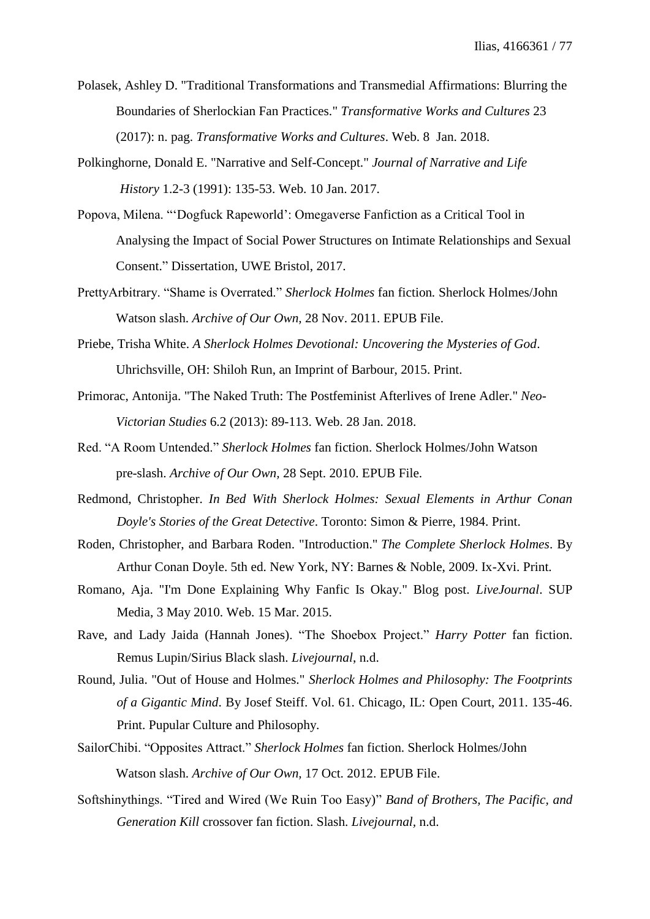Polasek, Ashley D. "Traditional Transformations and Transmedial Affirmations: Blurring the Boundaries of Sherlockian Fan Practices." *Transformative Works and Cultures* 23 (2017): n. pag. *Transformative Works and Cultures*. Web. 8 Jan. 2018.

Polkinghorne, Donald E. "Narrative and Self-Concept." *Journal of Narrative and Life History* 1.2-3 (1991): 135-53. Web. 10 Jan. 2017.

Popova, Milena. "'Dogfuck Rapeworld': Omegaverse Fanfiction as a Critical Tool in Analysing the Impact of Social Power Structures on Intimate Relationships and Sexual Consent." Dissertation, UWE Bristol, 2017.

PrettyArbitrary. "Shame is Overrated." *Sherlock Holmes* fan fiction. Sherlock Holmes/John Watson slash. *Archive of Our Own*, 28 Nov. 2011. EPUB File.

Priebe, Trisha White. *A Sherlock Holmes Devotional: Uncovering the Mysteries of God*. Uhrichsville, OH: Shiloh Run, an Imprint of Barbour, 2015. Print.

Primorac, Antonija. "The Naked Truth: The Postfeminist Afterlives of Irene Adler." *Neo-Victorian Studies* 6.2 (2013): 89-113. Web. 28 Jan. 2018.

Red. "A Room Untended." *Sherlock Holmes* fan fiction. Sherlock Holmes/John Watson pre-slash. *Archive of Our Own*, 28 Sept. 2010. EPUB File.

Redmond, Christopher. *In Bed With Sherlock Holmes: Sexual Elements in Arthur Conan Doyle's Stories of the Great Detective*. Toronto: Simon & Pierre, 1984. Print.

Roden, Christopher, and Barbara Roden. "Introduction." *The Complete Sherlock Holmes*. By Arthur Conan Doyle. 5th ed. New York, NY: Barnes & Noble, 2009. Ix-Xvi. Print.

Romano, Aja. "I'm Done Explaining Why Fanfic Is Okay." Blog post. *LiveJournal*. SUP Media, 3 May 2010. Web. 15 Mar. 2015.

Rave, and Lady Jaida (Hannah Jones). "The Shoebox Project." *Harry Potter* fan fiction. Remus Lupin/Sirius Black slash. *Livejournal*, n.d.

Round, Julia. "Out of House and Holmes." *Sherlock Holmes and Philosophy: The Footprints of a Gigantic Mind*. By Josef Steiff. Vol. 61. Chicago, IL: Open Court, 2011. 135-46. Print. Pupular Culture and Philosophy.

SailorChibi. "Opposites Attract." *Sherlock Holmes* fan fiction. Sherlock Holmes/John Watson slash. *Archive of Our Own*, 17 Oct. 2012. EPUB File.

Softshinythings. "Tired and Wired (We Ruin Too Easy)" *Band of Brothers, The Pacific, and Generation Kill* crossover fan fiction. Slash. *Livejournal*, n.d.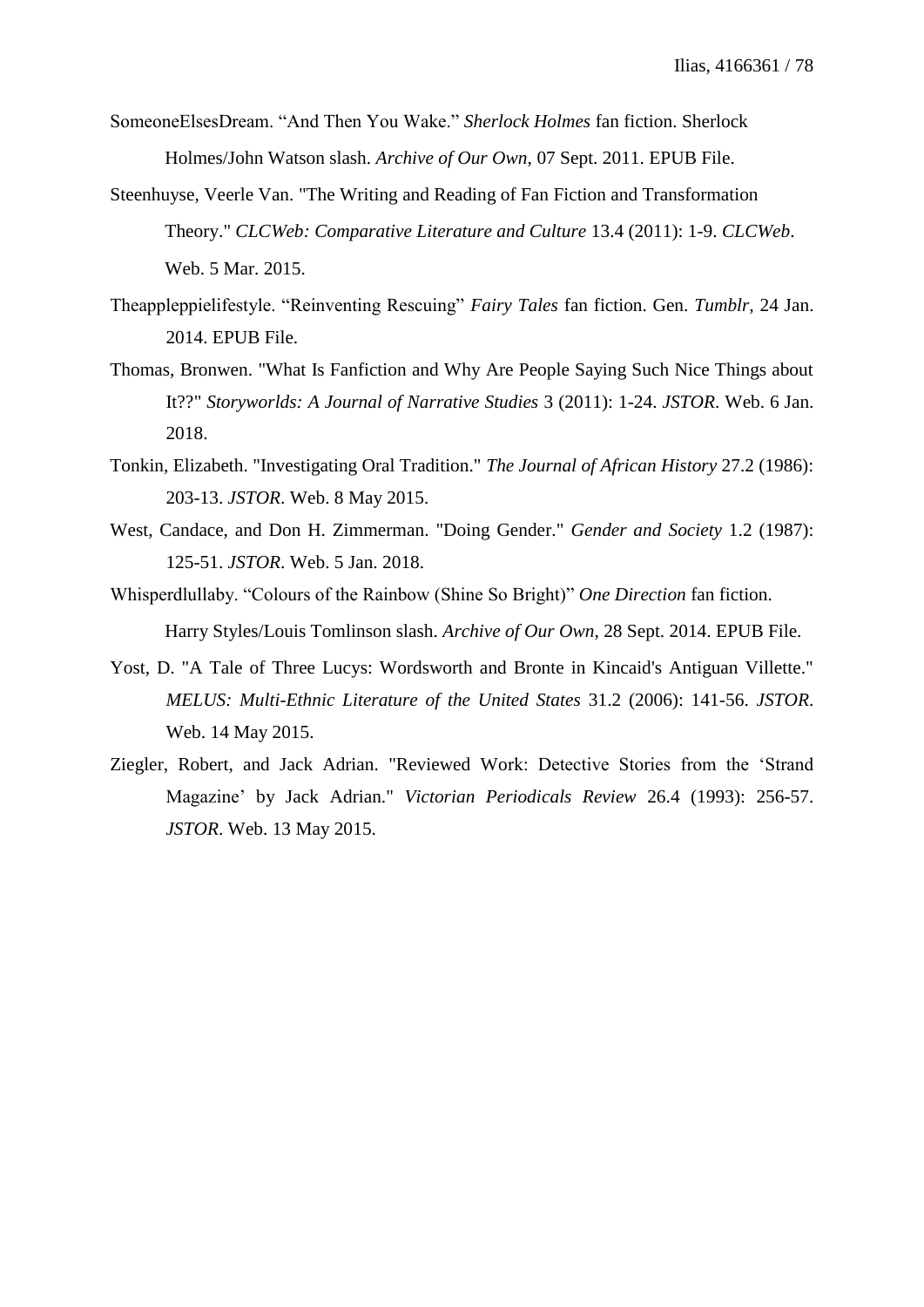SomeoneElsesDream. “And Then You Wake.” *Sherlock Holmes* fan fiction. Sherlock Holmes/John Watson slash. *Archive of Our Own,* 07 Sept. 2011. EPUB File.

Steenhuyse, Veerle Van. "The Writing and Reading of Fan Fiction and Transformation Theory." *CLCWeb: Comparative Literature and Culture* 13.4 (2011): 1-9. *CLCWeb*. Web. 5 Mar. 2015.

Theappleppielifestyle. “Reinventing Rescuing” *Fairy Tales* fan fiction. Gen. *Tumblr,* 24 Jan. 2014. EPUB File.

Thomas, Bronwen. "What Is Fanfiction and Why Are People Saying Such Nice Things about It??" *Storyworlds: A Journal of Narrative Studies* 3 (2011): 1-24. *JSTOR*. Web. 6 Jan. 2018.

Tonkin, Elizabeth. "Investigating Oral Tradition." *The Journal of African History* 27.2 (1986): 203-13. *JSTOR*. Web. 8 May 2015.

West, Candace, and Don H. Zimmerman. "Doing Gender." *Gender and Society* 1.2 (1987): 125-51. *JSTOR*. Web. 5 Jan. 2018.

Whisperdlullaby. “Colours of the Rainbow (Shine So Bright)” *One Direction* fan fiction. Harry Styles/Louis Tomlinson slash. *Archive of Our Own*, 28 Sept. 2014. EPUB File.

Yost, D. "A Tale of Three Lucys: Wordsworth and Bronte in Kincaid's Antiguan Villette." *MELUS: Multi-Ethnic Literature of the United States* 31.2 (2006): 141-56. *JSTOR*. Web. 14 May 2015.

Ziegler, Robert, and Jack Adrian. "Reviewed Work: Detective Stories from the ‘Strand Magazine’ by Jack Adrian." *Victorian Periodicals Review* 26.4 (1993): 256-57. *JSTOR*. Web. 13 May 2015.